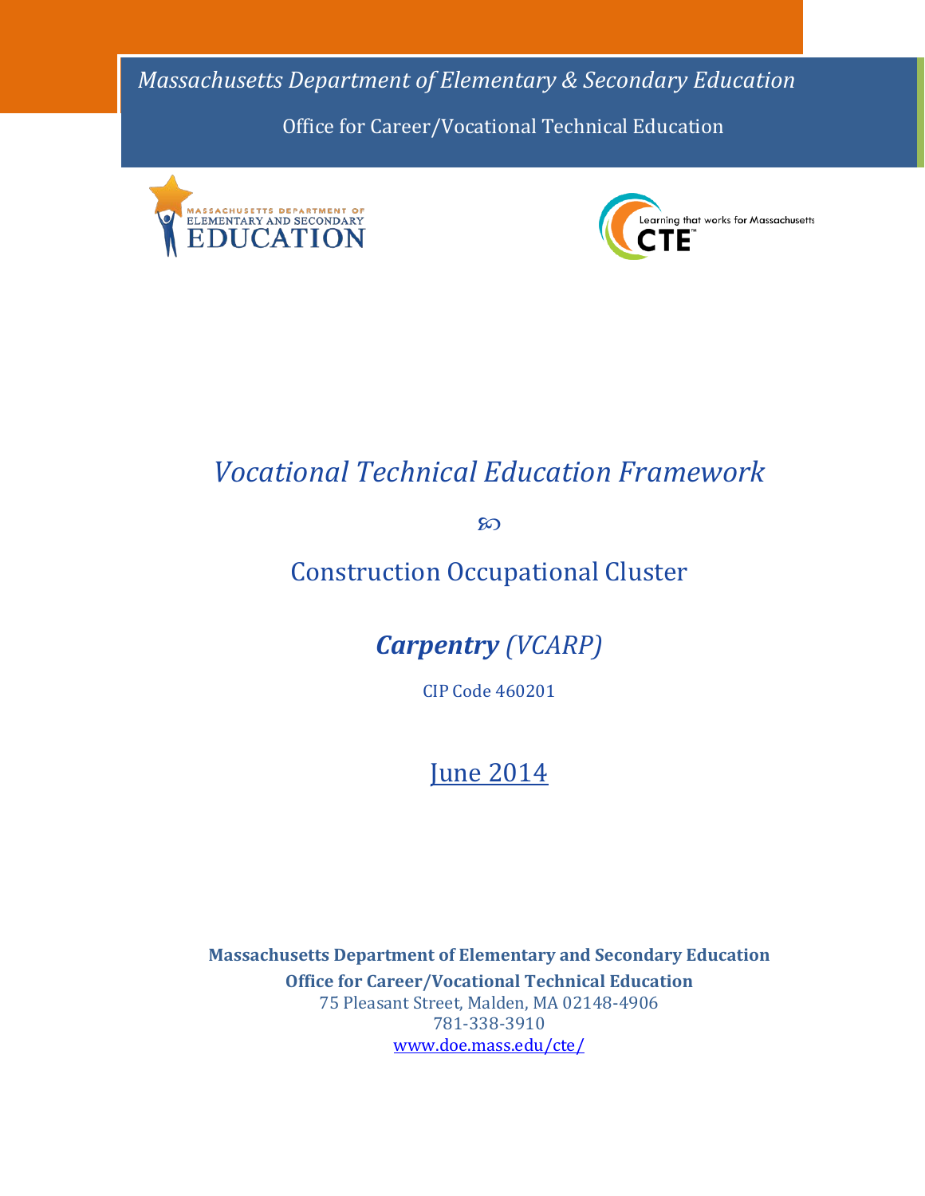*Massachusetts Department of Elementary & Secondary Education*

Office for Career/Vocational Technical Education

# *Vocational Technical Education Framework*

## Construction Occupational Cluster

## ***Carpentry*** *(VCARP)*

CIP Code 460201

June 2014

**Massachusetts Department of Elementary and Secondary Education**

**Office for Career/Vocational Technical Education**

75 Pleasant Street, Malden, MA 02148-4906

781-338-3910

www.doe.mass.edu/cte/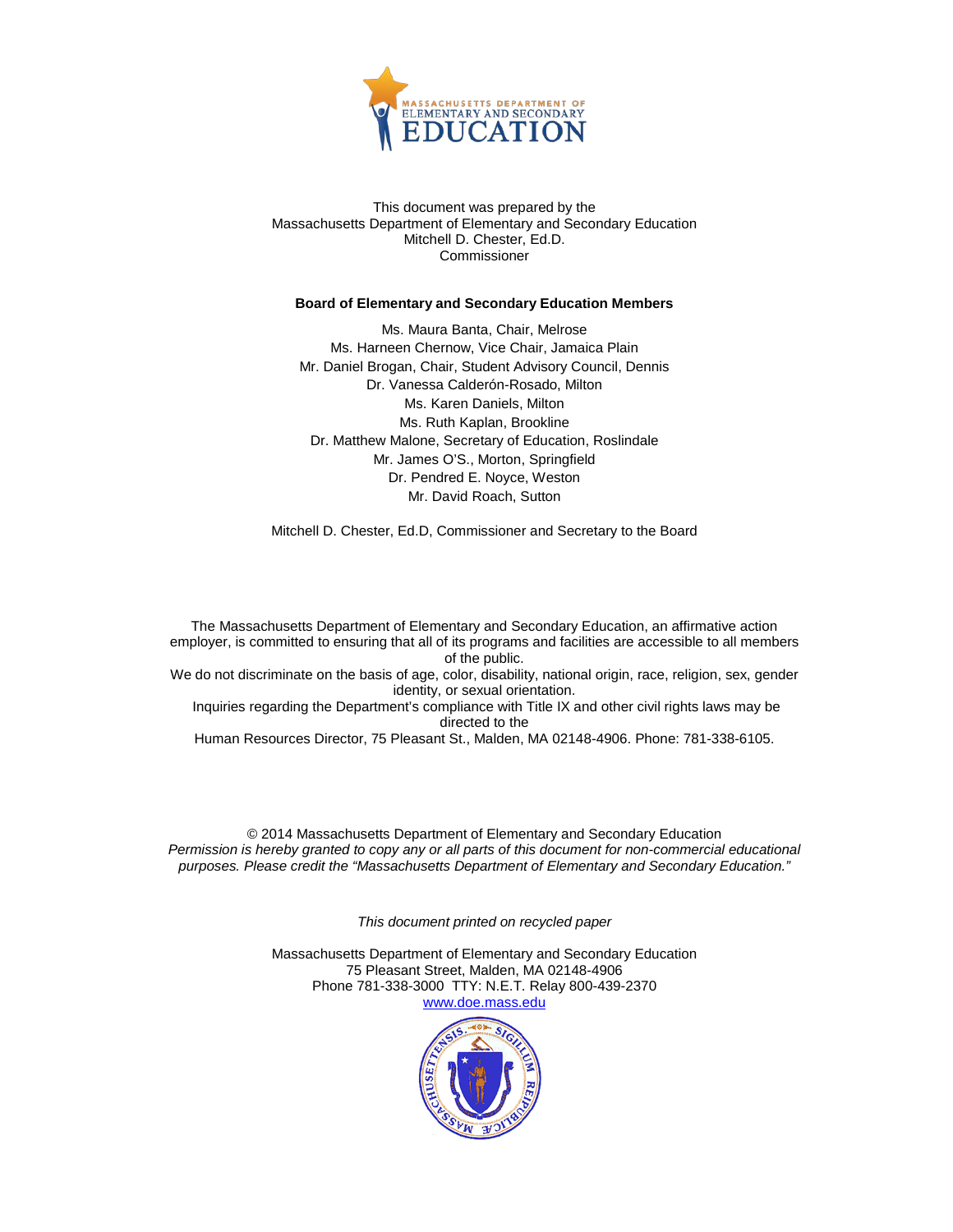This document was prepared by the
Massachusetts Department of Elementary and Secondary Education
Mitchell D. Chester, Ed.D.
Commissioner

**Board of Elementary and Secondary Education Members**

Ms. Maura Banta, Chair, Melrose
Ms. Harneen Chernow, Vice Chair, Jamaica Plain
Mr. Daniel Brogan, Chair, Student Advisory Council, Dennis
Dr. Vanessa Calderón-Rosado, Milton
Ms. Karen Daniels, Milton
Ms. Ruth Kaplan, Brookline
Dr. Matthew Malone, Secretary of Education, Roslindale
Mr. James O'S., Morton, Springfield
Dr. Pendred E. Noyce, Weston
Mr. David Roach, Sutton

Mitchell D. Chester, Ed.D, Commissioner and Secretary to the Board

The Massachusetts Department of Elementary and Secondary Education, an affirmative action employer, is committed to ensuring that all of its programs and facilities are accessible to all members of the public.
We do not discriminate on the basis of age, color, disability, national origin, race, religion, sex, gender identity, or sexual orientation.
Inquiries regarding the Department's compliance with Title IX and other civil rights laws may be directed to the
Human Resources Director, 75 Pleasant St., Malden, MA 02148-4906. Phone: 781-338-6105.

© 2014 Massachusetts Department of Elementary and Secondary Education
*Permission is hereby granted to copy any or all parts of this document for non-commercial educational purposes. Please credit the "Massachusetts Department of Elementary and Secondary Education."*

*This document printed on recycled paper*

Massachusetts Department of Elementary and Secondary Education
75 Pleasant Street, Malden, MA 02148-4906
Phone 781-338-3000 TTY: N.E.T. Relay 800-439-2370
www.doe.mass.edu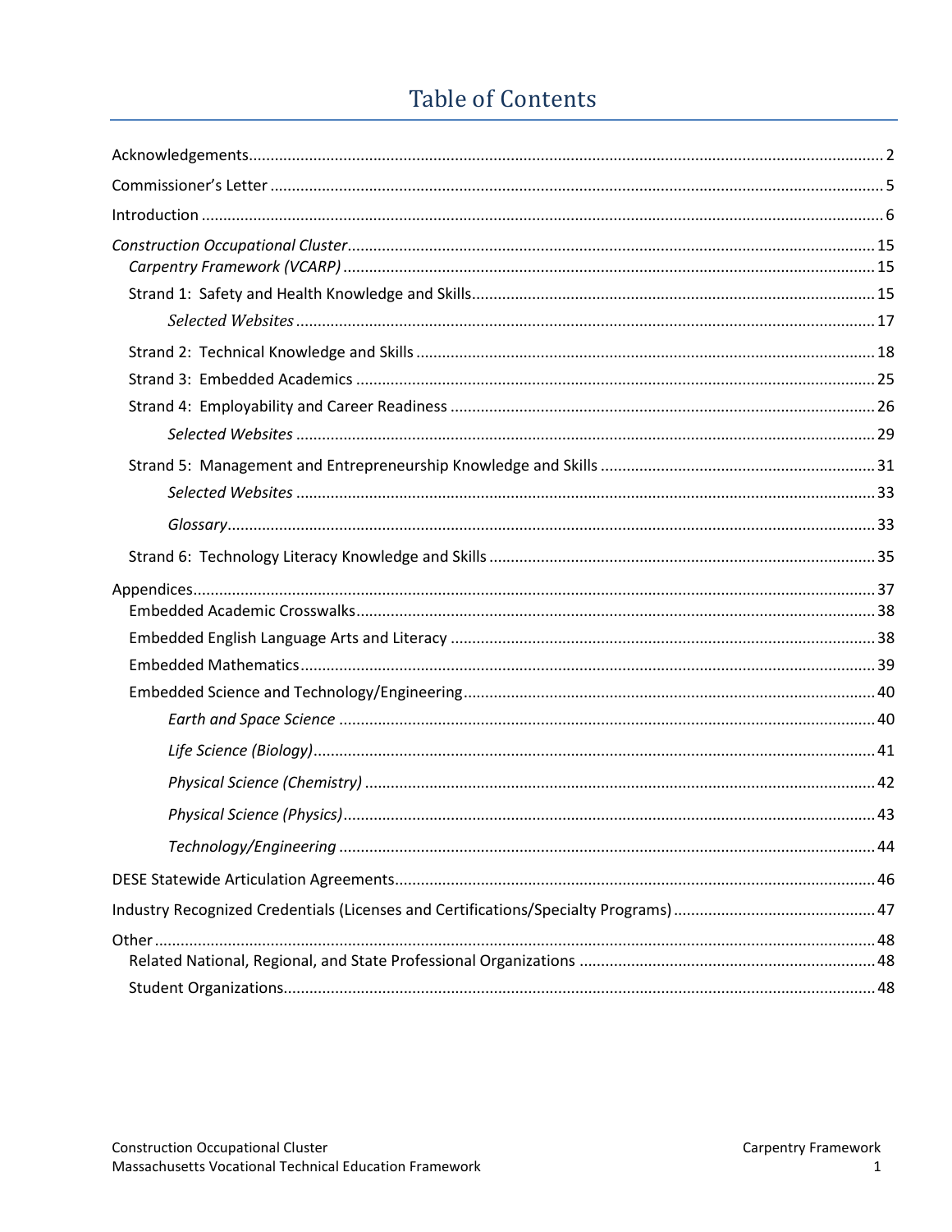# Table of Contents

Acknowledgements ........................................................................................................................................ 2

Commissioner's Letter ................................................................................................................................ 5

Introduction ................................................................................................................................................ 6

*Construction Occupational Cluster* ............................................................................................................ 15

- *Carpentry Framework (VCARP)* ............................................................................................................ 15
- Strand 1: Safety and Health Knowledge and Skills ................................................................................ 15
  - *Selected Websites* ............................................................................................................................ 17
- Strand 2: Technical Knowledge and Skills ............................................................................................. 18
- Strand 3: Embedded Academics ............................................................................................................ 25
- Strand 4: Employability and Career Readiness ..................................................................................... 26
  - *Selected Websites* ............................................................................................................................ 29
- Strand 5: Management and Entrepreneurship Knowledge and Skills ................................................... 31
  - *Selected Websites* ............................................................................................................................ 33
  - *Glossary* ........................................................................................................................................... 33
- Strand 6: Technology Literacy Knowledge and Skills ............................................................................ 35

Appendices ................................................................................................................................................ 37

- Embedded Academic Crosswalks .......................................................................................................... 38
- Embedded English Language Arts and Literacy .................................................................................... 38
- Embedded Mathematics ........................................................................................................................ 39
- Embedded Science and Technology/Engineering .................................................................................. 40
  - *Earth and Space Science* .................................................................................................................. 40
  - *Life Science (Biology)* ....................................................................................................................... 41
  - *Physical Science (Chemistry)* ........................................................................................................... 42
  - *Physical Science (Physics)* ................................................................................................................ 43
  - *Technology/Engineering* .................................................................................................................. 44

DESE Statewide Articulation Agreements ................................................................................................. 46

Industry Recognized Credentials (Licenses and Certifications/Specialty Programs) ................................ 47

Other ......................................................................................................................................................... 48

- Related National, Regional, and State Professional Organizations ....................................................... 48
- Student Organizations ........................................................................................................................... 48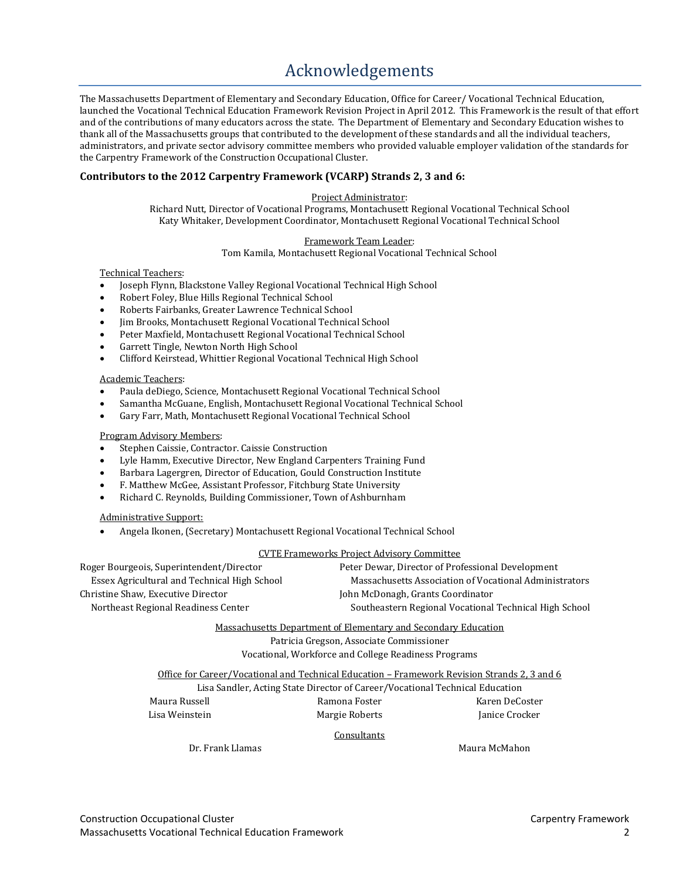# Acknowledgements

The Massachusetts Department of Elementary and Secondary Education, Office for Career/ Vocational Technical Education, launched the Vocational Technical Education Framework Revision Project in April 2012. This Framework is the result of that effort and of the contributions of many educators across the state. The Department of Elementary and Secondary Education wishes to thank all of the Massachusetts groups that contributed to the development of these standards and all the individual teachers, administrators, and private sector advisory committee members who provided valuable employer validation of the standards for the Carpentry Framework of the Construction Occupational Cluster.

### Contributors to the 2012 Carpentry Framework (VCARP) Strands 2, 3 and 6:

Project Administrator:

Richard Nutt, Director of Vocational Programs, Montachusett Regional Vocational Technical School
Katy Whitaker, Development Coordinator, Montachusett Regional Vocational Technical School

Framework Team Leader:

Tom Kamila, Montachusett Regional Vocational Technical School

Technical Teachers:

- Joseph Flynn, Blackstone Valley Regional Vocational Technical High School
- Robert Foley, Blue Hills Regional Technical School
- Roberts Fairbanks, Greater Lawrence Technical School
- Jim Brooks, Montachusett Regional Vocational Technical School
- Peter Maxfield, Montachusett Regional Vocational Technical School
- Garrett Tingle, Newton North High School
- Clifford Keirstead, Whittier Regional Vocational Technical High School

Academic Teachers:

- Paula deDiego, Science, Montachusett Regional Vocational Technical School
- Samantha McGuane, English, Montachusett Regional Vocational Technical School
- Gary Farr, Math, Montachusett Regional Vocational Technical School

Program Advisory Members:

- Stephen Caissie, Contractor. Caissie Construction
- Lyle Hamm, Executive Director, New England Carpenters Training Fund
- Barbara Lagergren, Director of Education, Gould Construction Institute
- F. Matthew McGee, Assistant Professor, Fitchburg State University
- Richard C. Reynolds, Building Commissioner, Town of Ashburnham

Administrative Support:

- Angela Ikonen, (Secretary) Montachusett Regional Vocational Technical School

CVTE Frameworks Project Advisory Committee

Roger Bourgeois, Superintendent/Director
Essex Agricultural and Technical High School

Peter Dewar, Director of Professional Development
Massachusetts Association of Vocational Administrators

Christine Shaw, Executive Director
Northeast Regional Readiness Center

John McDonagh, Grants Coordinator
Southeastern Regional Vocational Technical High School

Massachusetts Department of Elementary and Secondary Education

Patricia Gregson, Associate Commissioner
Vocational, Workforce and College Readiness Programs

Office for Career/Vocational and Technical Education – Framework Revision Strands 2, 3 and 6

Lisa Sandler, Acting State Director of Career/Vocational Technical Education

Maura Russell, Ramona Foster, Karen DeCoster
Lisa Weinstein, Margie Roberts, Janice Crocker

Consultants

Dr. Frank Llamas, Maura McMahon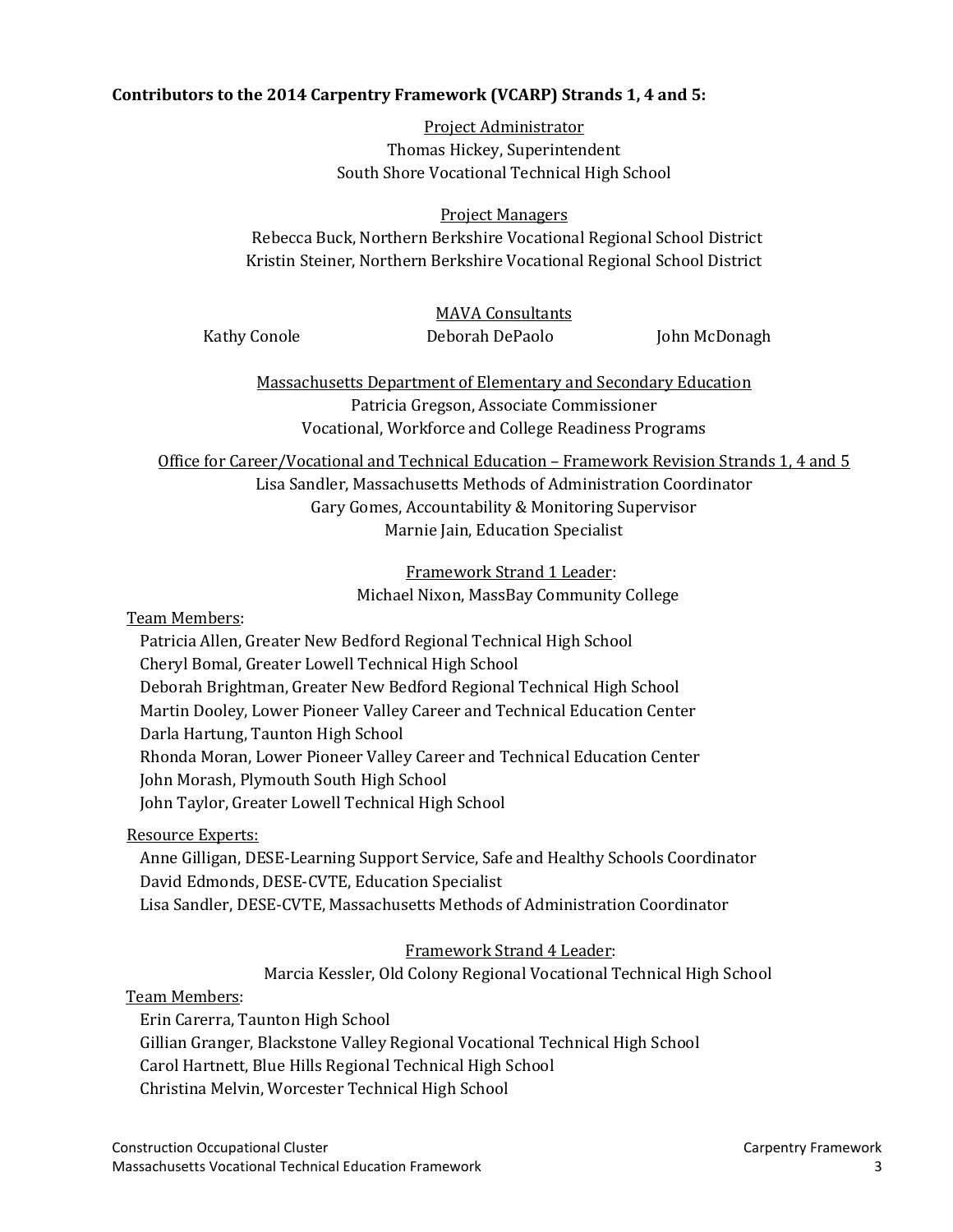**Contributors to the 2014 Carpentry Framework (VCARP) Strands 1, 4 and 5:**

Project Administrator
Thomas Hickey, Superintendent
South Shore Vocational Technical High School

Project Managers
Rebecca Buck, Northern Berkshire Vocational Regional School District
Kristin Steiner, Northern Berkshire Vocational Regional School District

MAVA Consultants
Kathy Conole    Deborah DePaolo    John McDonagh

Massachusetts Department of Elementary and Secondary Education
Patricia Gregson, Associate Commissioner
Vocational, Workforce and College Readiness Programs

Office for Career/Vocational and Technical Education – Framework Revision Strands 1, 4 and 5
Lisa Sandler, Massachusetts Methods of Administration Coordinator
Gary Gomes, Accountability & Monitoring Supervisor
Marnie Jain, Education Specialist

Framework Strand 1 Leader:
Michael Nixon, MassBay Community College

Team Members:
- Patricia Allen, Greater New Bedford Regional Technical High School
- Cheryl Bomal, Greater Lowell Technical High School
- Deborah Brightman, Greater New Bedford Regional Technical High School
- Martin Dooley, Lower Pioneer Valley Career and Technical Education Center
- Darla Hartung, Taunton High School
- Rhonda Moran, Lower Pioneer Valley Career and Technical Education Center
- John Morash, Plymouth South High School
- John Taylor, Greater Lowell Technical High School

Resource Experts:
- Anne Gilligan, DESE-Learning Support Service, Safe and Healthy Schools Coordinator
- David Edmonds, DESE-CVTE, Education Specialist
- Lisa Sandler, DESE-CVTE, Massachusetts Methods of Administration Coordinator

Framework Strand 4 Leader:
Marcia Kessler, Old Colony Regional Vocational Technical High School

Team Members:
- Erin Carerra, Taunton High School
- Gillian Granger, Blackstone Valley Regional Vocational Technical High School
- Carol Hartnett, Blue Hills Regional Technical High School
- Christina Melvin, Worcester Technical High School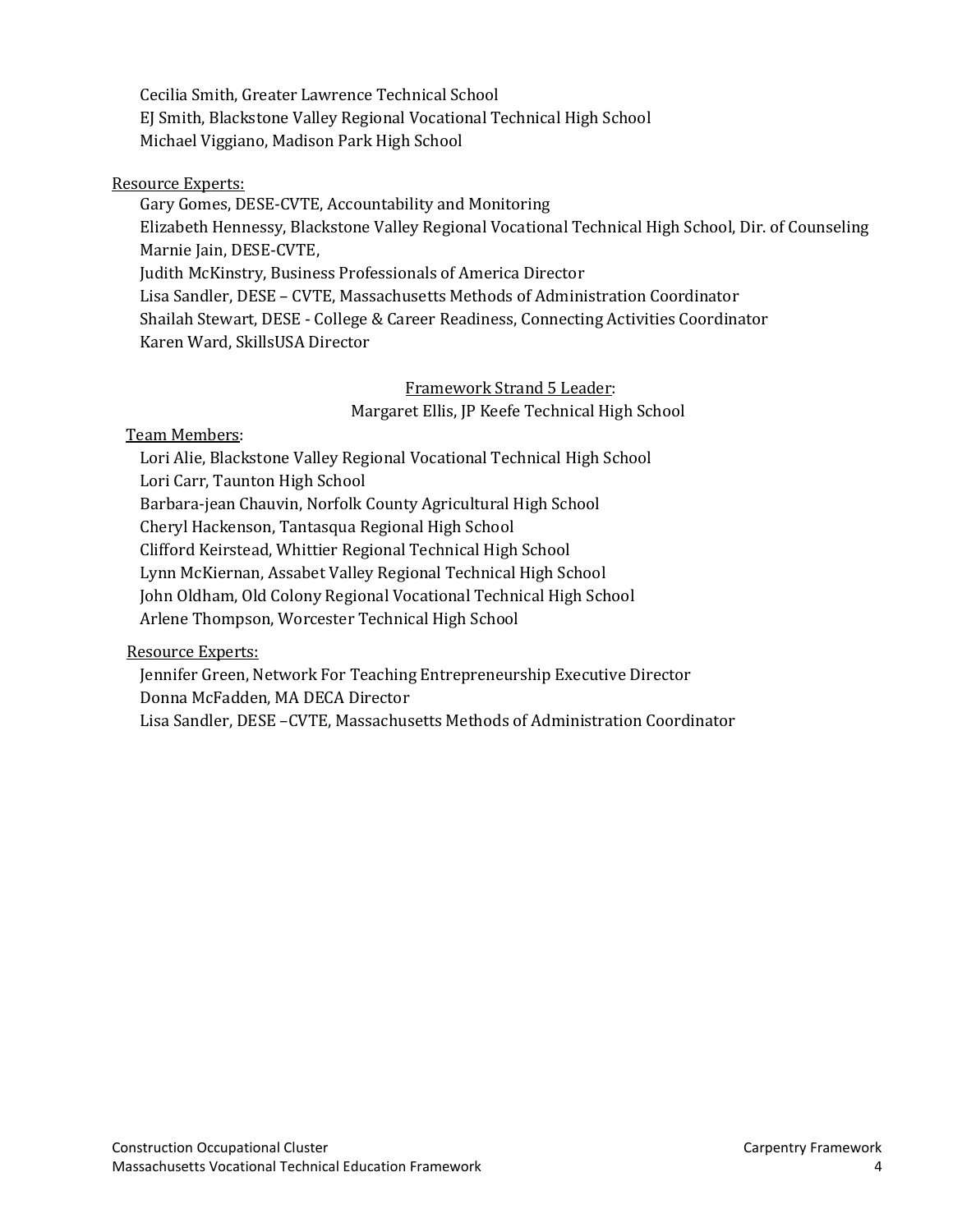Cecilia Smith, Greater Lawrence Technical School
EJ Smith, Blackstone Valley Regional Vocational Technical High School
Michael Viggiano, Madison Park High School

Resource Experts:
Gary Gomes, DESE-CVTE, Accountability and Monitoring
Elizabeth Hennessy, Blackstone Valley Regional Vocational Technical High School, Dir. of Counseling
Marnie Jain, DESE-CVTE,
Judith McKinstry, Business Professionals of America Director
Lisa Sandler, DESE – CVTE, Massachusetts Methods of Administration Coordinator
Shailah Stewart, DESE - College & Career Readiness, Connecting Activities Coordinator
Karen Ward, SkillsUSA Director

Framework Strand 5 Leader:
Margaret Ellis, JP Keefe Technical High School

Team Members:
Lori Alie, Blackstone Valley Regional Vocational Technical High School
Lori Carr, Taunton High School
Barbara-jean Chauvin, Norfolk County Agricultural High School
Cheryl Hackenson, Tantasqua Regional High School
Clifford Keirstead, Whittier Regional Technical High School
Lynn McKiernan, Assabet Valley Regional Technical High School
John Oldham, Old Colony Regional Vocational Technical High School
Arlene Thompson, Worcester Technical High School

Resource Experts:
Jennifer Green, Network For Teaching Entrepreneurship Executive Director
Donna McFadden, MA DECA Director
Lisa Sandler, DESE –CVTE, Massachusetts Methods of Administration Coordinator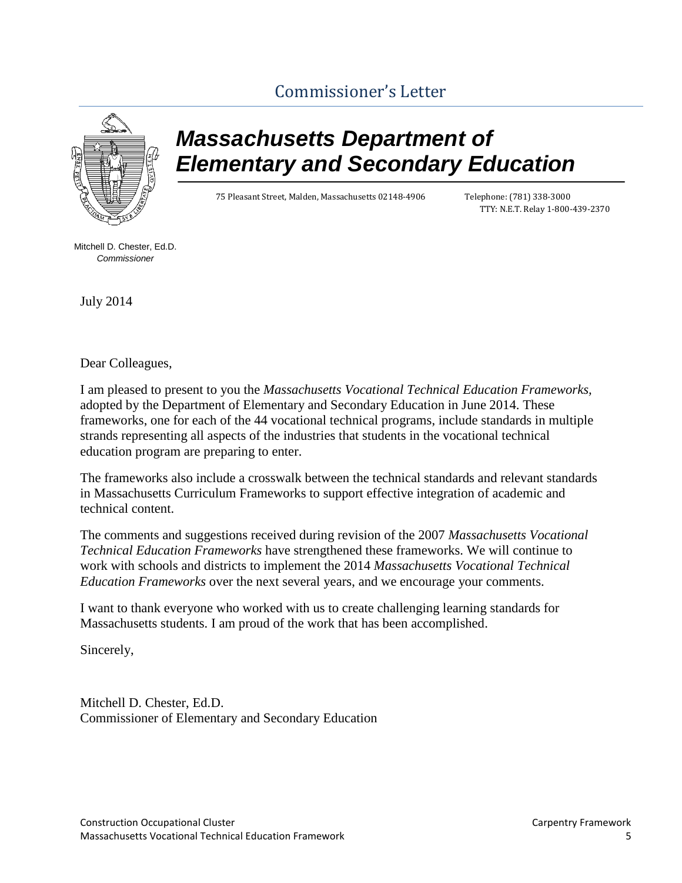# Commissioner's Letter

## *Massachusetts Department of Elementary and Secondary Education*

75 Pleasant Street, Malden, Massachusetts 02148-4906 Telephone: (781) 338-3000
TTY: N.E.T. Relay 1-800-439-2370

Mitchell D. Chester, Ed.D.
*Commissioner*

July 2014

Dear Colleagues,

I am pleased to present to you the *Massachusetts Vocational Technical Education Frameworks,* adopted by the Department of Elementary and Secondary Education in June 2014. These frameworks, one for each of the 44 vocational technical programs, include standards in multiple strands representing all aspects of the industries that students in the vocational technical education program are preparing to enter.

The frameworks also include a crosswalk between the technical standards and relevant standards in Massachusetts Curriculum Frameworks to support effective integration of academic and technical content.

The comments and suggestions received during revision of the 2007 *Massachusetts Vocational Technical Education Frameworks* have strengthened these frameworks. We will continue to work with schools and districts to implement the 2014 *Massachusetts Vocational Technical Education Frameworks* over the next several years, and we encourage your comments.

I want to thank everyone who worked with us to create challenging learning standards for Massachusetts students. I am proud of the work that has been accomplished.

Sincerely,

Mitchell D. Chester, Ed.D.
Commissioner of Elementary and Secondary Education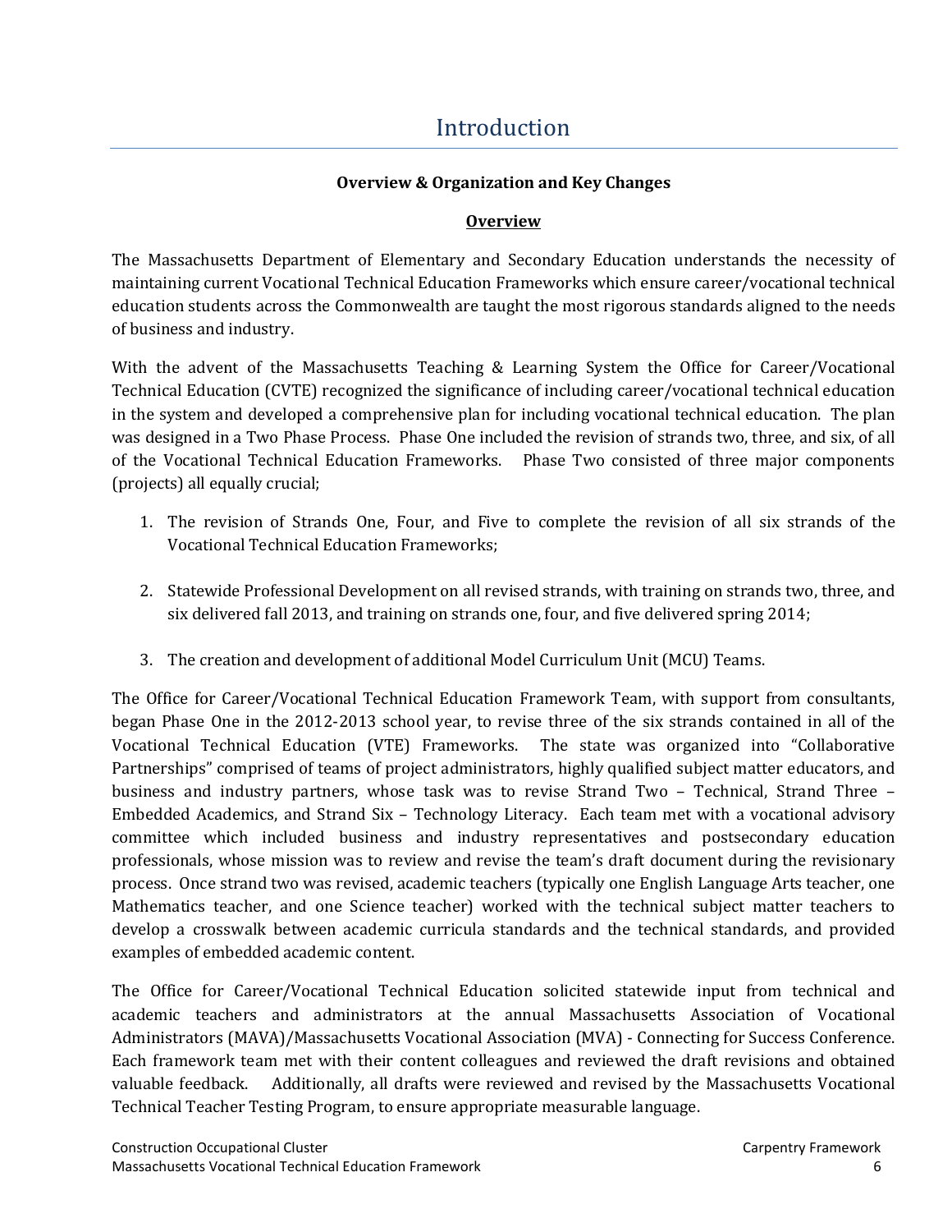# Introduction

**Overview & Organization and Key Changes**

**<u>Overview</u>**

The Massachusetts Department of Elementary and Secondary Education understands the necessity of maintaining current Vocational Technical Education Frameworks which ensure career/vocational technical education students across the Commonwealth are taught the most rigorous standards aligned to the needs of business and industry.

With the advent of the Massachusetts Teaching & Learning System the Office for Career/Vocational Technical Education (CVTE) recognized the significance of including career/vocational technical education in the system and developed a comprehensive plan for including vocational technical education. The plan was designed in a Two Phase Process. Phase One included the revision of strands two, three, and six, of all of the Vocational Technical Education Frameworks. Phase Two consisted of three major components (projects) all equally crucial;

1. The revision of Strands One, Four, and Five to complete the revision of all six strands of the Vocational Technical Education Frameworks;
2. Statewide Professional Development on all revised strands, with training on strands two, three, and six delivered fall 2013, and training on strands one, four, and five delivered spring 2014;
3. The creation and development of additional Model Curriculum Unit (MCU) Teams.

The Office for Career/Vocational Technical Education Framework Team, with support from consultants, began Phase One in the 2012-2013 school year, to revise three of the six strands contained in all of the Vocational Technical Education (VTE) Frameworks. The state was organized into "Collaborative Partnerships" comprised of teams of project administrators, highly qualified subject matter educators, and business and industry partners, whose task was to revise Strand Two – Technical, Strand Three – Embedded Academics, and Strand Six – Technology Literacy. Each team met with a vocational advisory committee which included business and industry representatives and postsecondary education professionals, whose mission was to review and revise the team's draft document during the revisionary process. Once strand two was revised, academic teachers (typically one English Language Arts teacher, one Mathematics teacher, and one Science teacher) worked with the technical subject matter teachers to develop a crosswalk between academic curricula standards and the technical standards, and provided examples of embedded academic content.

The Office for Career/Vocational Technical Education solicited statewide input from technical and academic teachers and administrators at the annual Massachusetts Association of Vocational Administrators (MAVA)/Massachusetts Vocational Association (MVA) - Connecting for Success Conference. Each framework team met with their content colleagues and reviewed the draft revisions and obtained valuable feedback. Additionally, all drafts were reviewed and revised by the Massachusetts Vocational Technical Teacher Testing Program, to ensure appropriate measurable language.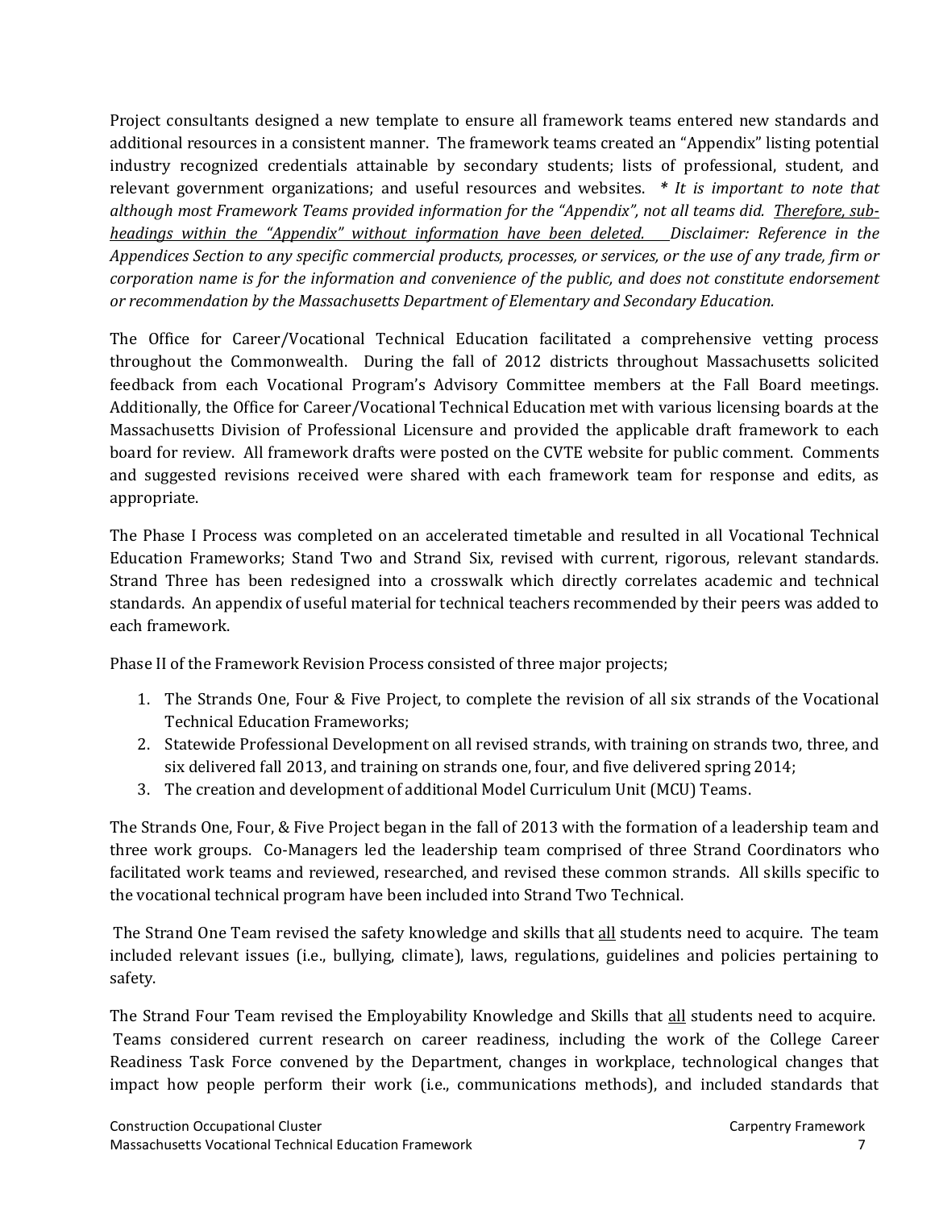Project consultants designed a new template to ensure all framework teams entered new standards and additional resources in a consistent manner. The framework teams created an "Appendix" listing potential industry recognized credentials attainable by secondary students; lists of professional, student, and relevant government organizations; and useful resources and websites. *\* It is important to note that although most Framework Teams provided information for the "Appendix", not all teams did. <u>Therefore, sub-headings within the "Appendix" without information have been deleted.</u> Disclaimer: Reference in the Appendices Section to any specific commercial products, processes, or services, or the use of any trade, firm or corporation name is for the information and convenience of the public, and does not constitute endorsement or recommendation by the Massachusetts Department of Elementary and Secondary Education.*

The Office for Career/Vocational Technical Education facilitated a comprehensive vetting process throughout the Commonwealth. During the fall of 2012 districts throughout Massachusetts solicited feedback from each Vocational Program's Advisory Committee members at the Fall Board meetings. Additionally, the Office for Career/Vocational Technical Education met with various licensing boards at the Massachusetts Division of Professional Licensure and provided the applicable draft framework to each board for review. All framework drafts were posted on the CVTE website for public comment. Comments and suggested revisions received were shared with each framework team for response and edits, as appropriate.

The Phase I Process was completed on an accelerated timetable and resulted in all Vocational Technical Education Frameworks; Stand Two and Strand Six, revised with current, rigorous, relevant standards. Strand Three has been redesigned into a crosswalk which directly correlates academic and technical standards. An appendix of useful material for technical teachers recommended by their peers was added to each framework.

Phase II of the Framework Revision Process consisted of three major projects;

1. The Strands One, Four & Five Project, to complete the revision of all six strands of the Vocational Technical Education Frameworks;
2. Statewide Professional Development on all revised strands, with training on strands two, three, and six delivered fall 2013, and training on strands one, four, and five delivered spring 2014;
3. The creation and development of additional Model Curriculum Unit (MCU) Teams.

The Strands One, Four, & Five Project began in the fall of 2013 with the formation of a leadership team and three work groups. Co-Managers led the leadership team comprised of three Strand Coordinators who facilitated work teams and reviewed, researched, and revised these common strands. All skills specific to the vocational technical program have been included into Strand Two Technical.

The Strand One Team revised the safety knowledge and skills that <u>all</u> students need to acquire. The team included relevant issues (i.e., bullying, climate), laws, regulations, guidelines and policies pertaining to safety.

The Strand Four Team revised the Employability Knowledge and Skills that <u>all</u> students need to acquire. Teams considered current research on career readiness, including the work of the College Career Readiness Task Force convened by the Department, changes in workplace, technological changes that impact how people perform their work (i.e., communications methods), and included standards that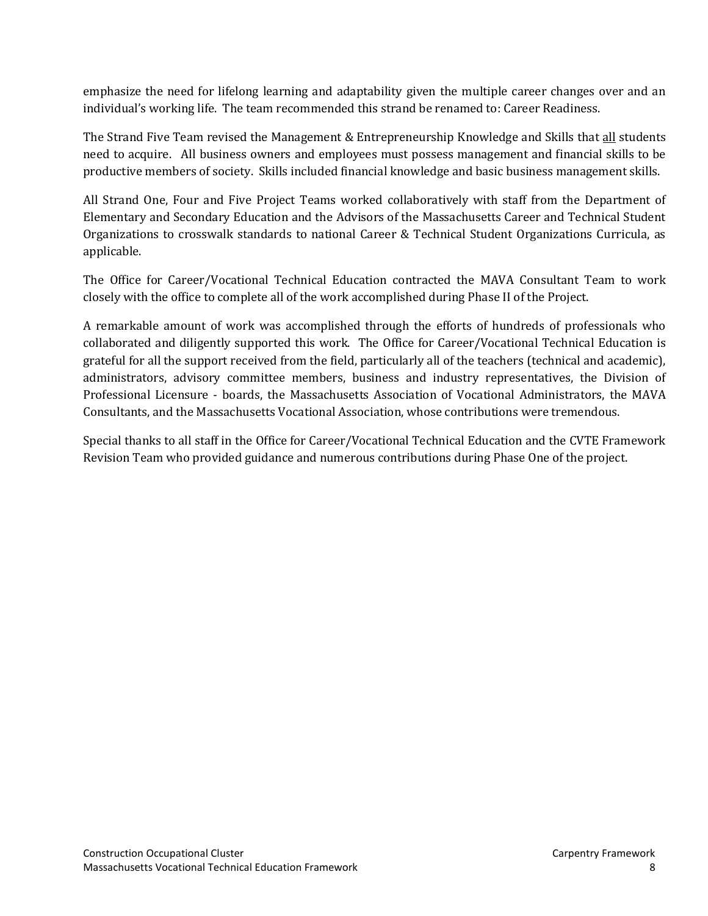emphasize the need for lifelong learning and adaptability given the multiple career changes over and an individual's working life. The team recommended this strand be renamed to: Career Readiness.

The Strand Five Team revised the Management & Entrepreneurship Knowledge and Skills that all students need to acquire. All business owners and employees must possess management and financial skills to be productive members of society. Skills included financial knowledge and basic business management skills.

All Strand One, Four and Five Project Teams worked collaboratively with staff from the Department of Elementary and Secondary Education and the Advisors of the Massachusetts Career and Technical Student Organizations to crosswalk standards to national Career & Technical Student Organizations Curricula, as applicable.

The Office for Career/Vocational Technical Education contracted the MAVA Consultant Team to work closely with the office to complete all of the work accomplished during Phase II of the Project.

A remarkable amount of work was accomplished through the efforts of hundreds of professionals who collaborated and diligently supported this work. The Office for Career/Vocational Technical Education is grateful for all the support received from the field, particularly all of the teachers (technical and academic), administrators, advisory committee members, business and industry representatives, the Division of Professional Licensure - boards, the Massachusetts Association of Vocational Administrators, the MAVA Consultants, and the Massachusetts Vocational Association, whose contributions were tremendous.

Special thanks to all staff in the Office for Career/Vocational Technical Education and the CVTE Framework Revision Team who provided guidance and numerous contributions during Phase One of the project.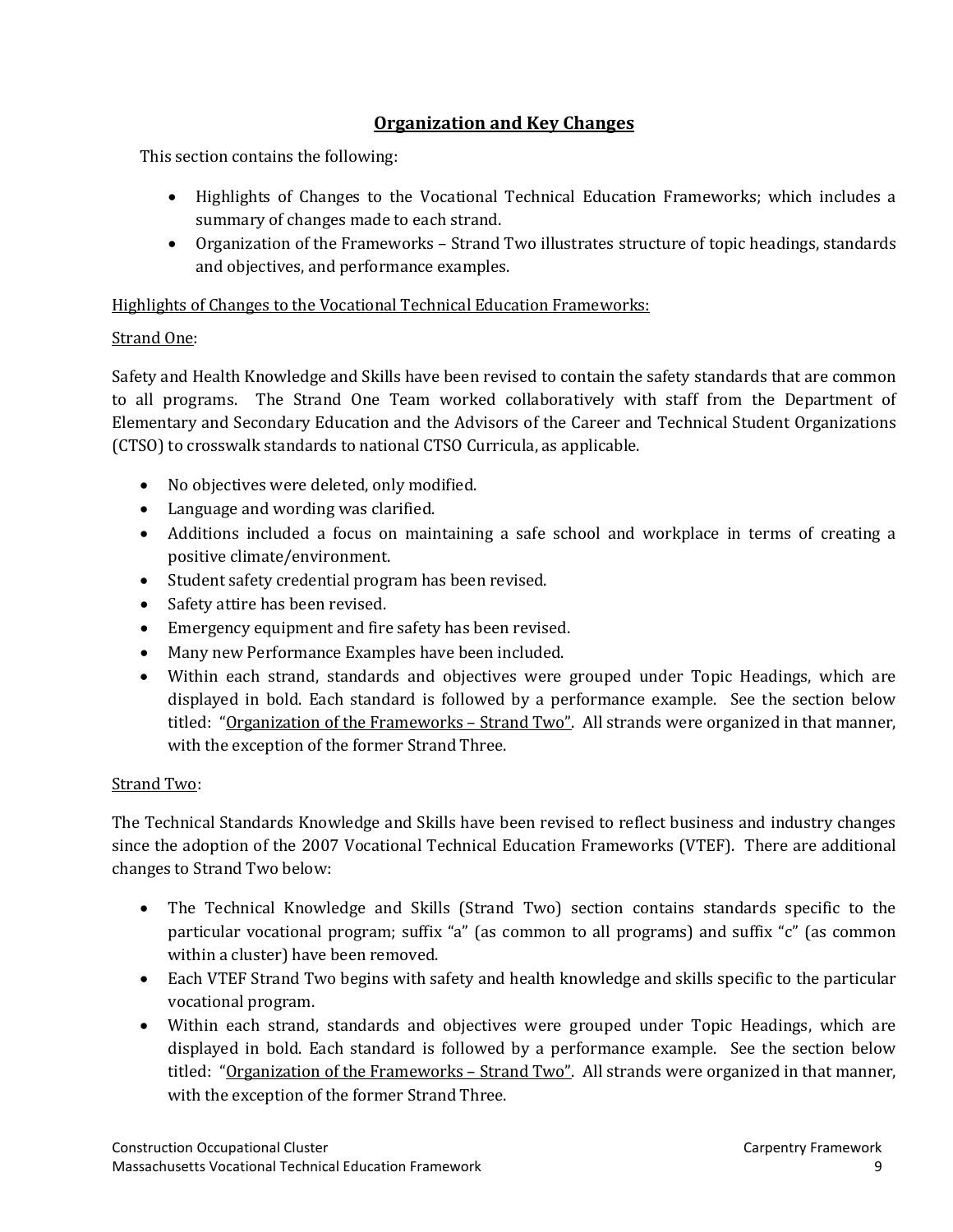## Organization and Key Changes

This section contains the following:

- Highlights of Changes to the Vocational Technical Education Frameworks; which includes a summary of changes made to each strand.
- Organization of the Frameworks – Strand Two illustrates structure of topic headings, standards and objectives, and performance examples.

Highlights of Changes to the Vocational Technical Education Frameworks:

Strand One:

Safety and Health Knowledge and Skills have been revised to contain the safety standards that are common to all programs. The Strand One Team worked collaboratively with staff from the Department of Elementary and Secondary Education and the Advisors of the Career and Technical Student Organizations (CTSO) to crosswalk standards to national CTSO Curricula, as applicable.

- No objectives were deleted, only modified.
- Language and wording was clarified.
- Additions included a focus on maintaining a safe school and workplace in terms of creating a positive climate/environment.
- Student safety credential program has been revised.
- Safety attire has been revised.
- Emergency equipment and fire safety has been revised.
- Many new Performance Examples have been included.
- Within each strand, standards and objectives were grouped under Topic Headings, which are displayed in bold. Each standard is followed by a performance example. See the section below titled: "Organization of the Frameworks – Strand Two". All strands were organized in that manner, with the exception of the former Strand Three.

Strand Two:

The Technical Standards Knowledge and Skills have been revised to reflect business and industry changes since the adoption of the 2007 Vocational Technical Education Frameworks (VTEF). There are additional changes to Strand Two below:

- The Technical Knowledge and Skills (Strand Two) section contains standards specific to the particular vocational program; suffix "a" (as common to all programs) and suffix "c" (as common within a cluster) have been removed.
- Each VTEF Strand Two begins with safety and health knowledge and skills specific to the particular vocational program.
- Within each strand, standards and objectives were grouped under Topic Headings, which are displayed in bold. Each standard is followed by a performance example. See the section below titled: "Organization of the Frameworks – Strand Two". All strands were organized in that manner, with the exception of the former Strand Three.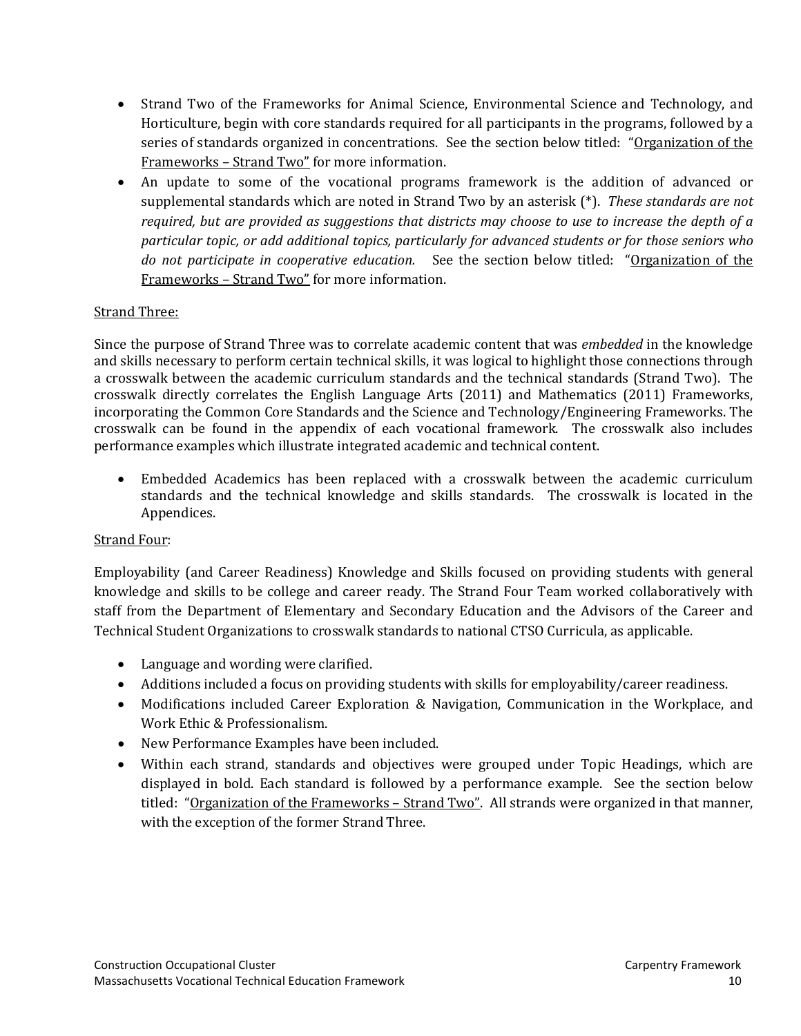- Strand Two of the Frameworks for Animal Science, Environmental Science and Technology, and Horticulture, begin with core standards required for all participants in the programs, followed by a series of standards organized in concentrations. See the section below titled: "Organization of the Frameworks – Strand Two" for more information.
- An update to some of the vocational programs framework is the addition of advanced or supplemental standards which are noted in Strand Two by an asterisk (*). *These standards are not required, but are provided as suggestions that districts may choose to use to increase the depth of a particular topic, or add additional topics, particularly for advanced students or for those seniors who do not participate in cooperative education.* See the section below titled: "Organization of the Frameworks – Strand Two" for more information.

Strand Three:

Since the purpose of Strand Three was to correlate academic content that was *embedded* in the knowledge and skills necessary to perform certain technical skills, it was logical to highlight those connections through a crosswalk between the academic curriculum standards and the technical standards (Strand Two). The crosswalk directly correlates the English Language Arts (2011) and Mathematics (2011) Frameworks, incorporating the Common Core Standards and the Science and Technology/Engineering Frameworks. The crosswalk can be found in the appendix of each vocational framework. The crosswalk also includes performance examples which illustrate integrated academic and technical content.

- Embedded Academics has been replaced with a crosswalk between the academic curriculum standards and the technical knowledge and skills standards. The crosswalk is located in the Appendices.

Strand Four:

Employability (and Career Readiness) Knowledge and Skills focused on providing students with general knowledge and skills to be college and career ready. The Strand Four Team worked collaboratively with staff from the Department of Elementary and Secondary Education and the Advisors of the Career and Technical Student Organizations to crosswalk standards to national CTSO Curricula, as applicable.

- Language and wording were clarified.
- Additions included a focus on providing students with skills for employability/career readiness.
- Modifications included Career Exploration & Navigation, Communication in the Workplace, and Work Ethic & Professionalism.
- New Performance Examples have been included.
- Within each strand, standards and objectives were grouped under Topic Headings, which are displayed in bold. Each standard is followed by a performance example. See the section below titled: "Organization of the Frameworks – Strand Two". All strands were organized in that manner, with the exception of the former Strand Three.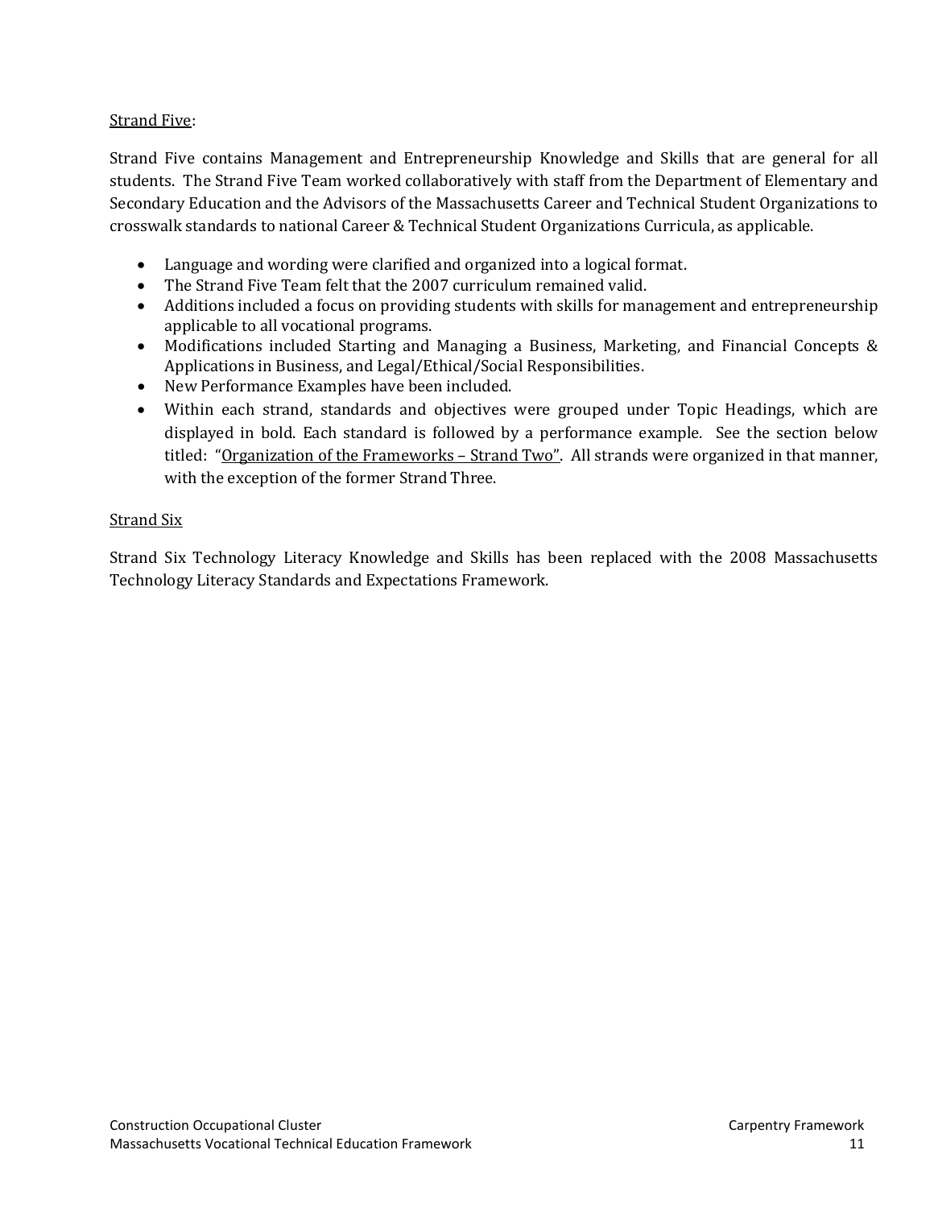Strand Five:

Strand Five contains Management and Entrepreneurship Knowledge and Skills that are general for all students. The Strand Five Team worked collaboratively with staff from the Department of Elementary and Secondary Education and the Advisors of the Massachusetts Career and Technical Student Organizations to crosswalk standards to national Career & Technical Student Organizations Curricula, as applicable.

- Language and wording were clarified and organized into a logical format.
- The Strand Five Team felt that the 2007 curriculum remained valid.
- Additions included a focus on providing students with skills for management and entrepreneurship applicable to all vocational programs.
- Modifications included Starting and Managing a Business, Marketing, and Financial Concepts & Applications in Business, and Legal/Ethical/Social Responsibilities.
- New Performance Examples have been included.
- Within each strand, standards and objectives were grouped under Topic Headings, which are displayed in bold. Each standard is followed by a performance example. See the section below titled: "Organization of the Frameworks – Strand Two". All strands were organized in that manner, with the exception of the former Strand Three.

Strand Six

Strand Six Technology Literacy Knowledge and Skills has been replaced with the 2008 Massachusetts Technology Literacy Standards and Expectations Framework.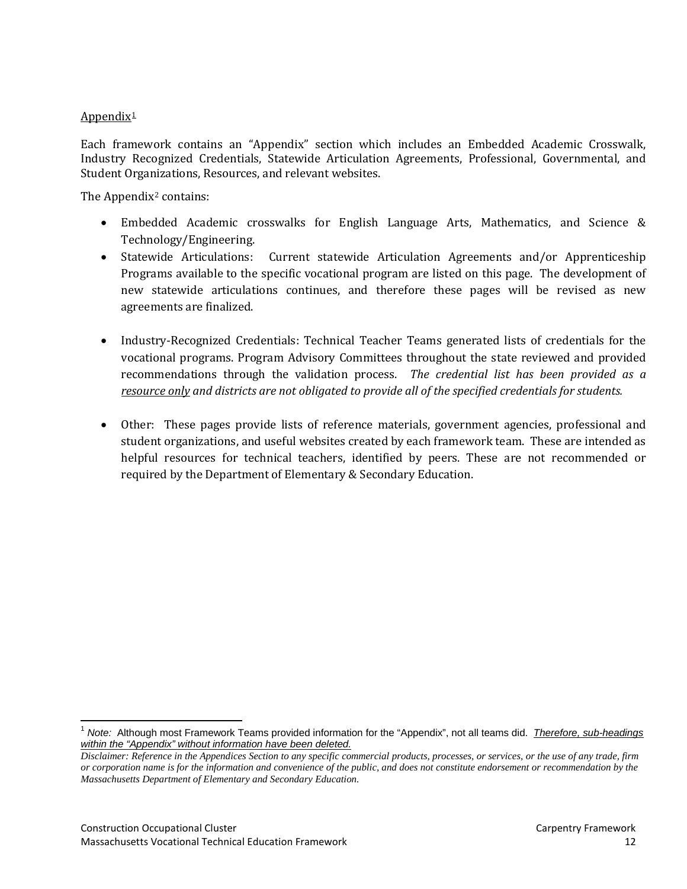Appendix[1]

Each framework contains an "Appendix" section which includes an Embedded Academic Crosswalk, Industry Recognized Credentials, Statewide Articulation Agreements, Professional, Governmental, and Student Organizations, Resources, and relevant websites.

The Appendix[2] contains:

- Embedded Academic crosswalks for English Language Arts, Mathematics, and Science & Technology/Engineering.
- Statewide Articulations: Current statewide Articulation Agreements and/or Apprenticeship Programs available to the specific vocational program are listed on this page. The development of new statewide articulations continues, and therefore these pages will be revised as new agreements are finalized.
- Industry-Recognized Credentials: Technical Teacher Teams generated lists of credentials for the vocational programs. Program Advisory Committees throughout the state reviewed and provided recommendations through the validation process. *The credential list has been provided as a* *<u>resource only</u>* *and districts are not obligated to provide all of the specified credentials for students.*
- Other: These pages provide lists of reference materials, government agencies, professional and student organizations, and useful websites created by each framework team. These are intended as helpful resources for technical teachers, identified by peers. These are not recommended or required by the Department of Elementary & Secondary Education.

---

[1] *Note:* Although most Framework Teams provided information for the "Appendix", not all teams did. *<u>Therefore, sub-headings within the "Appendix" without information have been deleted.</u>*

*Disclaimer: Reference in the Appendices Section to any specific commercial products, processes, or services, or the use of any trade, firm or corporation name is for the information and convenience of the public, and does not constitute endorsement or recommendation by the Massachusetts Department of Elementary and Secondary Education.*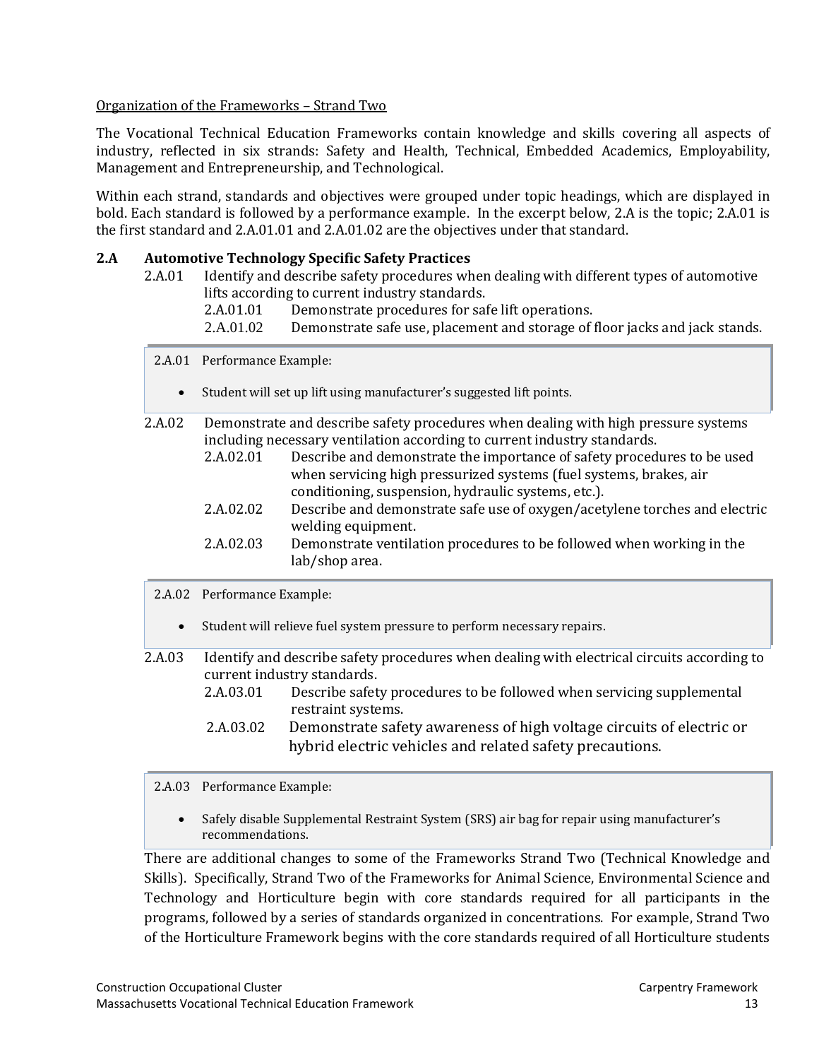Organization of the Frameworks – Strand Two

The Vocational Technical Education Frameworks contain knowledge and skills covering all aspects of industry, reflected in six strands: Safety and Health, Technical, Embedded Academics, Employability, Management and Entrepreneurship, and Technological.

Within each strand, standards and objectives were grouped under topic headings, which are displayed in bold. Each standard is followed by a performance example. In the excerpt below, 2.A is the topic; 2.A.01 is the first standard and 2.A.01.01 and 2.A.01.02 are the objectives under that standard.

**2.A Automotive Technology Specific Safety Practices**

2.A.01 Identify and describe safety procedures when dealing with different types of automotive lifts according to current industry standards.

- 2.A.01.01 Demonstrate procedures for safe lift operations.
- 2.A.01.02 Demonstrate safe use, placement and storage of floor jacks and jack stands.

> 2.A.01 Performance Example:
>
> - Student will set up lift using manufacturer's suggested lift points.

2.A.02 Demonstrate and describe safety procedures when dealing with high pressure systems including necessary ventilation according to current industry standards.

- 2.A.02.01 Describe and demonstrate the importance of safety procedures to be used when servicing high pressurized systems (fuel systems, brakes, air conditioning, suspension, hydraulic systems, etc.).
- 2.A.02.02 Describe and demonstrate safe use of oxygen/acetylene torches and electric welding equipment.
- 2.A.02.03 Demonstrate ventilation procedures to be followed when working in the lab/shop area.

> 2.A.02 Performance Example:
>
> - Student will relieve fuel system pressure to perform necessary repairs.

2.A.03 Identify and describe safety procedures when dealing with electrical circuits according to current industry standards.

- 2.A.03.01 Describe safety procedures to be followed when servicing supplemental restraint systems.
- 2.A.03.02 Demonstrate safety awareness of high voltage circuits of electric or hybrid electric vehicles and related safety precautions.

> 2.A.03 Performance Example:
>
> - Safely disable Supplemental Restraint System (SRS) air bag for repair using manufacturer's recommendations.

There are additional changes to some of the Frameworks Strand Two (Technical Knowledge and Skills). Specifically, Strand Two of the Frameworks for Animal Science, Environmental Science and Technology and Horticulture begin with core standards required for all participants in the programs, followed by a series of standards organized in concentrations. For example, Strand Two of the Horticulture Framework begins with the core standards required of all Horticulture students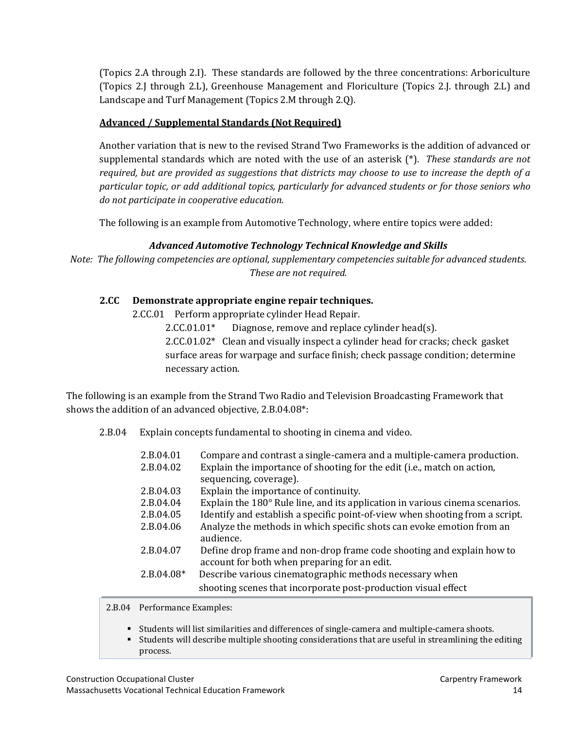(Topics 2.A through 2.I). These standards are followed by the three concentrations: Arboriculture (Topics 2.J through 2.L), Greenhouse Management and Floriculture (Topics 2.J. through 2.L) and Landscape and Turf Management (Topics 2.M through 2.Q).

**Advanced / Supplemental Standards (Not Required)**

Another variation that is new to the revised Strand Two Frameworks is the addition of advanced or supplemental standards which are noted with the use of an asterisk (*). *These standards are not required, but are provided as suggestions that districts may choose to use to increase the depth of a particular topic, or add additional topics, particularly for advanced students or for those seniors who do not participate in cooperative education.*

The following is an example from Automotive Technology, where entire topics were added:

***Advanced Automotive Technology Technical Knowledge and Skills***

*Note: The following competencies are optional, supplementary competencies suitable for advanced students. These are not required.*

**2.CC Demonstrate appropriate engine repair techniques.**

2.CC.01 Perform appropriate cylinder Head Repair.

2.CC.01.01* Diagnose, remove and replace cylinder head(s).

2.CC.01.02* Clean and visually inspect a cylinder head for cracks; check gasket surface areas for warpage and surface finish; check passage condition; determine necessary action.

The following is an example from the Strand Two Radio and Television Broadcasting Framework that shows the addition of an advanced objective, 2.B.04.08*:

2.B.04 Explain concepts fundamental to shooting in cinema and video.

| | |
|---|---|
| 2.B.04.01 | Compare and contrast a single-camera and a multiple-camera production. |
| 2.B.04.02 | Explain the importance of shooting for the edit (i.e., match on action, sequencing, coverage). |
| 2.B.04.03 | Explain the importance of continuity. |
| 2.B.04.04 | Explain the 180° Rule line, and its application in various cinema scenarios. |
| 2.B.04.05 | Identify and establish a specific point-of-view when shooting from a script. |
| 2.B.04.06 | Analyze the methods in which specific shots can evoke emotion from an audience. |
| 2.B.04.07 | Define drop frame and non-drop frame code shooting and explain how to account for both when preparing for an edit. |
| 2.B.04.08* | Describe various cinematographic methods necessary when shooting scenes that incorporate post-production visual effect |

2.B.04 Performance Examples:

- Students will list similarities and differences of single-camera and multiple-camera shoots.
- Students will describe multiple shooting considerations that are useful in streamlining the editing process.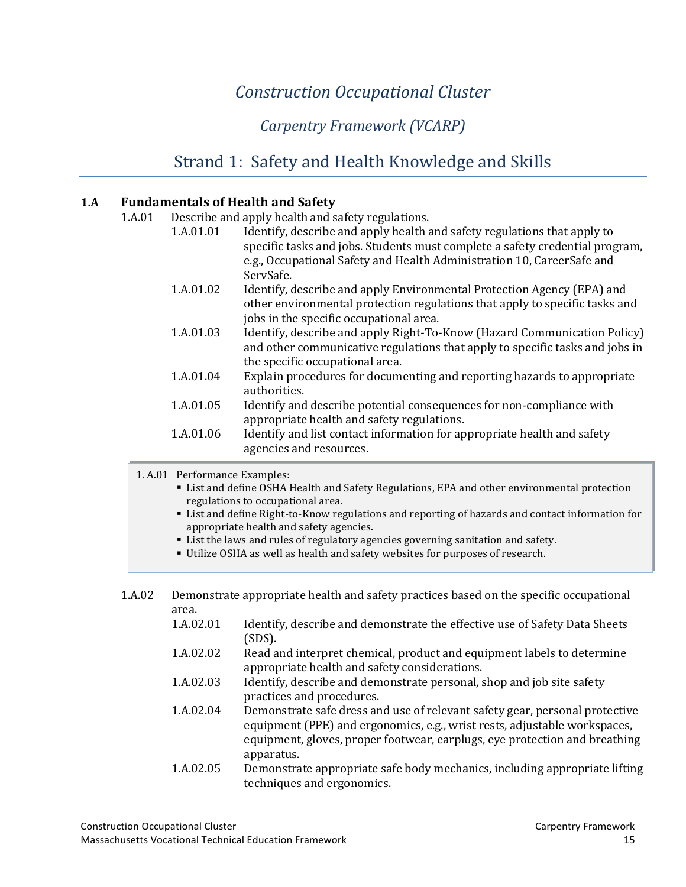# *Construction Occupational Cluster*

## *Carpentry Framework (VCARP)*

## Strand 1: Safety and Health Knowledge and Skills

### 1.A Fundamentals of Health and Safety

1.A.01 Describe and apply health and safety regulations.

- 1.A.01.01 Identify, describe and apply health and safety regulations that apply to specific tasks and jobs. Students must complete a safety credential program, e.g., Occupational Safety and Health Administration 10, CareerSafe and ServSafe.
- 1.A.01.02 Identify, describe and apply Environmental Protection Agency (EPA) and other environmental protection regulations that apply to specific tasks and jobs in the specific occupational area.
- 1.A.01.03 Identify, describe and apply Right-To-Know (Hazard Communication Policy) and other communicative regulations that apply to specific tasks and jobs in the specific occupational area.
- 1.A.01.04 Explain procedures for documenting and reporting hazards to appropriate authorities.
- 1.A.01.05 Identify and describe potential consequences for non-compliance with appropriate health and safety regulations.
- 1.A.01.06 Identify and list contact information for appropriate health and safety agencies and resources.

> 1. A.01 Performance Examples:
> - List and define OSHA Health and Safety Regulations, EPA and other environmental protection regulations to occupational area.
> - List and define Right-to-Know regulations and reporting of hazards and contact information for appropriate health and safety agencies.
> - List the laws and rules of regulatory agencies governing sanitation and safety.
> - Utilize OSHA as well as health and safety websites for purposes of research.

1.A.02 Demonstrate appropriate health and safety practices based on the specific occupational area.

- 1.A.02.01 Identify, describe and demonstrate the effective use of Safety Data Sheets (SDS).
- 1.A.02.02 Read and interpret chemical, product and equipment labels to determine appropriate health and safety considerations.
- 1.A.02.03 Identify, describe and demonstrate personal, shop and job site safety practices and procedures.
- 1.A.02.04 Demonstrate safe dress and use of relevant safety gear, personal protective equipment (PPE) and ergonomics, e.g., wrist rests, adjustable workspaces, equipment, gloves, proper footwear, earplugs, eye protection and breathing apparatus.
- 1.A.02.05 Demonstrate appropriate safe body mechanics, including appropriate lifting techniques and ergonomics.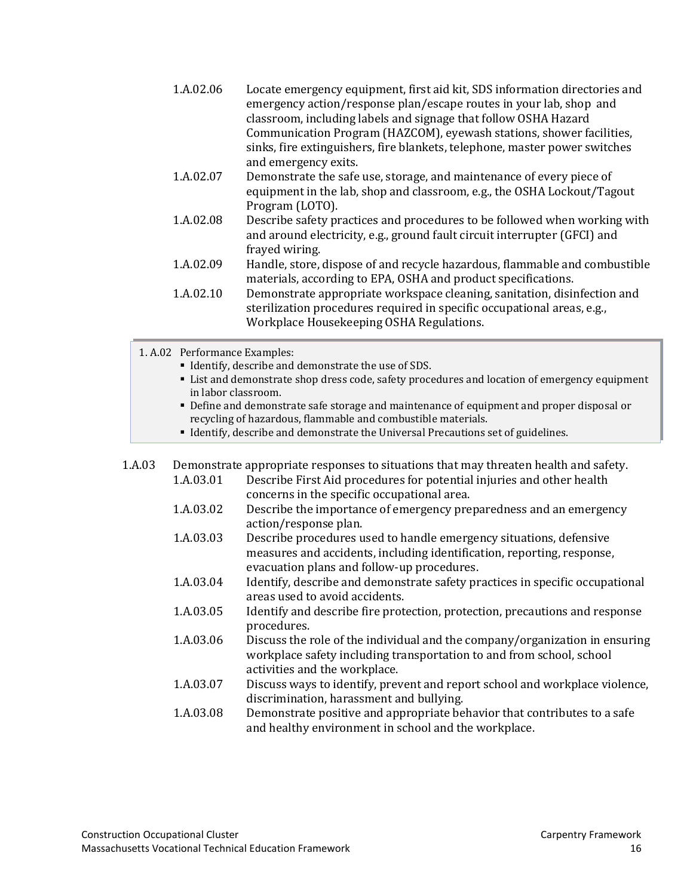1.A.02.06 Locate emergency equipment, first aid kit, SDS information directories and emergency action/response plan/escape routes in your lab, shop and classroom, including labels and signage that follow OSHA Hazard Communication Program (HAZCOM), eyewash stations, shower facilities, sinks, fire extinguishers, fire blankets, telephone, master power switches and emergency exits.

1.A.02.07 Demonstrate the safe use, storage, and maintenance of every piece of equipment in the lab, shop and classroom, e.g., the OSHA Lockout/Tagout Program (LOTO).

1.A.02.08 Describe safety practices and procedures to be followed when working with and around electricity, e.g., ground fault circuit interrupter (GFCI) and frayed wiring.

1.A.02.09 Handle, store, dispose of and recycle hazardous, flammable and combustible materials, according to EPA, OSHA and product specifications.

1.A.02.10 Demonstrate appropriate workspace cleaning, sanitation, disinfection and sterilization procedures required in specific occupational areas, e.g., Workplace Housekeeping OSHA Regulations.

> 1. A.02 Performance Examples:
> - Identify, describe and demonstrate the use of SDS.
> - List and demonstrate shop dress code, safety procedures and location of emergency equipment in labor classroom.
> - Define and demonstrate safe storage and maintenance of equipment and proper disposal or recycling of hazardous, flammable and combustible materials.
> - Identify, describe and demonstrate the Universal Precautions set of guidelines.

1.A.03 Demonstrate appropriate responses to situations that may threaten health and safety.

1.A.03.01 Describe First Aid procedures for potential injuries and other health concerns in the specific occupational area.

1.A.03.02 Describe the importance of emergency preparedness and an emergency action/response plan.

1.A.03.03 Describe procedures used to handle emergency situations, defensive measures and accidents, including identification, reporting, response, evacuation plans and follow-up procedures.

1.A.03.04 Identify, describe and demonstrate safety practices in specific occupational areas used to avoid accidents.

1.A.03.05 Identify and describe fire protection, protection, precautions and response procedures.

1.A.03.06 Discuss the role of the individual and the company/organization in ensuring workplace safety including transportation to and from school, school activities and the workplace.

1.A.03.07 Discuss ways to identify, prevent and report school and workplace violence, discrimination, harassment and bullying.

1.A.03.08 Demonstrate positive and appropriate behavior that contributes to a safe and healthy environment in school and the workplace.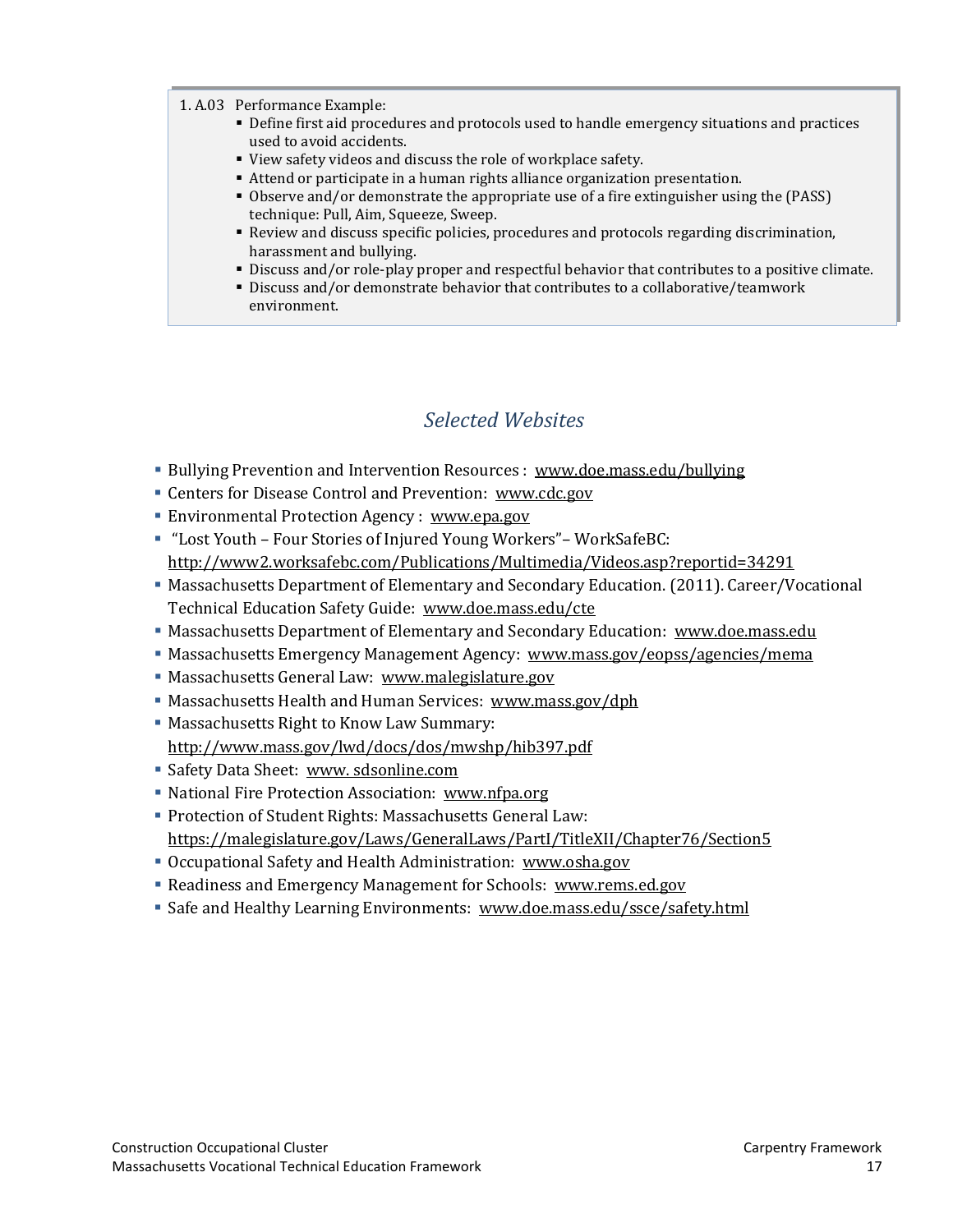1. A.03 Performance Example:

- Define first aid procedures and protocols used to handle emergency situations and practices used to avoid accidents.
- View safety videos and discuss the role of workplace safety.
- Attend or participate in a human rights alliance organization presentation.
- Observe and/or demonstrate the appropriate use of a fire extinguisher using the (PASS) technique: Pull, Aim, Squeeze, Sweep.
- Review and discuss specific policies, procedures and protocols regarding discrimination, harassment and bullying.
- Discuss and/or role-play proper and respectful behavior that contributes to a positive climate.
- Discuss and/or demonstrate behavior that contributes to a collaborative/teamwork environment.

## *Selected Websites*

- Bullying Prevention and Intervention Resources : www.doe.mass.edu/bullying
- Centers for Disease Control and Prevention: www.cdc.gov
- Environmental Protection Agency : www.epa.gov
- "Lost Youth – Four Stories of Injured Young Workers"– WorkSafeBC: http://www2.worksafebc.com/Publications/Multimedia/Videos.asp?reportid=34291
- Massachusetts Department of Elementary and Secondary Education. (2011). Career/Vocational Technical Education Safety Guide: www.doe.mass.edu/cte
- Massachusetts Department of Elementary and Secondary Education: www.doe.mass.edu
- Massachusetts Emergency Management Agency: www.mass.gov/eopss/agencies/mema
- Massachusetts General Law: www.malegislature.gov
- Massachusetts Health and Human Services: www.mass.gov/dph
- Massachusetts Right to Know Law Summary: http://www.mass.gov/lwd/docs/dos/mwshp/hib397.pdf
- Safety Data Sheet: www. sdsonline.com
- National Fire Protection Association: www.nfpa.org
- Protection of Student Rights: Massachusetts General Law: https://malegislature.gov/Laws/GeneralLaws/PartI/TitleXII/Chapter76/Section5
- Occupational Safety and Health Administration: www.osha.gov
- Readiness and Emergency Management for Schools: www.rems.ed.gov
- Safe and Healthy Learning Environments: www.doe.mass.edu/ssce/safety.html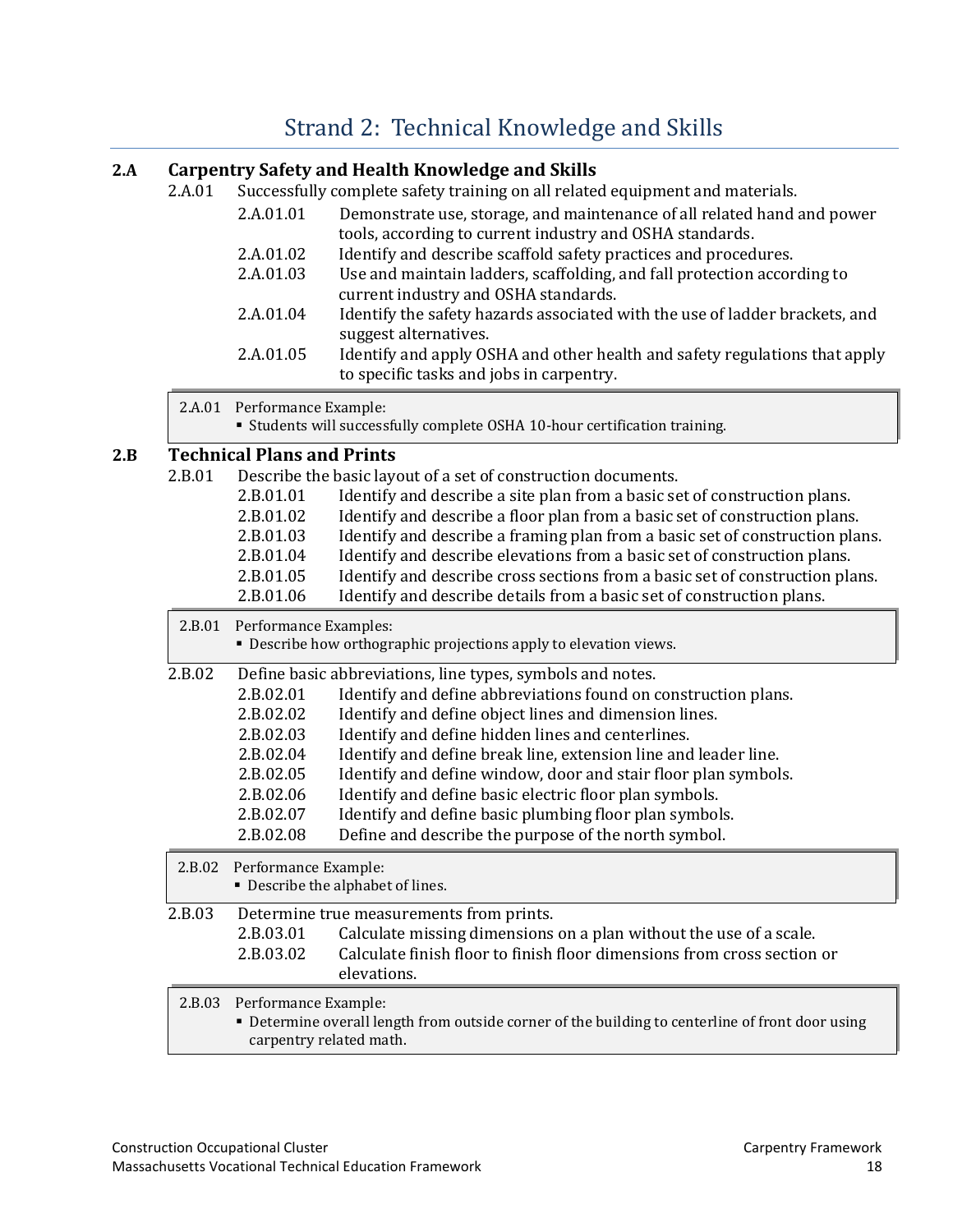# Strand 2: Technical Knowledge and Skills

## 2.A Carpentry Safety and Health Knowledge and Skills

2.A.01 Successfully complete safety training on all related equipment and materials.

- 2.A.01.01 Demonstrate use, storage, and maintenance of all related hand and power tools, according to current industry and OSHA standards.
- 2.A.01.02 Identify and describe scaffold safety practices and procedures.
- 2.A.01.03 Use and maintain ladders, scaffolding, and fall protection according to current industry and OSHA standards.
- 2.A.01.04 Identify the safety hazards associated with the use of ladder brackets, and suggest alternatives.
- 2.A.01.05 Identify and apply OSHA and other health and safety regulations that apply to specific tasks and jobs in carpentry.

> 2.A.01 Performance Example:
> - Students will successfully complete OSHA 10-hour certification training.

## 2.B Technical Plans and Prints

2.B.01 Describe the basic layout of a set of construction documents.

- 2.B.01.01 Identify and describe a site plan from a basic set of construction plans.
- 2.B.01.02 Identify and describe a floor plan from a basic set of construction plans.
- 2.B.01.03 Identify and describe a framing plan from a basic set of construction plans.
- 2.B.01.04 Identify and describe elevations from a basic set of construction plans.
- 2.B.01.05 Identify and describe cross sections from a basic set of construction plans.
- 2.B.01.06 Identify and describe details from a basic set of construction plans.

> 2.B.01 Performance Examples:
> - Describe how orthographic projections apply to elevation views.

2.B.02 Define basic abbreviations, line types, symbols and notes.

- 2.B.02.01 Identify and define abbreviations found on construction plans.
- 2.B.02.02 Identify and define object lines and dimension lines.
- 2.B.02.03 Identify and define hidden lines and centerlines.
- 2.B.02.04 Identify and define break line, extension line and leader line.
- 2.B.02.05 Identify and define window, door and stair floor plan symbols.
- 2.B.02.06 Identify and define basic electric floor plan symbols.
- 2.B.02.07 Identify and define basic plumbing floor plan symbols.
- 2.B.02.08 Define and describe the purpose of the north symbol.

> 2.B.02 Performance Example:
> - Describe the alphabet of lines.

2.B.03 Determine true measurements from prints.

- 2.B.03.01 Calculate missing dimensions on a plan without the use of a scale.
- 2.B.03.02 Calculate finish floor to finish floor dimensions from cross section or elevations.

> 2.B.03 Performance Example:
> - Determine overall length from outside corner of the building to centerline of front door using carpentry related math.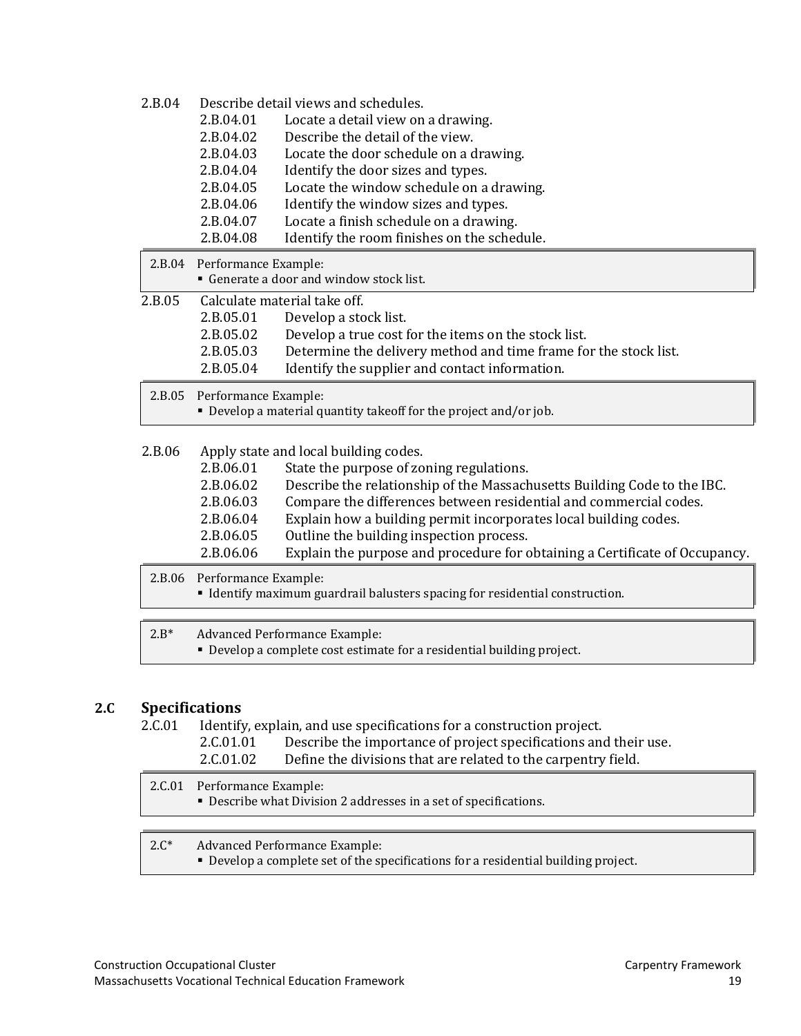2.B.04 Describe detail views and schedules.

- 2.B.04.01 Locate a detail view on a drawing.
- 2.B.04.02 Describe the detail of the view.
- 2.B.04.03 Locate the door schedule on a drawing.
- 2.B.04.04 Identify the door sizes and types.
- 2.B.04.05 Locate the window schedule on a drawing.
- 2.B.04.06 Identify the window sizes and types.
- 2.B.04.07 Locate a finish schedule on a drawing.
- 2.B.04.08 Identify the room finishes on the schedule.

| 2.B.04 Performance Example: |
|---|
| ▪ Generate a door and window stock list. |

2.B.05 Calculate material take off.

- 2.B.05.01 Develop a stock list.
- 2.B.05.02 Develop a true cost for the items on the stock list.
- 2.B.05.03 Determine the delivery method and time frame for the stock list.
- 2.B.05.04 Identify the supplier and contact information.

| 2.B.05 Performance Example: |
|---|
| ▪ Develop a material quantity takeoff for the project and/or job. |

2.B.06 Apply state and local building codes.

- 2.B.06.01 State the purpose of zoning regulations.
- 2.B.06.02 Describe the relationship of the Massachusetts Building Code to the IBC.
- 2.B.06.03 Compare the differences between residential and commercial codes.
- 2.B.06.04 Explain how a building permit incorporates local building codes.
- 2.B.06.05 Outline the building inspection process.
- 2.B.06.06 Explain the purpose and procedure for obtaining a Certificate of Occupancy.

| 2.B.06 Performance Example: |
|---|
| ▪ Identify maximum guardrail balusters spacing for residential construction. |

| 2.B* Advanced Performance Example: |
|---|
| ▪ Develop a complete cost estimate for a residential building project. |

## 2.C Specifications

2.C.01 Identify, explain, and use specifications for a construction project.

- 2.C.01.01 Describe the importance of project specifications and their use.
- 2.C.01.02 Define the divisions that are related to the carpentry field.

| 2.C.01 Performance Example: |
|---|
| ▪ Describe what Division 2 addresses in a set of specifications. |

| 2.C* Advanced Performance Example: |
|---|
| ▪ Develop a complete set of the specifications for a residential building project. |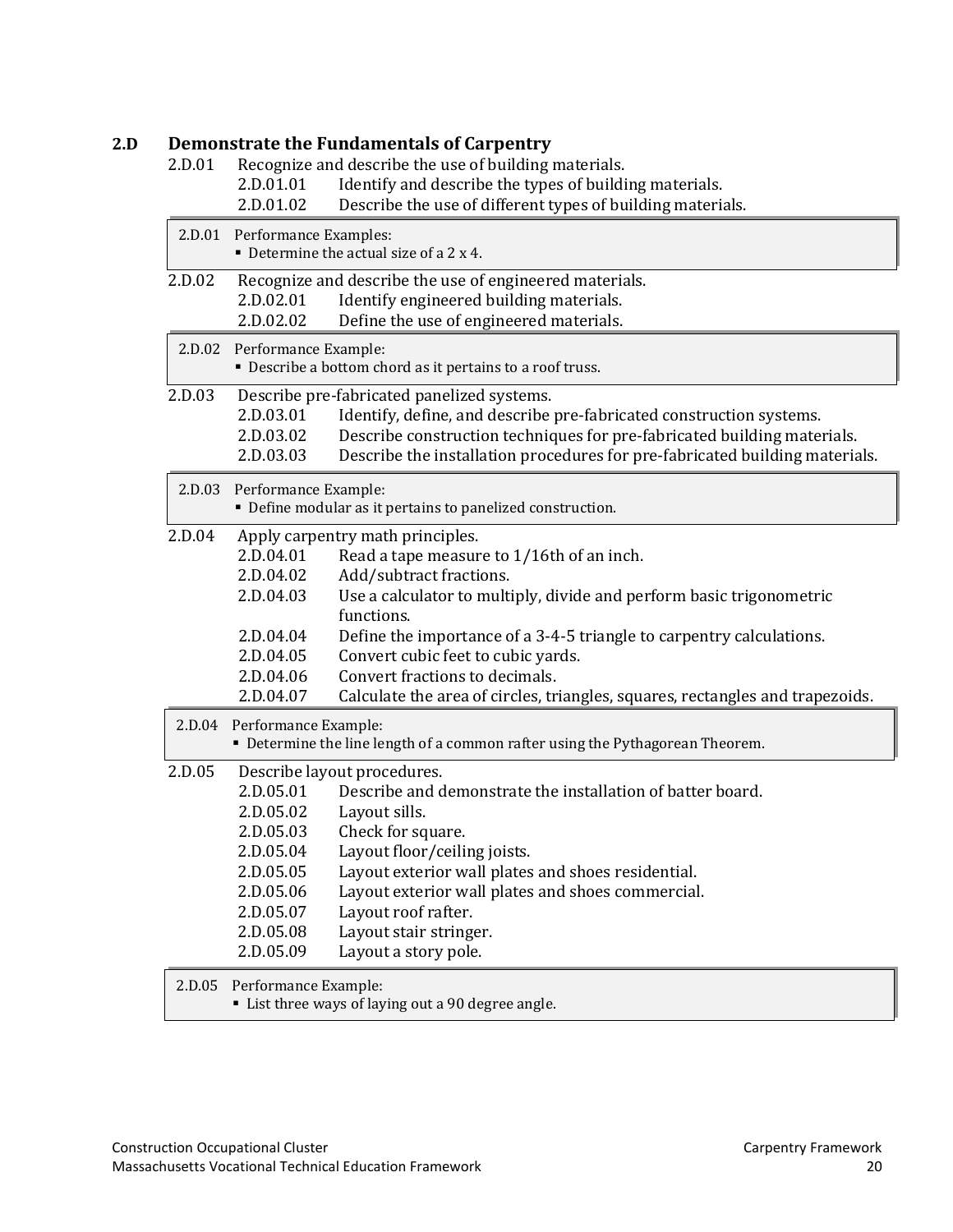## 2.D Demonstrate the Fundamentals of Carpentry

2.D.01 Recognize and describe the use of building materials.

- 2.D.01.01 Identify and describe the types of building materials.
- 2.D.01.02 Describe the use of different types of building materials.

> 2.D.01 Performance Examples:
> - Determine the actual size of a 2 x 4.

2.D.02 Recognize and describe the use of engineered materials.

- 2.D.02.01 Identify engineered building materials.
- 2.D.02.02 Define the use of engineered materials.

> 2.D.02 Performance Example:
> - Describe a bottom chord as it pertains to a roof truss.

2.D.03 Describe pre-fabricated panelized systems.

- 2.D.03.01 Identify, define, and describe pre-fabricated construction systems.
- 2.D.03.02 Describe construction techniques for pre-fabricated building materials.
- 2.D.03.03 Describe the installation procedures for pre-fabricated building materials.

> 2.D.03 Performance Example:
> - Define modular as it pertains to panelized construction.

2.D.04 Apply carpentry math principles.

- 2.D.04.01 Read a tape measure to 1/16th of an inch.
- 2.D.04.02 Add/subtract fractions.
- 2.D.04.03 Use a calculator to multiply, divide and perform basic trigonometric functions.
- 2.D.04.04 Define the importance of a 3-4-5 triangle to carpentry calculations.
- 2.D.04.05 Convert cubic feet to cubic yards.
- 2.D.04.06 Convert fractions to decimals.
- 2.D.04.07 Calculate the area of circles, triangles, squares, rectangles and trapezoids.

> 2.D.04 Performance Example:
> - Determine the line length of a common rafter using the Pythagorean Theorem.

2.D.05 Describe layout procedures.

- 2.D.05.01 Describe and demonstrate the installation of batter board.
- 2.D.05.02 Layout sills.
- 2.D.05.03 Check for square.
- 2.D.05.04 Layout floor/ceiling joists.
- 2.D.05.05 Layout exterior wall plates and shoes residential.
- 2.D.05.06 Layout exterior wall plates and shoes commercial.
- 2.D.05.07 Layout roof rafter.
- 2.D.05.08 Layout stair stringer.
- 2.D.05.09 Layout a story pole.

> 2.D.05 Performance Example:
> - List three ways of laying out a 90 degree angle.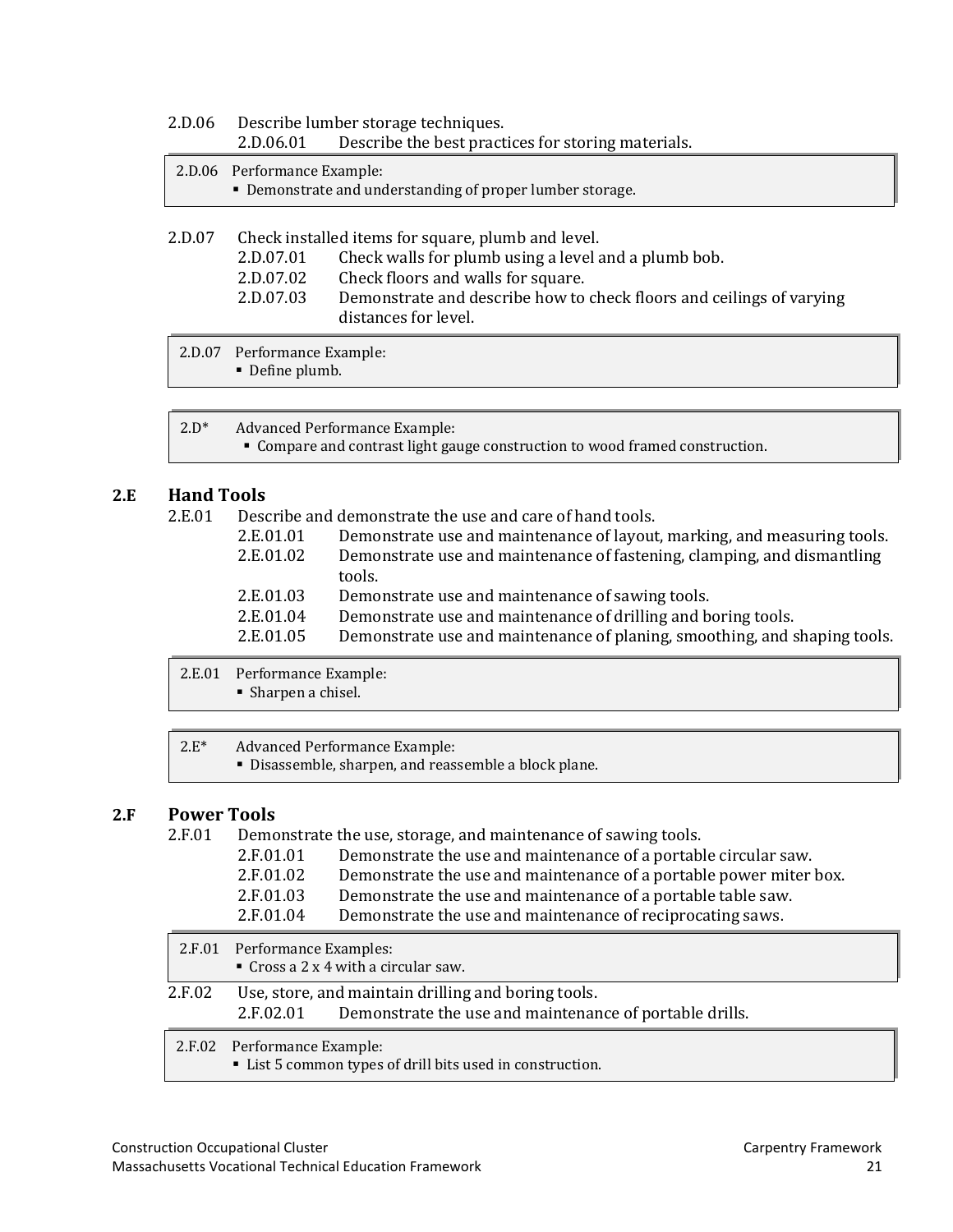2.D.06 Describe lumber storage techniques.
- 2.D.06.01 Describe the best practices for storing materials.

> 2.D.06 Performance Example:
> - Demonstrate and understanding of proper lumber storage.

2.D.07 Check installed items for square, plumb and level.
- 2.D.07.01 Check walls for plumb using a level and a plumb bob.
- 2.D.07.02 Check floors and walls for square.
- 2.D.07.03 Demonstrate and describe how to check floors and ceilings of varying distances for level.

> 2.D.07 Performance Example:
> - Define plumb.

> 2.D* Advanced Performance Example:
> - Compare and contrast light gauge construction to wood framed construction.

## 2.E Hand Tools

2.E.01 Describe and demonstrate the use and care of hand tools.
- 2.E.01.01 Demonstrate use and maintenance of layout, marking, and measuring tools.
- 2.E.01.02 Demonstrate use and maintenance of fastening, clamping, and dismantling tools.
- 2.E.01.03 Demonstrate use and maintenance of sawing tools.
- 2.E.01.04 Demonstrate use and maintenance of drilling and boring tools.
- 2.E.01.05 Demonstrate use and maintenance of planing, smoothing, and shaping tools.

> 2.E.01 Performance Example:
> - Sharpen a chisel.

> 2.E* Advanced Performance Example:
> - Disassemble, sharpen, and reassemble a block plane.

## 2.F Power Tools

2.F.01 Demonstrate the use, storage, and maintenance of sawing tools.
- 2.F.01.01 Demonstrate the use and maintenance of a portable circular saw.
- 2.F.01.02 Demonstrate the use and maintenance of a portable power miter box.
- 2.F.01.03 Demonstrate the use and maintenance of a portable table saw.
- 2.F.01.04 Demonstrate the use and maintenance of reciprocating saws.

> 2.F.01 Performance Examples:
> - Cross a 2 x 4 with a circular saw.

2.F.02 Use, store, and maintain drilling and boring tools.
- 2.F.02.01 Demonstrate the use and maintenance of portable drills.

> 2.F.02 Performance Example:
> - List 5 common types of drill bits used in construction.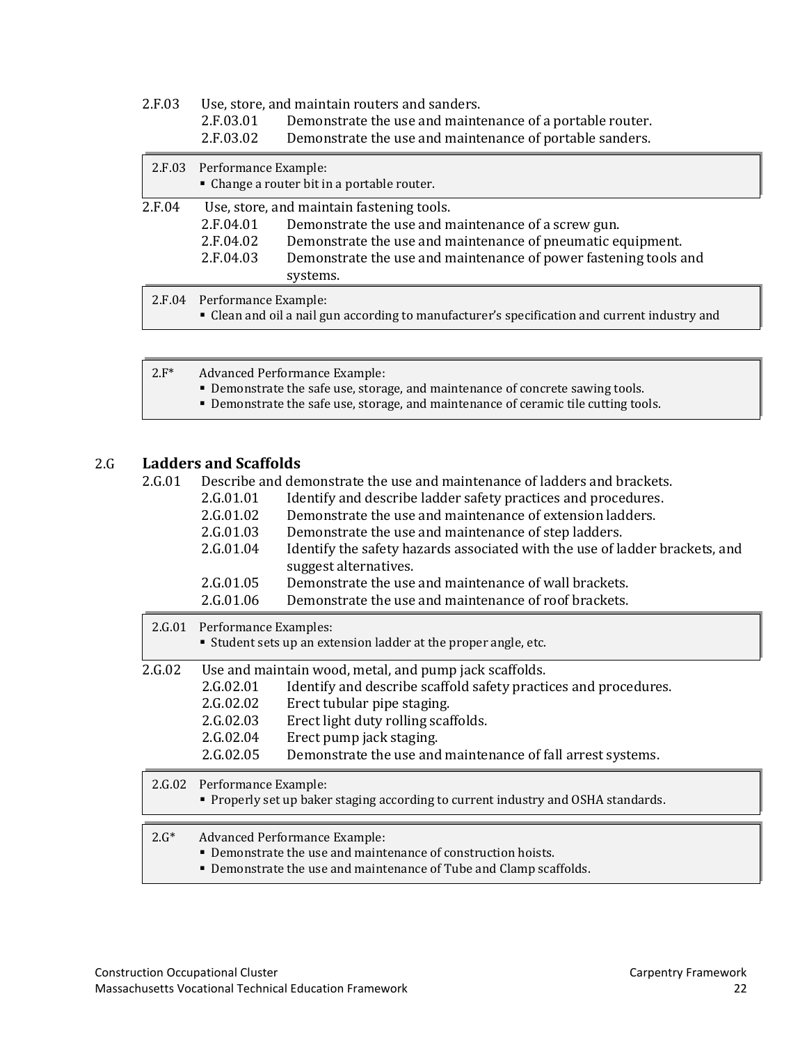2.F.03 Use, store, and maintain routers and sanders.

- 2.F.03.01 Demonstrate the use and maintenance of a portable router.
- 2.F.03.02 Demonstrate the use and maintenance of portable sanders.

> 2.F.03 Performance Example:
> - Change a router bit in a portable router.

2.F.04 Use, store, and maintain fastening tools.

- 2.F.04.01 Demonstrate the use and maintenance of a screw gun.
- 2.F.04.02 Demonstrate the use and maintenance of pneumatic equipment.
- 2.F.04.03 Demonstrate the use and maintenance of power fastening tools and systems.

> 2.F.04 Performance Example:
> - Clean and oil a nail gun according to manufacturer's specification and current industry and

> 2.F* Advanced Performance Example:
> - Demonstrate the safe use, storage, and maintenance of concrete sawing tools.
> - Demonstrate the safe use, storage, and maintenance of ceramic tile cutting tools.

## 2.G Ladders and Scaffolds

2.G.01 Describe and demonstrate the use and maintenance of ladders and brackets.

- 2.G.01.01 Identify and describe ladder safety practices and procedures.
- 2.G.01.02 Demonstrate the use and maintenance of extension ladders.
- 2.G.01.03 Demonstrate the use and maintenance of step ladders.
- 2.G.01.04 Identify the safety hazards associated with the use of ladder brackets, and suggest alternatives.
- 2.G.01.05 Demonstrate the use and maintenance of wall brackets.
- 2.G.01.06 Demonstrate the use and maintenance of roof brackets.

> 2.G.01 Performance Examples:
> - Student sets up an extension ladder at the proper angle, etc.

2.G.02 Use and maintain wood, metal, and pump jack scaffolds.

- 2.G.02.01 Identify and describe scaffold safety practices and procedures.
- 2.G.02.02 Erect tubular pipe staging.
- 2.G.02.03 Erect light duty rolling scaffolds.
- 2.G.02.04 Erect pump jack staging.
- 2.G.02.05 Demonstrate the use and maintenance of fall arrest systems.

> 2.G.02 Performance Example:
> - Properly set up baker staging according to current industry and OSHA standards.

> 2.G* Advanced Performance Example:
> - Demonstrate the use and maintenance of construction hoists.
> - Demonstrate the use and maintenance of Tube and Clamp scaffolds.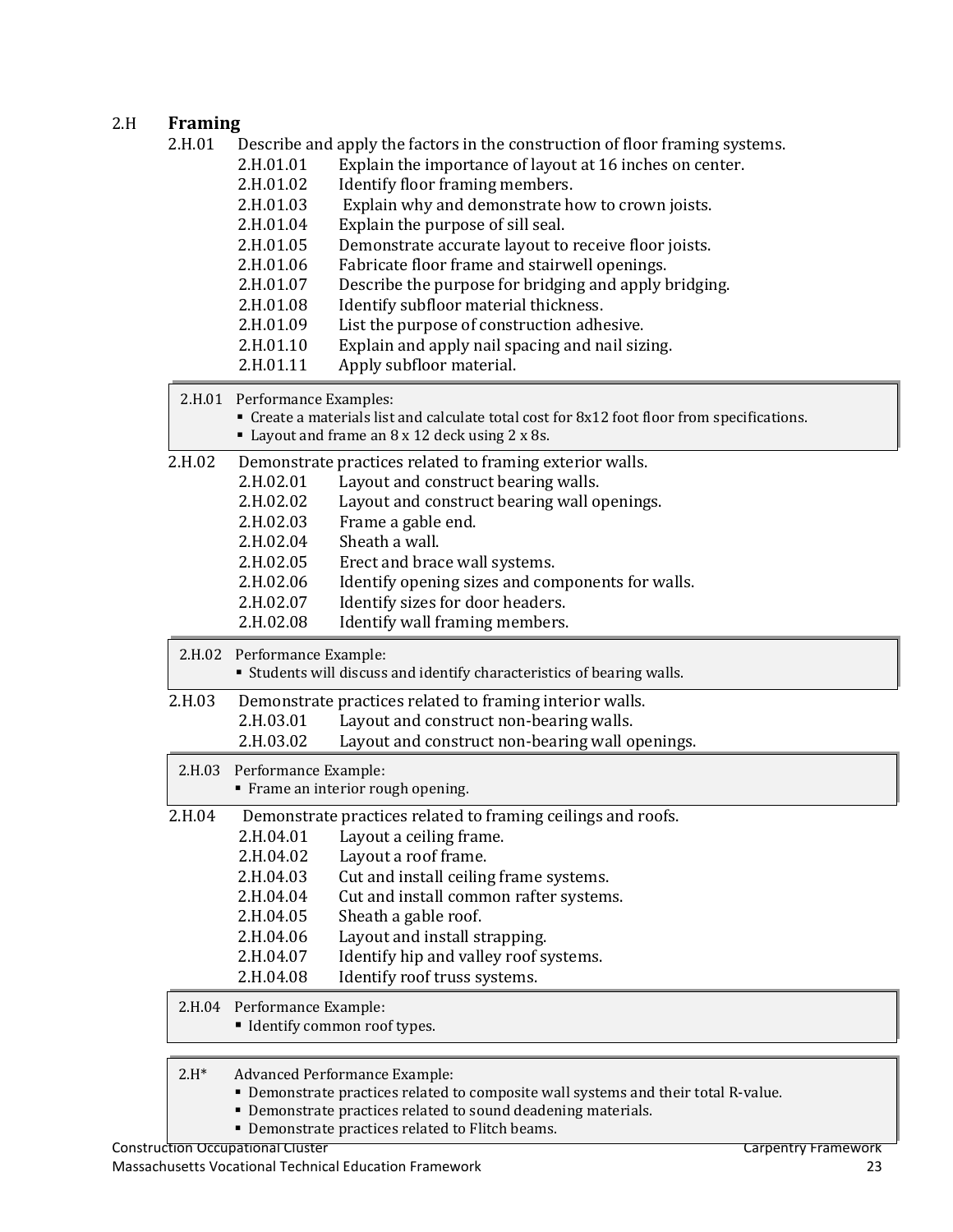## 2.H Framing

**2.H.01** Describe and apply the factors in the construction of floor framing systems.

- 2.H.01.01 Explain the importance of layout at 16 inches on center.
- 2.H.01.02 Identify floor framing members.
- 2.H.01.03 Explain why and demonstrate how to crown joists.
- 2.H.01.04 Explain the purpose of sill seal.
- 2.H.01.05 Demonstrate accurate layout to receive floor joists.
- 2.H.01.06 Fabricate floor frame and stairwell openings.
- 2.H.01.07 Describe the purpose for bridging and apply bridging.
- 2.H.01.08 Identify subfloor material thickness.
- 2.H.01.09 List the purpose of construction adhesive.
- 2.H.01.10 Explain and apply nail spacing and nail sizing.
- 2.H.01.11 Apply subfloor material.

> 2.H.01 Performance Examples:
> - Create a materials list and calculate total cost for 8x12 foot floor from specifications.
> - Layout and frame an 8 x 12 deck using 2 x 8s.

**2.H.02** Demonstrate practices related to framing exterior walls.

- 2.H.02.01 Layout and construct bearing walls.
- 2.H.02.02 Layout and construct bearing wall openings.
- 2.H.02.03 Frame a gable end.
- 2.H.02.04 Sheath a wall.
- 2.H.02.05 Erect and brace wall systems.
- 2.H.02.06 Identify opening sizes and components for walls.
- 2.H.02.07 Identify sizes for door headers.
- 2.H.02.08 Identify wall framing members.

> 2.H.02 Performance Example:
> - Students will discuss and identify characteristics of bearing walls.

**2.H.03** Demonstrate practices related to framing interior walls.

- 2.H.03.01 Layout and construct non-bearing walls.
- 2.H.03.02 Layout and construct non-bearing wall openings.

> 2.H.03 Performance Example:
> - Frame an interior rough opening.

**2.H.04** Demonstrate practices related to framing ceilings and roofs.

- 2.H.04.01 Layout a ceiling frame.
- 2.H.04.02 Layout a roof frame.
- 2.H.04.03 Cut and install ceiling frame systems.
- 2.H.04.04 Cut and install common rafter systems.
- 2.H.04.05 Sheath a gable roof.
- 2.H.04.06 Layout and install strapping.
- 2.H.04.07 Identify hip and valley roof systems.
- 2.H.04.08 Identify roof truss systems.

> 2.H.04 Performance Example:
> - Identify common roof types.

> 2.H* Advanced Performance Example:
> - Demonstrate practices related to composite wall systems and their total R-value.
> - Demonstrate practices related to sound deadening materials.
> - Demonstrate practices related to Flitch beams.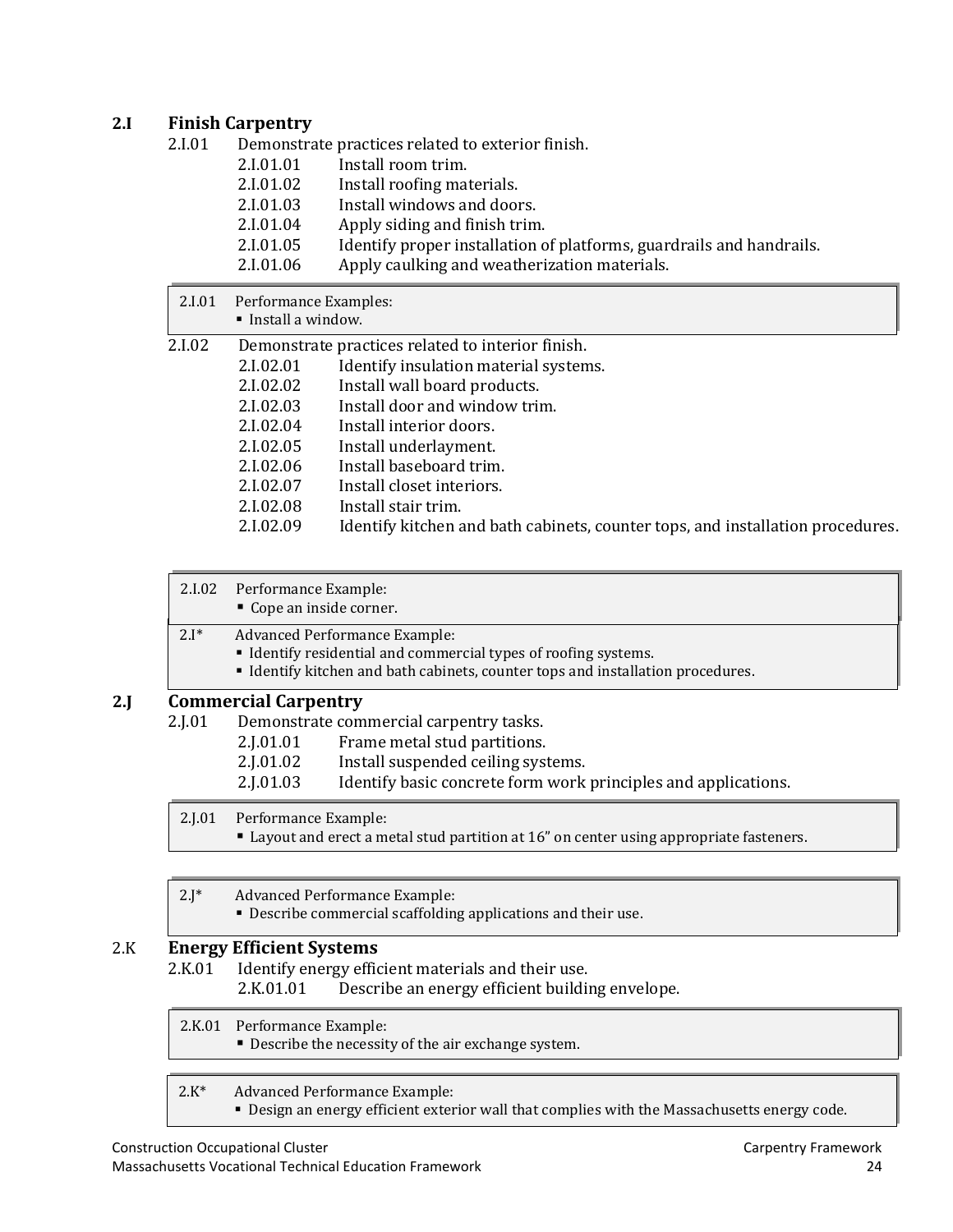## 2.I Finish Carpentry

2.I.01 Demonstrate practices related to exterior finish.

- 2.I.01.01 Install room trim.
- 2.I.01.02 Install roofing materials.
- 2.I.01.03 Install windows and doors.
- 2.I.01.04 Apply siding and finish trim.
- 2.I.01.05 Identify proper installation of platforms, guardrails and handrails.
- 2.I.01.06 Apply caulking and weatherization materials.

> 2.I.01 Performance Examples:
> - Install a window.

2.I.02 Demonstrate practices related to interior finish.

- 2.I.02.01 Identify insulation material systems.
- 2.I.02.02 Install wall board products.
- 2.I.02.03 Install door and window trim.
- 2.I.02.04 Install interior doors.
- 2.I.02.05 Install underlayment.
- 2.I.02.06 Install baseboard trim.
- 2.I.02.07 Install closet interiors.
- 2.I.02.08 Install stair trim.
- 2.I.02.09 Identify kitchen and bath cabinets, counter tops, and installation procedures.

> 2.I.02 Performance Example:
> - Cope an inside corner.

> 2.I* Advanced Performance Example:
> - Identify residential and commercial types of roofing systems.
> - Identify kitchen and bath cabinets, counter tops and installation procedures.

## 2.J Commercial Carpentry

2.J.01 Demonstrate commercial carpentry tasks.

- 2.J.01.01 Frame metal stud partitions.
- 2.J.01.02 Install suspended ceiling systems.
- 2.J.01.03 Identify basic concrete form work principles and applications.

> 2.J.01 Performance Example:
> - Layout and erect a metal stud partition at 16" on center using appropriate fasteners.

> 2.J* Advanced Performance Example:
> - Describe commercial scaffolding applications and their use.

## 2.K Energy Efficient Systems

2.K.01 Identify energy efficient materials and their use.

- 2.K.01.01 Describe an energy efficient building envelope.

> 2.K.01 Performance Example:
> - Describe the necessity of the air exchange system.

> 2.K* Advanced Performance Example:
> - Design an energy efficient exterior wall that complies with the Massachusetts energy code.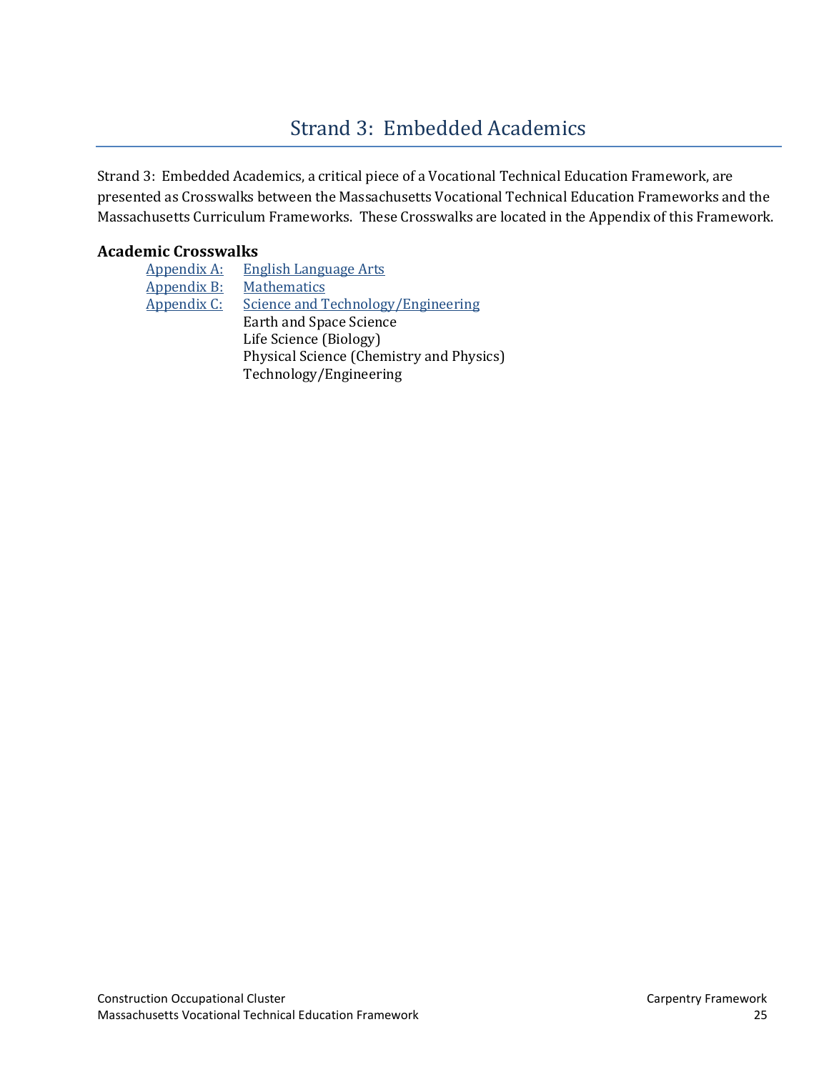# Strand 3: Embedded Academics

Strand 3: Embedded Academics, a critical piece of a Vocational Technical Education Framework, are presented as Crosswalks between the Massachusetts Vocational Technical Education Frameworks and the Massachusetts Curriculum Frameworks. These Crosswalks are located in the Appendix of this Framework.

**Academic Crosswalks**

Appendix A: English Language Arts

Appendix B: Mathematics

Appendix C: Science and Technology/Engineering
- Earth and Space Science
- Life Science (Biology)
- Physical Science (Chemistry and Physics)
- Technology/Engineering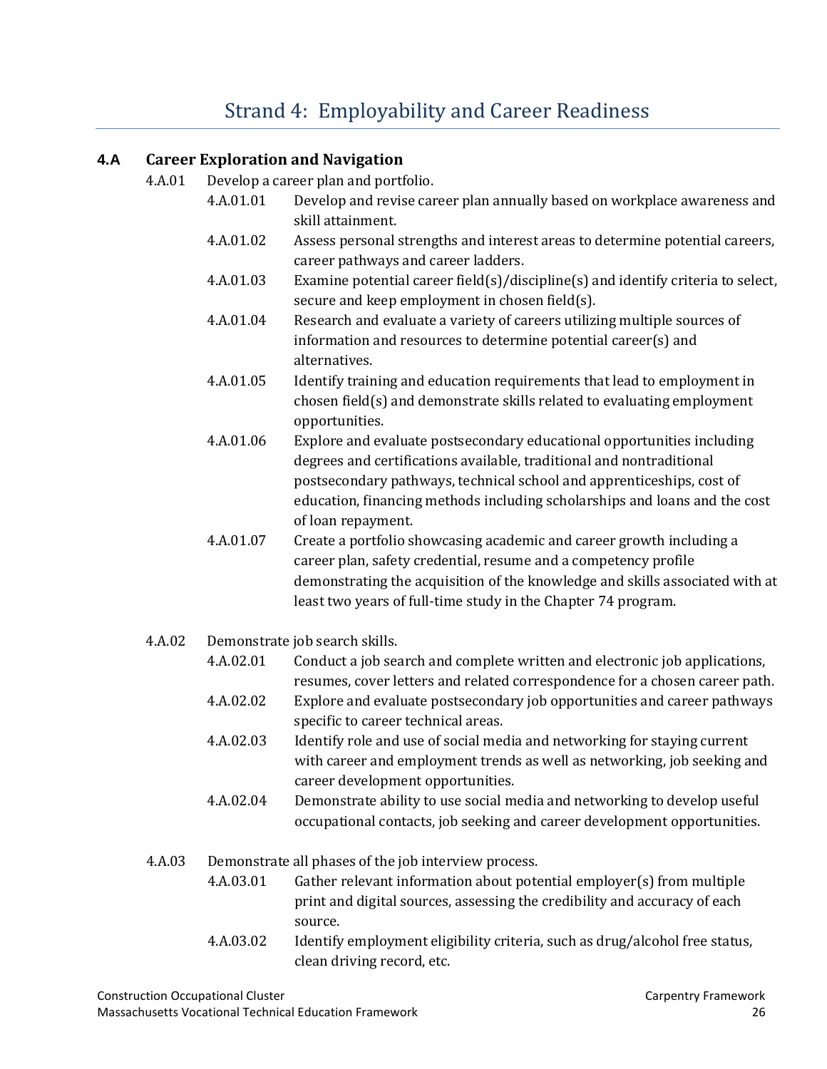# Strand 4: Employability and Career Readiness

## 4.A Career Exploration and Navigation

4.A.01 Develop a career plan and portfolio.

- 4.A.01.01 Develop and revise career plan annually based on workplace awareness and skill attainment.
- 4.A.01.02 Assess personal strengths and interest areas to determine potential careers, career pathways and career ladders.
- 4.A.01.03 Examine potential career field(s)/discipline(s) and identify criteria to select, secure and keep employment in chosen field(s).
- 4.A.01.04 Research and evaluate a variety of careers utilizing multiple sources of information and resources to determine potential career(s) and alternatives.
- 4.A.01.05 Identify training and education requirements that lead to employment in chosen field(s) and demonstrate skills related to evaluating employment opportunities.
- 4.A.01.06 Explore and evaluate postsecondary educational opportunities including degrees and certifications available, traditional and nontraditional postsecondary pathways, technical school and apprenticeships, cost of education, financing methods including scholarships and loans and the cost of loan repayment.
- 4.A.01.07 Create a portfolio showcasing academic and career growth including a career plan, safety credential, resume and a competency profile demonstrating the acquisition of the knowledge and skills associated with at least two years of full-time study in the Chapter 74 program.

4.A.02 Demonstrate job search skills.

- 4.A.02.01 Conduct a job search and complete written and electronic job applications, resumes, cover letters and related correspondence for a chosen career path.
- 4.A.02.02 Explore and evaluate postsecondary job opportunities and career pathways specific to career technical areas.
- 4.A.02.03 Identify role and use of social media and networking for staying current with career and employment trends as well as networking, job seeking and career development opportunities.
- 4.A.02.04 Demonstrate ability to use social media and networking to develop useful occupational contacts, job seeking and career development opportunities.

4.A.03 Demonstrate all phases of the job interview process.

- 4.A.03.01 Gather relevant information about potential employer(s) from multiple print and digital sources, assessing the credibility and accuracy of each source.
- 4.A.03.02 Identify employment eligibility criteria, such as drug/alcohol free status, clean driving record, etc.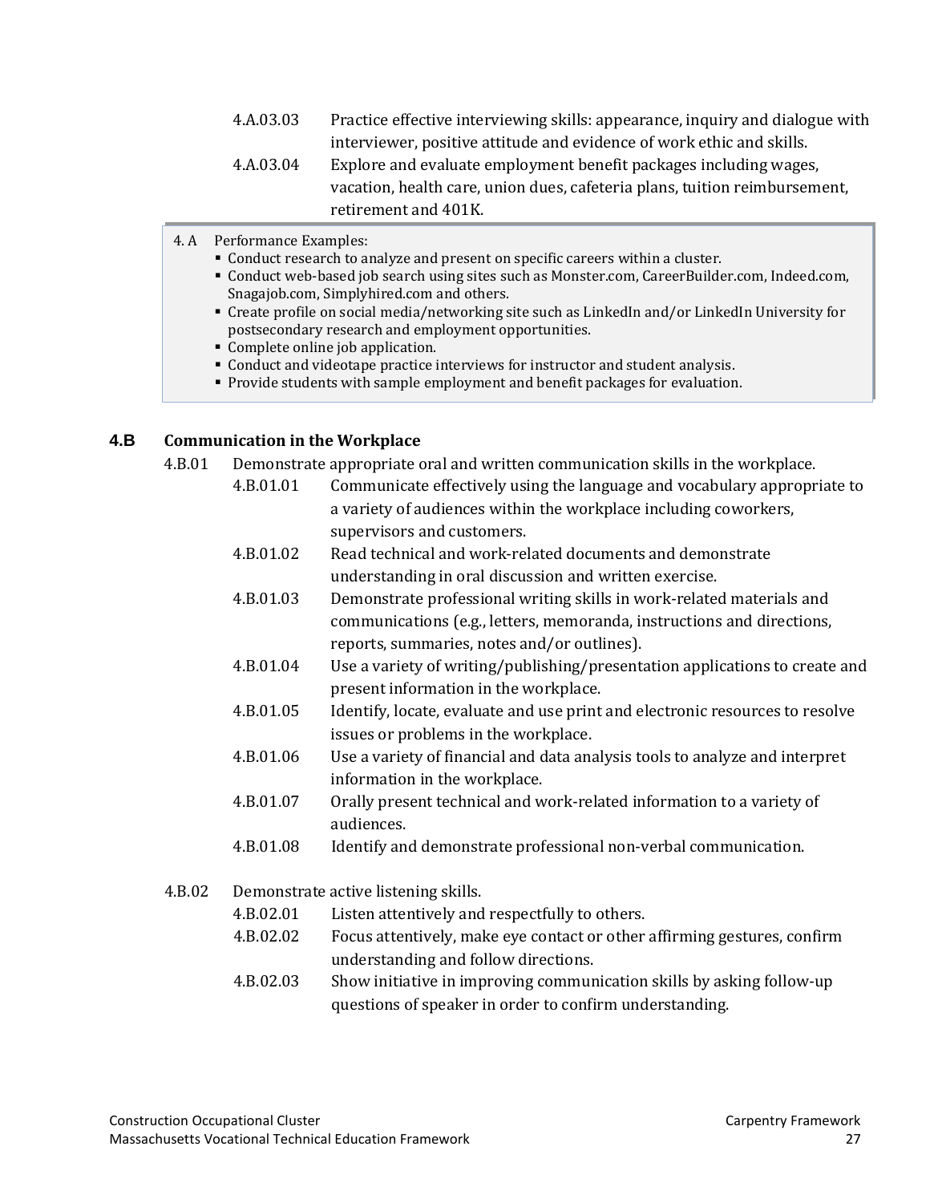4.A.03.03 Practice effective interviewing skills: appearance, inquiry and dialogue with interviewer, positive attitude and evidence of work ethic and skills.

4.A.03.04 Explore and evaluate employment benefit packages including wages, vacation, health care, union dues, cafeteria plans, tuition reimbursement, retirement and 401K.

> 4. A Performance Examples:
> - Conduct research to analyze and present on specific careers within a cluster.
> - Conduct web-based job search using sites such as Monster.com, CareerBuilder.com, Indeed.com, Snagajob.com, Simplyhired.com and others.
> - Create profile on social media/networking site such as LinkedIn and/or LinkedIn University for postsecondary research and employment opportunities.
> - Complete online job application.
> - Conduct and videotape practice interviews for instructor and student analysis.
> - Provide students with sample employment and benefit packages for evaluation.

## 4.B Communication in the Workplace

4.B.01 Demonstrate appropriate oral and written communication skills in the workplace.

4.B.01.01 Communicate effectively using the language and vocabulary appropriate to a variety of audiences within the workplace including coworkers, supervisors and customers.

4.B.01.02 Read technical and work-related documents and demonstrate understanding in oral discussion and written exercise.

4.B.01.03 Demonstrate professional writing skills in work-related materials and communications (e.g., letters, memoranda, instructions and directions, reports, summaries, notes and/or outlines).

4.B.01.04 Use a variety of writing/publishing/presentation applications to create and present information in the workplace.

4.B.01.05 Identify, locate, evaluate and use print and electronic resources to resolve issues or problems in the workplace.

4.B.01.06 Use a variety of financial and data analysis tools to analyze and interpret information in the workplace.

4.B.01.07 Orally present technical and work-related information to a variety of audiences.

4.B.01.08 Identify and demonstrate professional non-verbal communication.

4.B.02 Demonstrate active listening skills.

4.B.02.01 Listen attentively and respectfully to others.

4.B.02.02 Focus attentively, make eye contact or other affirming gestures, confirm understanding and follow directions.

4.B.02.03 Show initiative in improving communication skills by asking follow-up questions of speaker in order to confirm understanding.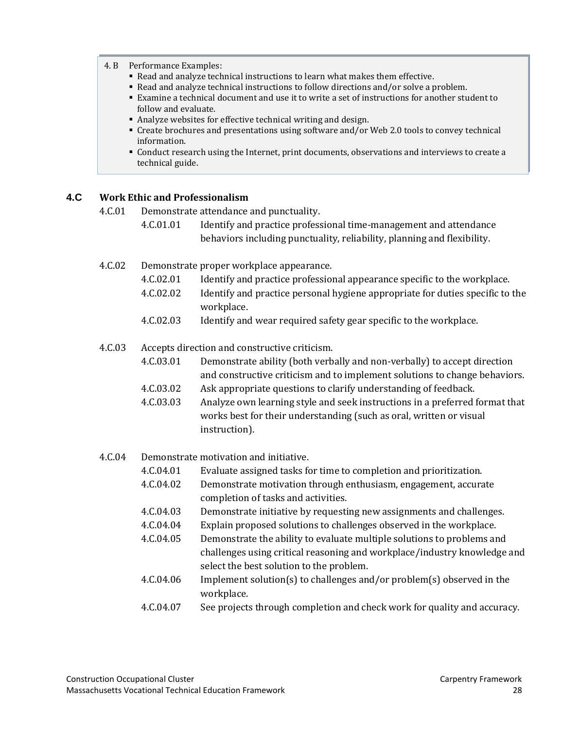4.B Performance Examples:

- Read and analyze technical instructions to learn what makes them effective.
- Read and analyze technical instructions to follow directions and/or solve a problem.
- Examine a technical document and use it to write a set of instructions for another student to follow and evaluate.
- Analyze websites for effective technical writing and design.
- Create brochures and presentations using software and/or Web 2.0 tools to convey technical information.
- Conduct research using the Internet, print documents, observations and interviews to create a technical guide.

## 4.C Work Ethic and Professionalism

**4.C.01** Demonstrate attendance and punctuality.

- 4.C.01.01 Identify and practice professional time-management and attendance behaviors including punctuality, reliability, planning and flexibility.

**4.C.02** Demonstrate proper workplace appearance.

- 4.C.02.01 Identify and practice professional appearance specific to the workplace.
- 4.C.02.02 Identify and practice personal hygiene appropriate for duties specific to the workplace.
- 4.C.02.03 Identify and wear required safety gear specific to the workplace.

**4.C.03** Accepts direction and constructive criticism.

- 4.C.03.01 Demonstrate ability (both verbally and non-verbally) to accept direction and constructive criticism and to implement solutions to change behaviors.
- 4.C.03.02 Ask appropriate questions to clarify understanding of feedback.
- 4.C.03.03 Analyze own learning style and seek instructions in a preferred format that works best for their understanding (such as oral, written or visual instruction).

**4.C.04** Demonstrate motivation and initiative.

- 4.C.04.01 Evaluate assigned tasks for time to completion and prioritization.
- 4.C.04.02 Demonstrate motivation through enthusiasm, engagement, accurate completion of tasks and activities.
- 4.C.04.03 Demonstrate initiative by requesting new assignments and challenges.
- 4.C.04.04 Explain proposed solutions to challenges observed in the workplace.
- 4.C.04.05 Demonstrate the ability to evaluate multiple solutions to problems and challenges using critical reasoning and workplace/industry knowledge and select the best solution to the problem.
- 4.C.04.06 Implement solution(s) to challenges and/or problem(s) observed in the workplace.
- 4.C.04.07 See projects through completion and check work for quality and accuracy.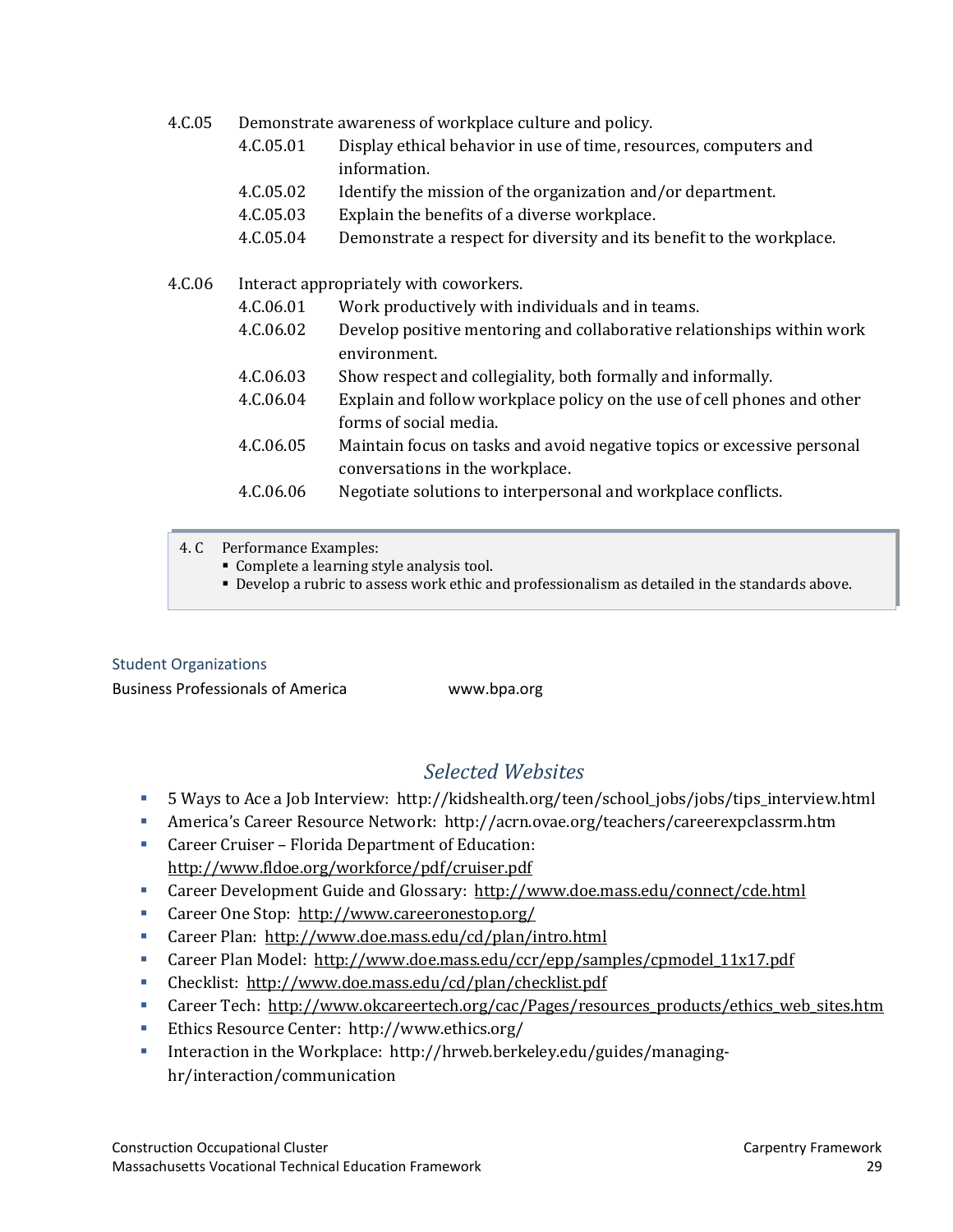4.C.05 Demonstrate awareness of workplace culture and policy.

- 4.C.05.01 Display ethical behavior in use of time, resources, computers and information.
- 4.C.05.02 Identify the mission of the organization and/or department.
- 4.C.05.03 Explain the benefits of a diverse workplace.
- 4.C.05.04 Demonstrate a respect for diversity and its benefit to the workplace.

4.C.06 Interact appropriately with coworkers.

- 4.C.06.01 Work productively with individuals and in teams.
- 4.C.06.02 Develop positive mentoring and collaborative relationships within work environment.
- 4.C.06.03 Show respect and collegiality, both formally and informally.
- 4.C.06.04 Explain and follow workplace policy on the use of cell phones and other forms of social media.
- 4.C.06.05 Maintain focus on tasks and avoid negative topics or excessive personal conversations in the workplace.
- 4.C.06.06 Negotiate solutions to interpersonal and workplace conflicts.

4. C Performance Examples:

- Complete a learning style analysis tool.
- Develop a rubric to assess work ethic and professionalism as detailed in the standards above.

### Student Organizations

Business Professionals of America www.bpa.org

## *Selected Websites*

- 5 Ways to Ace a Job Interview: http://kidshealth.org/teen/school_jobs/jobs/tips_interview.html
- America's Career Resource Network: http://acrn.ovae.org/teachers/careerexpclassrm.htm
- Career Cruiser – Florida Department of Education: http://www.fldoe.org/workforce/pdf/cruiser.pdf
- Career Development Guide and Glossary: http://www.doe.mass.edu/connect/cde.html
- Career One Stop: http://www.careeronestop.org/
- Career Plan: http://www.doe.mass.edu/cd/plan/intro.html
- Career Plan Model: http://www.doe.mass.edu/ccr/epp/samples/cpmodel_11x17.pdf
- Checklist: http://www.doe.mass.edu/cd/plan/checklist.pdf
- Career Tech: http://www.okcareertech.org/cac/Pages/resources_products/ethics_web_sites.htm
- Ethics Resource Center: http://www.ethics.org/
- Interaction in the Workplace: http://hrweb.berkeley.edu/guides/managing-hr/interaction/communication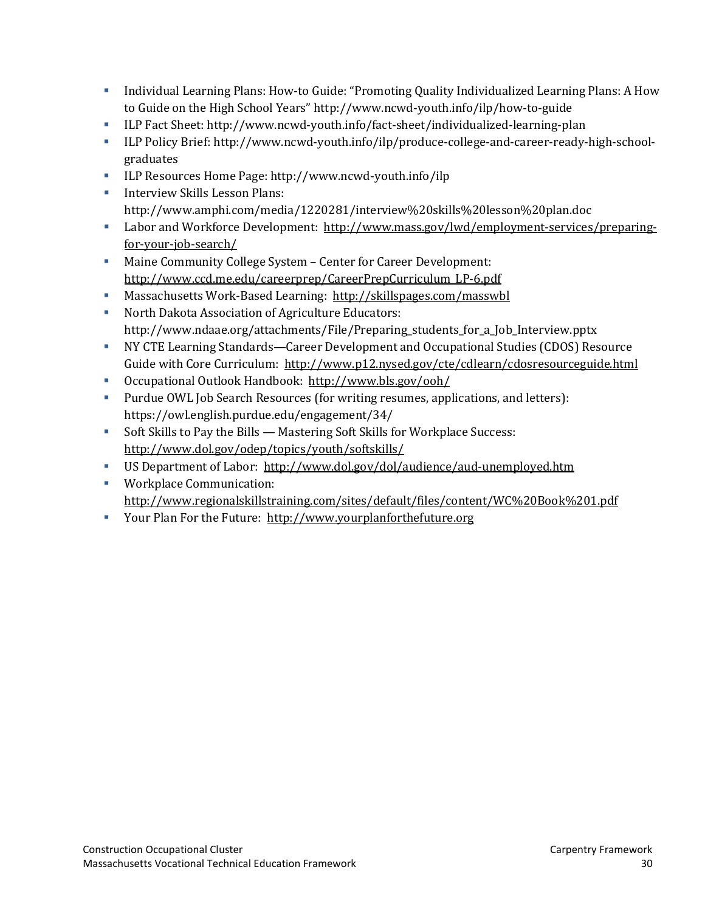- Individual Learning Plans: How-to Guide: "Promoting Quality Individualized Learning Plans: A How to Guide on the High School Years" http://www.ncwd-youth.info/ilp/how-to-guide
- ILP Fact Sheet: http://www.ncwd-youth.info/fact-sheet/individualized-learning-plan
- ILP Policy Brief: http://www.ncwd-youth.info/ilp/produce-college-and-career-ready-high-school-graduates
- ILP Resources Home Page: http://www.ncwd-youth.info/ilp
- Interview Skills Lesson Plans: http://www.amphi.com/media/1220281/interview%20skills%20lesson%20plan.doc
- Labor and Workforce Development: http://www.mass.gov/lwd/employment-services/preparing-for-your-job-search/
- Maine Community College System – Center for Career Development: http://www.ccd.me.edu/careerprep/CareerPrepCurriculum_LP-6.pdf
- Massachusetts Work-Based Learning: http://skillspages.com/masswbl
- North Dakota Association of Agriculture Educators: http://www.ndaae.org/attachments/File/Preparing_students_for_a_Job_Interview.pptx
- NY CTE Learning Standards—Career Development and Occupational Studies (CDOS) Resource Guide with Core Curriculum: http://www.p12.nysed.gov/cte/cdlearn/cdosresourceguide.html
- Occupational Outlook Handbook: http://www.bls.gov/ooh/
- Purdue OWL Job Search Resources (for writing resumes, applications, and letters): https://owl.english.purdue.edu/engagement/34/
- Soft Skills to Pay the Bills — Mastering Soft Skills for Workplace Success: http://www.dol.gov/odep/topics/youth/softskills/
- US Department of Labor: http://www.dol.gov/dol/audience/aud-unemployed.htm
- Workplace Communication: http://www.regionalskillstraining.com/sites/default/files/content/WC%20Book%201.pdf
- Your Plan For the Future: http://www.yourplanforthefuture.org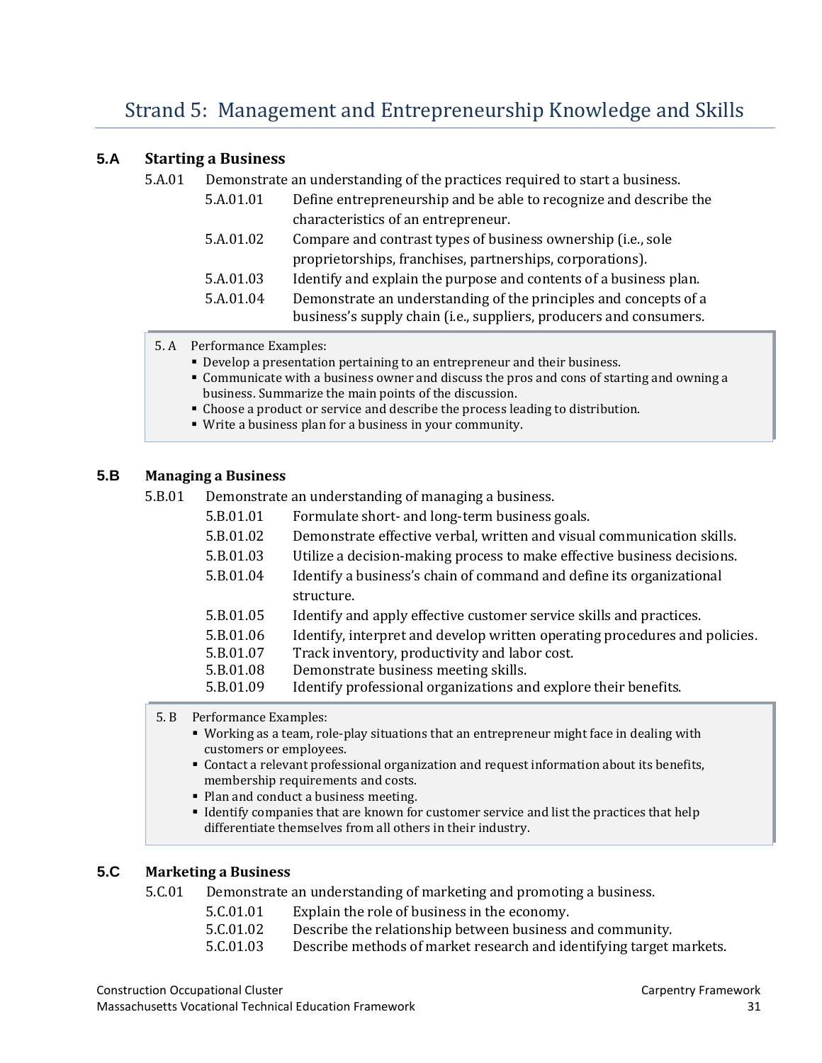# Strand 5: Management and Entrepreneurship Knowledge and Skills

## 5.A Starting a Business

5.A.01 Demonstrate an understanding of the practices required to start a business.

- 5.A.01.01 Define entrepreneurship and be able to recognize and describe the characteristics of an entrepreneur.
- 5.A.01.02 Compare and contrast types of business ownership (i.e., sole proprietorships, franchises, partnerships, corporations).
- 5.A.01.03 Identify and explain the purpose and contents of a business plan.
- 5.A.01.04 Demonstrate an understanding of the principles and concepts of a business's supply chain (i.e., suppliers, producers and consumers.

> 5. A Performance Examples:
> - Develop a presentation pertaining to an entrepreneur and their business.
> - Communicate with a business owner and discuss the pros and cons of starting and owning a business. Summarize the main points of the discussion.
> - Choose a product or service and describe the process leading to distribution.
> - Write a business plan for a business in your community.

## 5.B Managing a Business

5.B.01 Demonstrate an understanding of managing a business.

- 5.B.01.01 Formulate short- and long-term business goals.
- 5.B.01.02 Demonstrate effective verbal, written and visual communication skills.
- 5.B.01.03 Utilize a decision-making process to make effective business decisions.
- 5.B.01.04 Identify a business's chain of command and define its organizational structure.
- 5.B.01.05 Identify and apply effective customer service skills and practices.
- 5.B.01.06 Identify, interpret and develop written operating procedures and policies.
- 5.B.01.07 Track inventory, productivity and labor cost.
- 5.B.01.08 Demonstrate business meeting skills.
- 5.B.01.09 Identify professional organizations and explore their benefits.

> 5. B Performance Examples:
> - Working as a team, role-play situations that an entrepreneur might face in dealing with customers or employees.
> - Contact a relevant professional organization and request information about its benefits, membership requirements and costs.
> - Plan and conduct a business meeting.
> - Identify companies that are known for customer service and list the practices that help differentiate themselves from all others in their industry.

## 5.C Marketing a Business

5.C.01 Demonstrate an understanding of marketing and promoting a business.

- 5.C.01.01 Explain the role of business in the economy.
- 5.C.01.02 Describe the relationship between business and community.
- 5.C.01.03 Describe methods of market research and identifying target markets.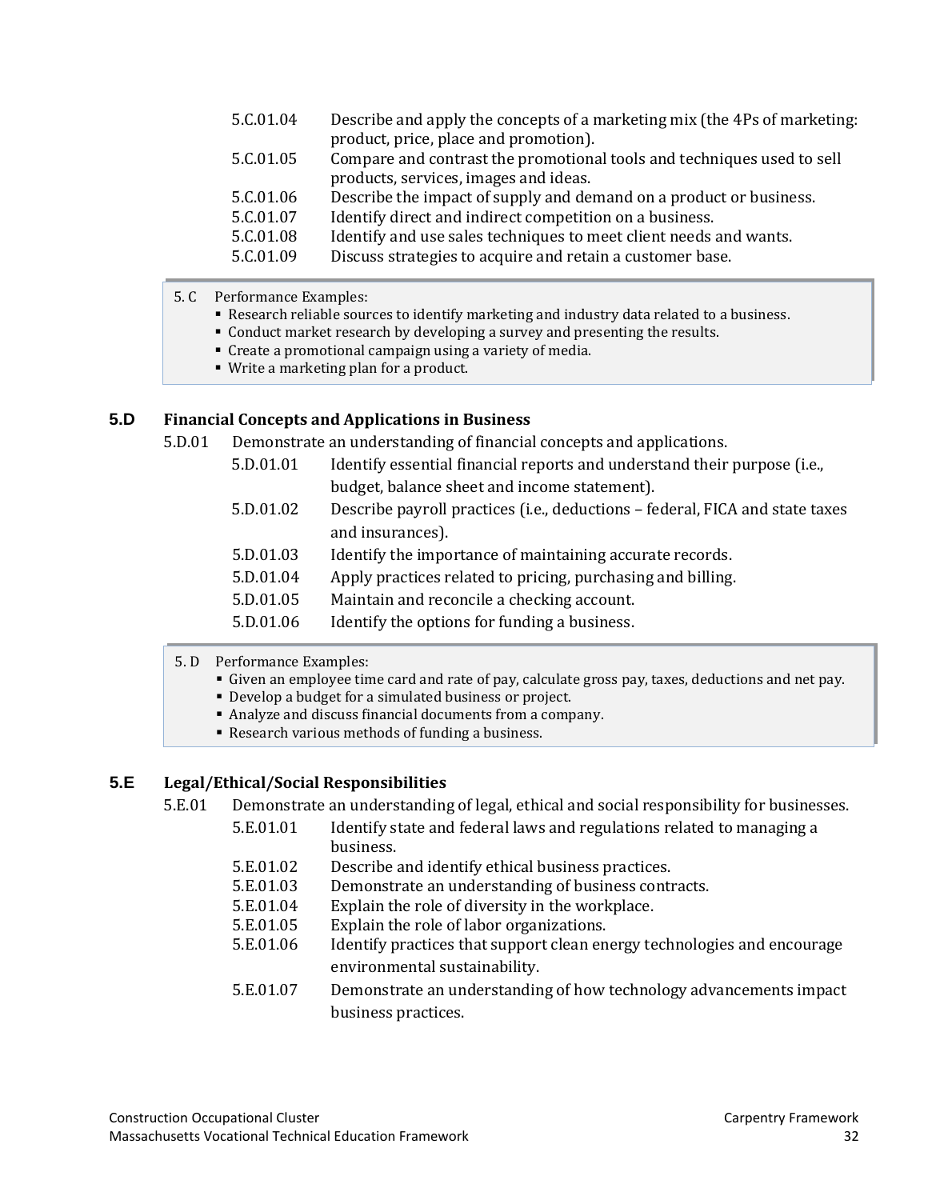5.C.01.04 Describe and apply the concepts of a marketing mix (the 4Ps of marketing: product, price, place and promotion).

5.C.01.05 Compare and contrast the promotional tools and techniques used to sell products, services, images and ideas.

5.C.01.06 Describe the impact of supply and demand on a product or business.

5.C.01.07 Identify direct and indirect competition on a business.

5.C.01.08 Identify and use sales techniques to meet client needs and wants.

5.C.01.09 Discuss strategies to acquire and retain a customer base.

> 5. C Performance Examples:
> - Research reliable sources to identify marketing and industry data related to a business.
> - Conduct market research by developing a survey and presenting the results.
> - Create a promotional campaign using a variety of media.
> - Write a marketing plan for a product.

## 5.D Financial Concepts and Applications in Business

5.D.01 Demonstrate an understanding of financial concepts and applications.

5.D.01.01 Identify essential financial reports and understand their purpose (i.e., budget, balance sheet and income statement).

5.D.01.02 Describe payroll practices (i.e., deductions – federal, FICA and state taxes and insurances).

5.D.01.03 Identify the importance of maintaining accurate records.

5.D.01.04 Apply practices related to pricing, purchasing and billing.

5.D.01.05 Maintain and reconcile a checking account.

5.D.01.06 Identify the options for funding a business.

> 5. D Performance Examples:
> - Given an employee time card and rate of pay, calculate gross pay, taxes, deductions and net pay.
> - Develop a budget for a simulated business or project.
> - Analyze and discuss financial documents from a company.
> - Research various methods of funding a business.

## 5.E Legal/Ethical/Social Responsibilities

5.E.01 Demonstrate an understanding of legal, ethical and social responsibility for businesses.

5.E.01.01 Identify state and federal laws and regulations related to managing a business.

5.E.01.02 Describe and identify ethical business practices.

5.E.01.03 Demonstrate an understanding of business contracts.

5.E.01.04 Explain the role of diversity in the workplace.

5.E.01.05 Explain the role of labor organizations.

5.E.01.06 Identify practices that support clean energy technologies and encourage environmental sustainability.

5.E.01.07 Demonstrate an understanding of how technology advancements impact business practices.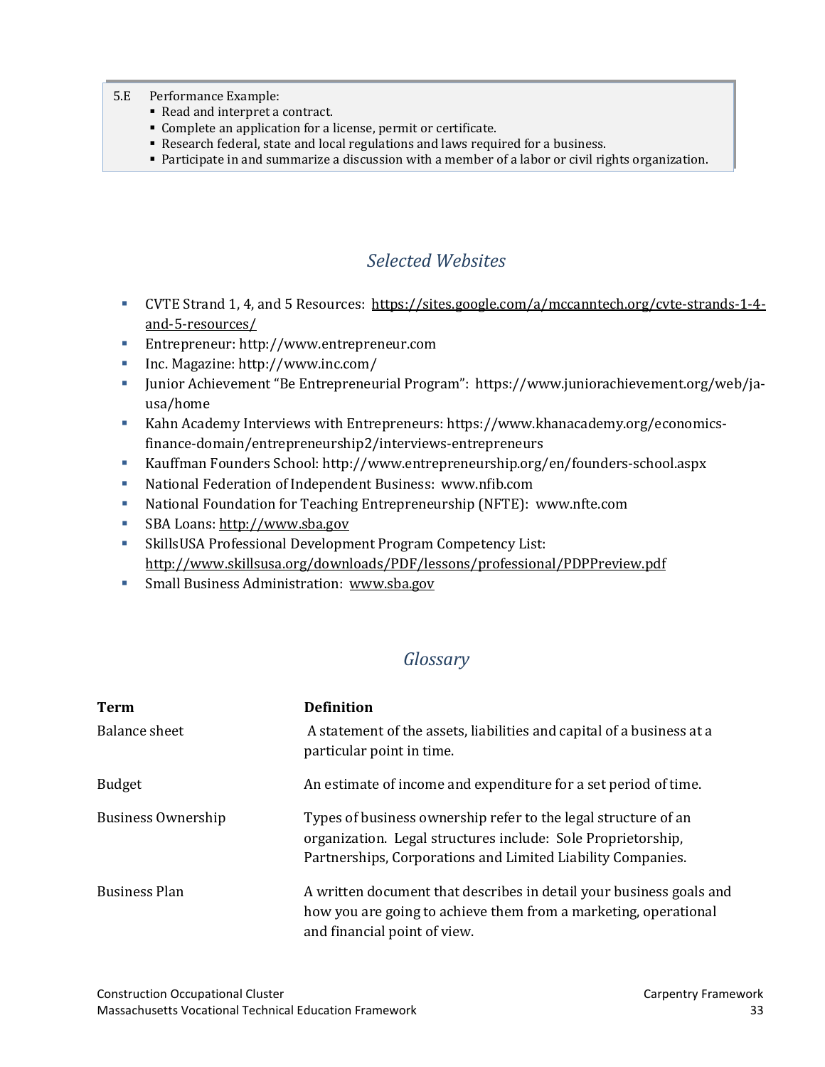5.E Performance Example:

- Read and interpret a contract.
- Complete an application for a license, permit or certificate.
- Research federal, state and local regulations and laws required for a business.
- Participate in and summarize a discussion with a member of a labor or civil rights organization.

## *Selected Websites*

- CVTE Strand 1, 4, and 5 Resources: https://sites.google.com/a/mccanntech.org/cvte-strands-1-4-and-5-resources/
- Entrepreneur: http://www.entrepreneur.com
- Inc. Magazine: http://www.inc.com/
- Junior Achievement "Be Entrepreneurial Program": https://www.juniorachievement.org/web/ja-usa/home
- Kahn Academy Interviews with Entrepreneurs: https://www.khanacademy.org/economics-finance-domain/entrepreneurship2/interviews-entrepreneurs
- Kauffman Founders School: http://www.entrepreneurship.org/en/founders-school.aspx
- National Federation of Independent Business: www.nfib.com
- National Foundation for Teaching Entrepreneurship (NFTE): www.nfte.com
- SBA Loans: http://www.sba.gov
- SkillsUSA Professional Development Program Competency List: http://www.skillsusa.org/downloads/PDF/lessons/professional/PDPPreview.pdf
- Small Business Administration: www.sba.gov

## *Glossary*

| **Term** | **Definition** |
|---|---|
| Balance sheet | A statement of the assets, liabilities and capital of a business at a particular point in time. |
| Budget | An estimate of income and expenditure for a set period of time. |
| Business Ownership | Types of business ownership refer to the legal structure of an organization. Legal structures include: Sole Proprietorship, Partnerships, Corporations and Limited Liability Companies. |
| Business Plan | A written document that describes in detail your business goals and how you are going to achieve them from a marketing, operational and financial point of view. |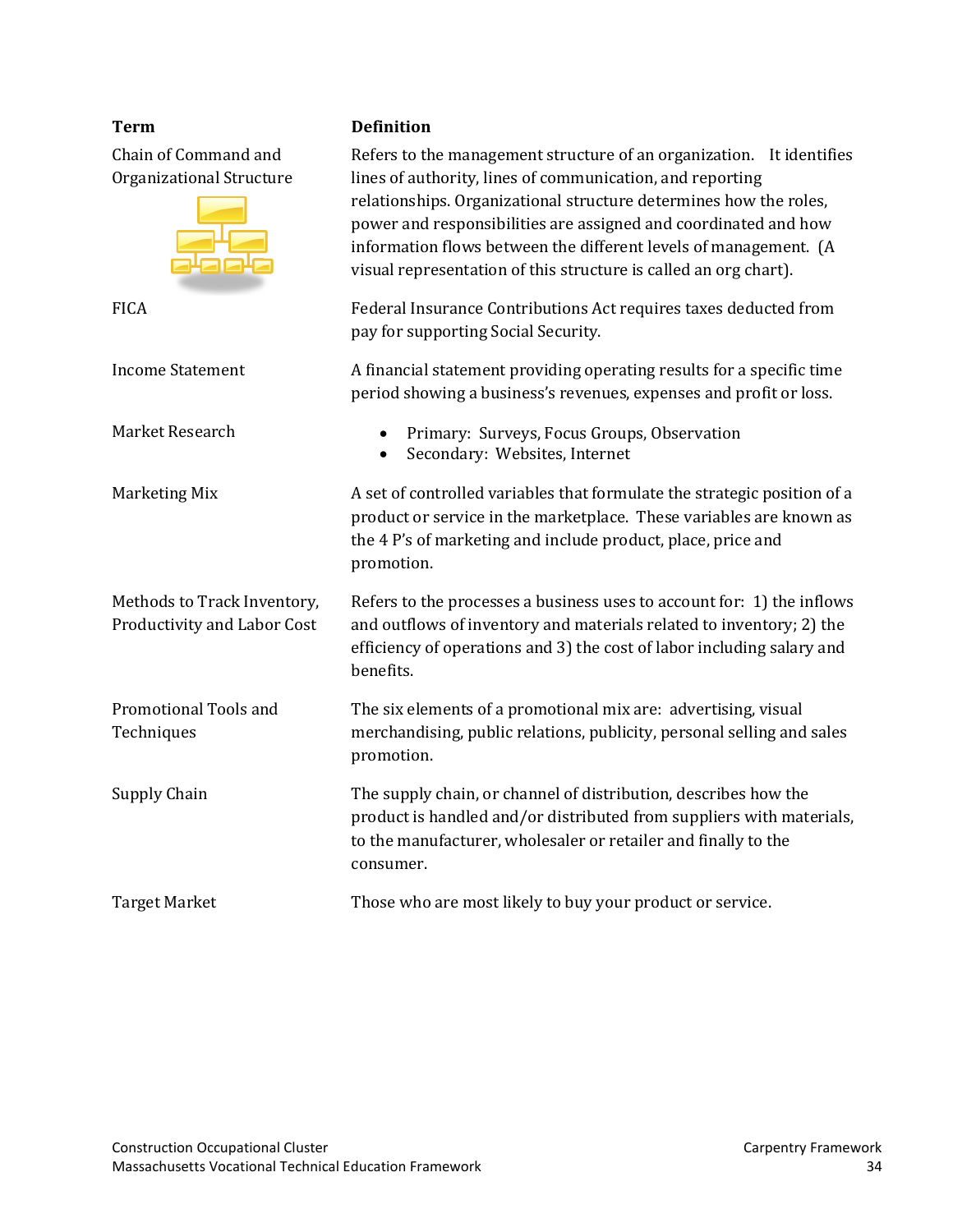| Term | Definition |
|---|---|
| Chain of Command and Organizational Structure | Refers to the management structure of an organization. It identifies lines of authority, lines of communication, and reporting relationships. Organizational structure determines how the roles, power and responsibilities are assigned and coordinated and how information flows between the different levels of management. (A visual representation of this structure is called an org chart). |
| FICA | Federal Insurance Contributions Act requires taxes deducted from pay for supporting Social Security. |
| Income Statement | A financial statement providing operating results for a specific time period showing a business's revenues, expenses and profit or loss. |
| Market Research | • Primary: Surveys, Focus Groups, Observation<br>• Secondary: Websites, Internet |
| Marketing Mix | A set of controlled variables that formulate the strategic position of a product or service in the marketplace. These variables are known as the 4 P's of marketing and include product, place, price and promotion. |
| Methods to Track Inventory, Productivity and Labor Cost | Refers to the processes a business uses to account for: 1) the inflows and outflows of inventory and materials related to inventory; 2) the efficiency of operations and 3) the cost of labor including salary and benefits. |
| Promotional Tools and Techniques | The six elements of a promotional mix are: advertising, visual merchandising, public relations, publicity, personal selling and sales promotion. |
| Supply Chain | The supply chain, or channel of distribution, describes how the product is handled and/or distributed from suppliers with materials, to the manufacturer, wholesaler or retailer and finally to the consumer. |
| Target Market | Those who are most likely to buy your product or service. |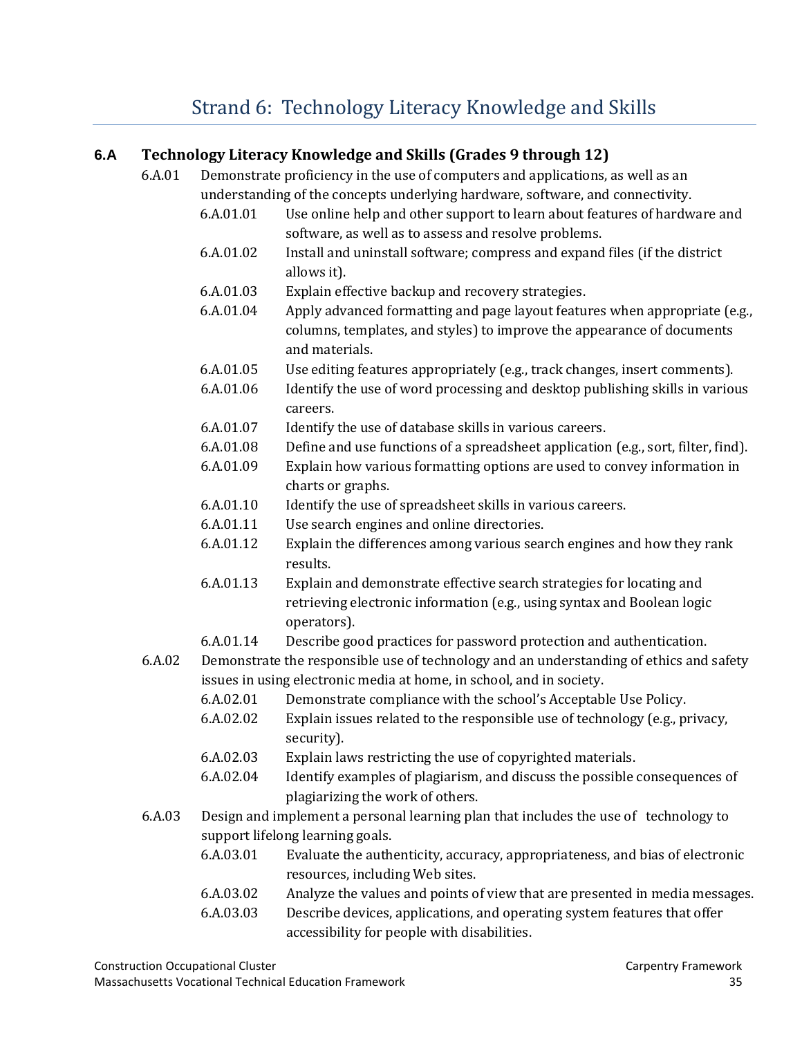# Strand 6: Technology Literacy Knowledge and Skills

## 6.A Technology Literacy Knowledge and Skills (Grades 9 through 12)

6.A.01 Demonstrate proficiency in the use of computers and applications, as well as an understanding of the concepts underlying hardware, software, and connectivity.

- 6.A.01.01 Use online help and other support to learn about features of hardware and software, as well as to assess and resolve problems.
- 6.A.01.02 Install and uninstall software; compress and expand files (if the district allows it).
- 6.A.01.03 Explain effective backup and recovery strategies.
- 6.A.01.04 Apply advanced formatting and page layout features when appropriate (e.g., columns, templates, and styles) to improve the appearance of documents and materials.
- 6.A.01.05 Use editing features appropriately (e.g., track changes, insert comments).
- 6.A.01.06 Identify the use of word processing and desktop publishing skills in various careers.
- 6.A.01.07 Identify the use of database skills in various careers.
- 6.A.01.08 Define and use functions of a spreadsheet application (e.g., sort, filter, find).
- 6.A.01.09 Explain how various formatting options are used to convey information in charts or graphs.
- 6.A.01.10 Identify the use of spreadsheet skills in various careers.
- 6.A.01.11 Use search engines and online directories.
- 6.A.01.12 Explain the differences among various search engines and how they rank results.
- 6.A.01.13 Explain and demonstrate effective search strategies for locating and retrieving electronic information (e.g., using syntax and Boolean logic operators).
- 6.A.01.14 Describe good practices for password protection and authentication.

6.A.02 Demonstrate the responsible use of technology and an understanding of ethics and safety issues in using electronic media at home, in school, and in society.

- 6.A.02.01 Demonstrate compliance with the school's Acceptable Use Policy.
- 6.A.02.02 Explain issues related to the responsible use of technology (e.g., privacy, security).
- 6.A.02.03 Explain laws restricting the use of copyrighted materials.
- 6.A.02.04 Identify examples of plagiarism, and discuss the possible consequences of plagiarizing the work of others.

6.A.03 Design and implement a personal learning plan that includes the use of technology to support lifelong learning goals.

- 6.A.03.01 Evaluate the authenticity, accuracy, appropriateness, and bias of electronic resources, including Web sites.
- 6.A.03.02 Analyze the values and points of view that are presented in media messages.
- 6.A.03.03 Describe devices, applications, and operating system features that offer accessibility for people with disabilities.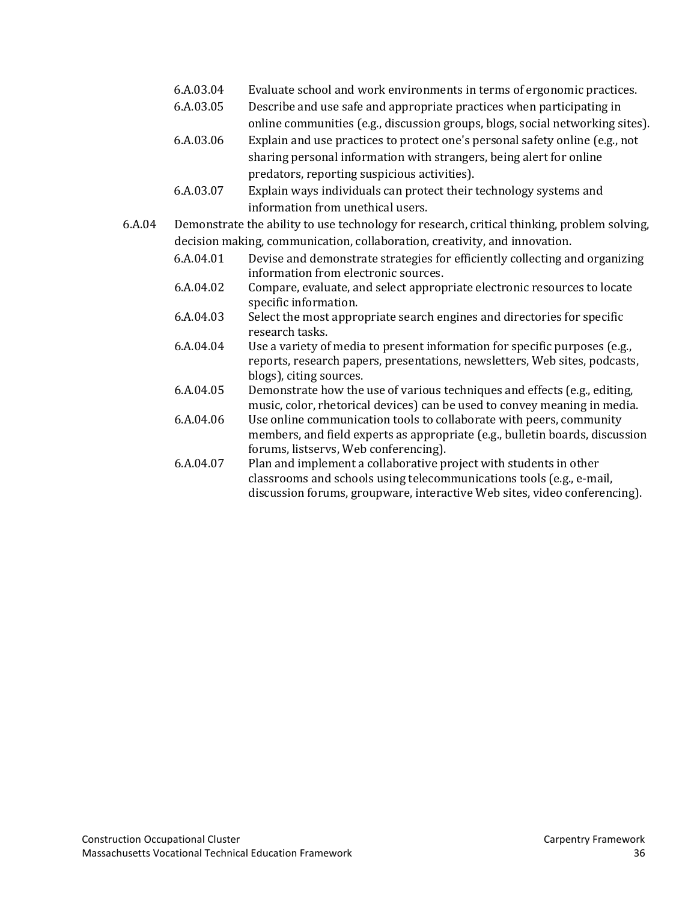- 6.A.03.04 Evaluate school and work environments in terms of ergonomic practices.
- 6.A.03.05 Describe and use safe and appropriate practices when participating in online communities (e.g., discussion groups, blogs, social networking sites).
- 6.A.03.06 Explain and use practices to protect one's personal safety online (e.g., not sharing personal information with strangers, being alert for online predators, reporting suspicious activities).
- 6.A.03.07 Explain ways individuals can protect their technology systems and information from unethical users.

6.A.04 Demonstrate the ability to use technology for research, critical thinking, problem solving, decision making, communication, collaboration, creativity, and innovation.

- 6.A.04.01 Devise and demonstrate strategies for efficiently collecting and organizing information from electronic sources.
- 6.A.04.02 Compare, evaluate, and select appropriate electronic resources to locate specific information.
- 6.A.04.03 Select the most appropriate search engines and directories for specific research tasks.
- 6.A.04.04 Use a variety of media to present information for specific purposes (e.g., reports, research papers, presentations, newsletters, Web sites, podcasts, blogs), citing sources.
- 6.A.04.05 Demonstrate how the use of various techniques and effects (e.g., editing, music, color, rhetorical devices) can be used to convey meaning in media.
- 6.A.04.06 Use online communication tools to collaborate with peers, community members, and field experts as appropriate (e.g., bulletin boards, discussion forums, listservs, Web conferencing).
- 6.A.04.07 Plan and implement a collaborative project with students in other classrooms and schools using telecommunications tools (e.g., e-mail, discussion forums, groupware, interactive Web sites, video conferencing).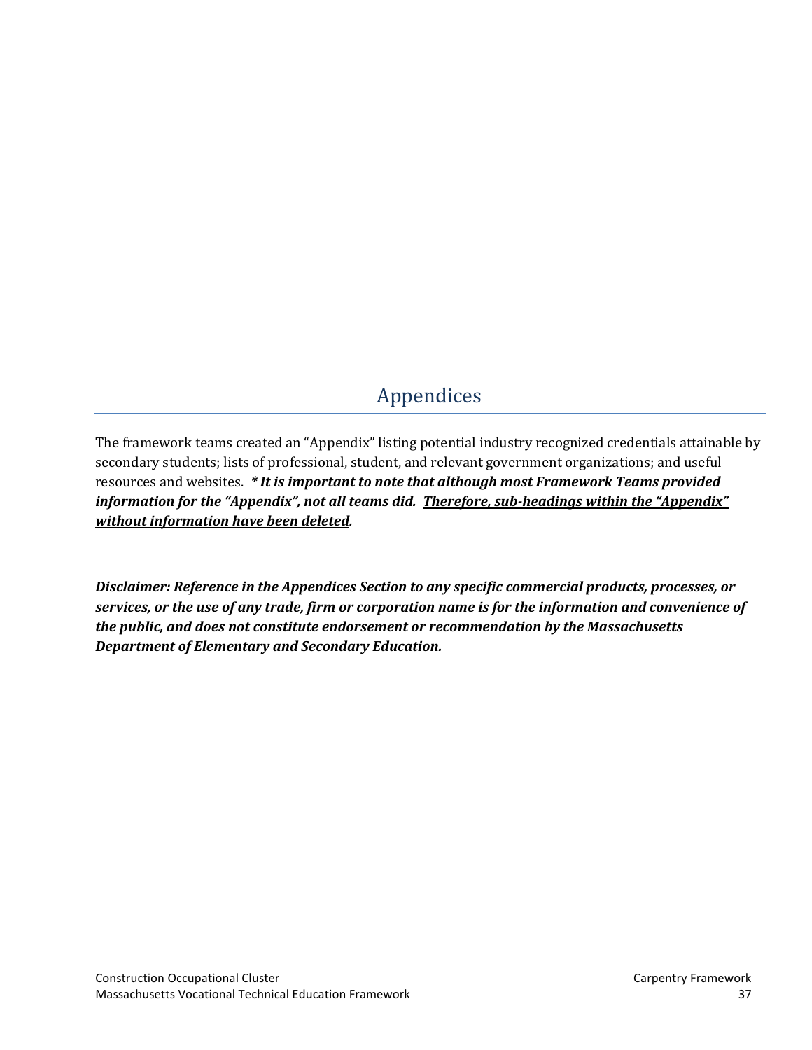# Appendices

The framework teams created an "Appendix" listing potential industry recognized credentials attainable by secondary students; lists of professional, student, and relevant government organizations; and useful resources and websites. ***\* It is important to note that although most Framework Teams provided information for the "Appendix", not all teams did. <u>Therefore, sub-headings within the "Appendix" without information have been deleted</u>.***

***Disclaimer: Reference in the Appendices Section to any specific commercial products, processes, or services, or the use of any trade, firm or corporation name is for the information and convenience of the public, and does not constitute endorsement or recommendation by the Massachusetts Department of Elementary and Secondary Education.***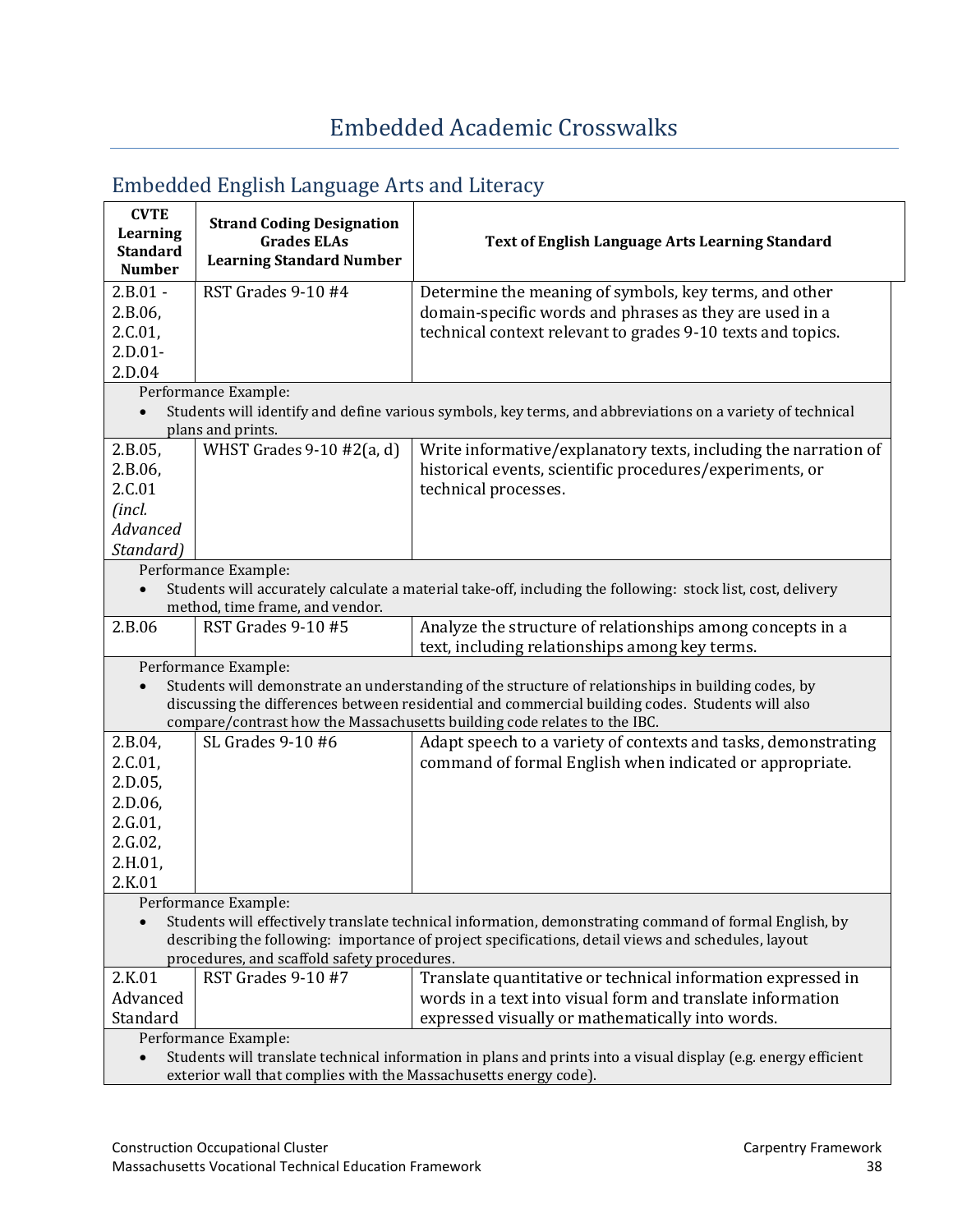# Embedded Academic Crosswalks

## Embedded English Language Arts and Literacy

| CVTE Learning Standard Number | Strand Coding Designation Grades ELAs Learning Standard Number | Text of English Language Arts Learning Standard |
|---|---|---|
| 2.B.01 - 2.B.06, 2.C.01, 2.D.01- 2.D.04 | RST Grades 9-10 #4 | Determine the meaning of symbols, key terms, and other domain-specific words and phrases as they are used in a technical context relevant to grades 9-10 texts and topics. |
| Performance Example:<br>• Students will identify and define various symbols, key terms, and abbreviations on a variety of technical plans and prints. | | |
| 2.B.05, 2.B.06, 2.C.01 *(incl. Advanced Standard)* | WHST Grades 9-10 #2(a, d) | Write informative/explanatory texts, including the narration of historical events, scientific procedures/experiments, or technical processes. |
| Performance Example:<br>• Students will accurately calculate a material take-off, including the following: stock list, cost, delivery method, time frame, and vendor. | | |
| 2.B.06 | RST Grades 9-10 #5 | Analyze the structure of relationships among concepts in a text, including relationships among key terms. |
| Performance Example:<br>• Students will demonstrate an understanding of the structure of relationships in building codes, by discussing the differences between residential and commercial building codes. Students will also compare/contrast how the Massachusetts building code relates to the IBC. | | |
| 2.B.04, 2.C.01, 2.D.05, 2.D.06, 2.G.01, 2.G.02, 2.H.01, 2.K.01 | SL Grades 9-10 #6 | Adapt speech to a variety of contexts and tasks, demonstrating command of formal English when indicated or appropriate. |
| Performance Example:<br>• Students will effectively translate technical information, demonstrating command of formal English, by describing the following: importance of project specifications, detail views and schedules, layout procedures, and scaffold safety procedures. | | |
| 2.K.01 Advanced Standard | RST Grades 9-10 #7 | Translate quantitative or technical information expressed in words in a text into visual form and translate information expressed visually or mathematically into words. |
| Performance Example:<br>• Students will translate technical information in plans and prints into a visual display (e.g. energy efficient exterior wall that complies with the Massachusetts energy code). | | |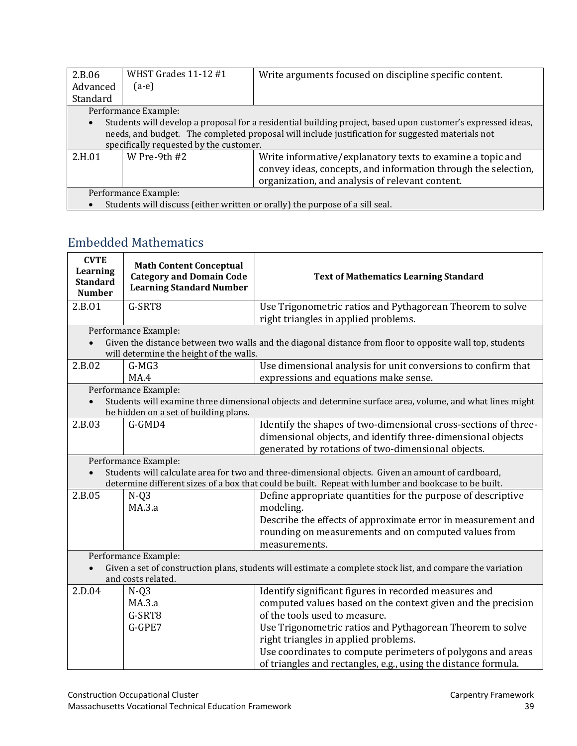| | | |
|---|---|---|
| 2.B.06 Advanced Standard | WHST Grades 11-12 #1 (a-e) | Write arguments focused on discipline specific content. |
| Performance Example:<br>• Students will develop a proposal for a residential building project, based upon customer's expressed ideas, needs, and budget. The completed proposal will include justification for suggested materials not specifically requested by the customer. | | |
| 2.H.01 | W Pre-9th #2 | Write informative/explanatory texts to examine a topic and convey ideas, concepts, and information through the selection, organization, and analysis of relevant content. |
| Performance Example:<br>• Students will discuss (either written or orally) the purpose of a sill seal. | | |

## Embedded Mathematics

| CVTE Learning Standard Number | Math Content Conceptual Category and Domain Code Learning Standard Number | Text of Mathematics Learning Standard |
|---|---|---|
| 2.B.01 | G-SRT8 | Use Trigonometric ratios and Pythagorean Theorem to solve right triangles in applied problems. |
| Performance Example:<br>• Given the distance between two walls and the diagonal distance from floor to opposite wall top, students will determine the height of the walls. | | |
| 2.B.02 | G-MG3<br>MA.4 | Use dimensional analysis for unit conversions to confirm that expressions and equations make sense. |
| Performance Example:<br>• Students will examine three dimensional objects and determine surface area, volume, and what lines might be hidden on a set of building plans. | | |
| 2.B.03 | G-GMD4 | Identify the shapes of two-dimensional cross-sections of three-dimensional objects, and identify three-dimensional objects generated by rotations of two-dimensional objects. |
| Performance Example:<br>• Students will calculate area for two and three-dimensional objects. Given an amount of cardboard, determine different sizes of a box that could be built. Repeat with lumber and bookcase to be built. | | |
| 2.B.05 | N-Q3<br>MA.3.a | Define appropriate quantities for the purpose of descriptive modeling.<br>Describe the effects of approximate error in measurement and rounding on measurements and on computed values from measurements. |
| Performance Example:<br>• Given a set of construction plans, students will estimate a complete stock list, and compare the variation and costs related. | | |
| 2.D.04 | N-Q3<br>MA.3.a<br>G-SRT8<br>G-GPE7 | Identify significant figures in recorded measures and computed values based on the context given and the precision of the tools used to measure.<br>Use Trigonometric ratios and Pythagorean Theorem to solve right triangles in applied problems.<br>Use coordinates to compute perimeters of polygons and areas of triangles and rectangles, e.g., using the distance formula. |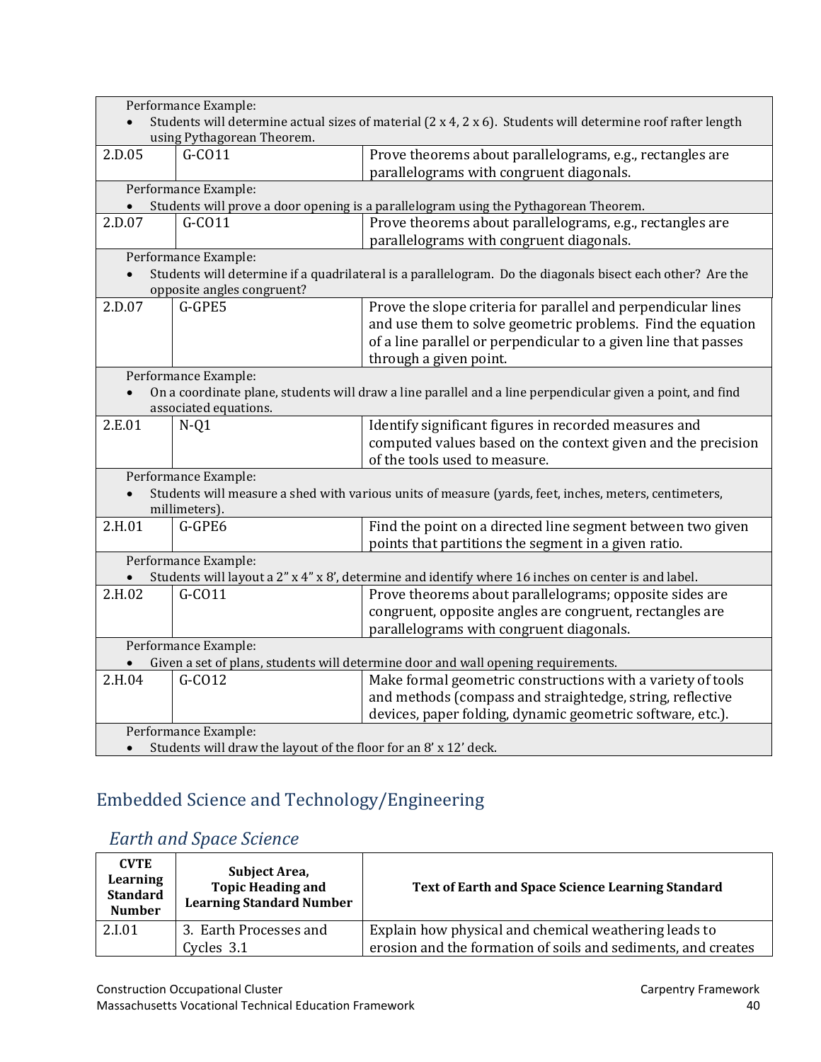| | | |
|---|---|---|
| Performance Example: <br>• Students will determine actual sizes of material (2 x 4, 2 x 6). Students will determine roof rafter length using Pythagorean Theorem. | | |
| 2.D.05 | G-CO11 | Prove theorems about parallelograms, e.g., rectangles are parallelograms with congruent diagonals. |
| Performance Example: <br>• Students will prove a door opening is a parallelogram using the Pythagorean Theorem. | | |
| 2.D.07 | G-CO11 | Prove theorems about parallelograms, e.g., rectangles are parallelograms with congruent diagonals. |
| Performance Example: <br>• Students will determine if a quadrilateral is a parallelogram. Do the diagonals bisect each other? Are the opposite angles congruent? | | |
| 2.D.07 | G-GPE5 | Prove the slope criteria for parallel and perpendicular lines and use them to solve geometric problems. Find the equation of a line parallel or perpendicular to a given line that passes through a given point. |
| Performance Example: <br>• On a coordinate plane, students will draw a line parallel and a line perpendicular given a point, and find associated equations. | | |
| 2.E.01 | N-Q1 | Identify significant figures in recorded measures and computed values based on the context given and the precision of the tools used to measure. |
| Performance Example: <br>• Students will measure a shed with various units of measure (yards, feet, inches, meters, centimeters, millimeters). | | |
| 2.H.01 | G-GPE6 | Find the point on a directed line segment between two given points that partitions the segment in a given ratio. |
| Performance Example: <br>• Students will layout a 2" x 4" x 8', determine and identify where 16 inches on center is and label. | | |
| 2.H.02 | G-CO11 | Prove theorems about parallelograms; opposite sides are congruent, opposite angles are congruent, rectangles are parallelograms with congruent diagonals. |
| Performance Example: <br>• Given a set of plans, students will determine door and wall opening requirements. | | |
| 2.H.04 | G-CO12 | Make formal geometric constructions with a variety of tools and methods (compass and straightedge, string, reflective devices, paper folding, dynamic geometric software, etc.). |
| Performance Example: <br>• Students will draw the layout of the floor for an 8' x 12' deck. | | |

## Embedded Science and Technology/Engineering

### *Earth and Space Science*

| CVTE Learning Standard Number | Subject Area, Topic Heading and Learning Standard Number | Text of Earth and Space Science Learning Standard |
|---|---|---|
| 2.I.01 | 3. Earth Processes and Cycles 3.1 | Explain how physical and chemical weathering leads to erosion and the formation of soils and sediments, and creates |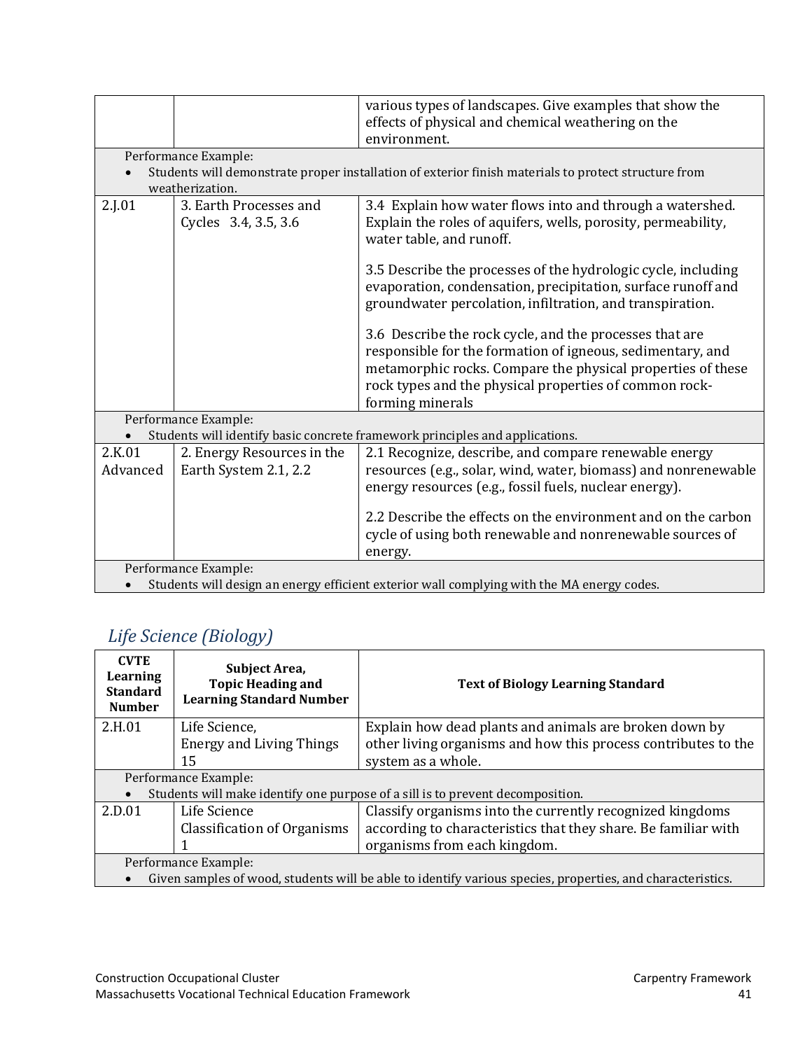| | | |
|---|---|---|
| | | various types of landscapes. Give examples that show the effects of physical and chemical weathering on the environment. |
| Performance Example:<br>• Students will demonstrate proper installation of exterior finish materials to protect structure from weatherization. | | |
| 2.J.01 | 3. Earth Processes and Cycles 3.4, 3.5, 3.6 | 3.4 Explain how water flows into and through a watershed. Explain the roles of aquifers, wells, porosity, permeability, water table, and runoff.<br><br>3.5 Describe the processes of the hydrologic cycle, including evaporation, condensation, precipitation, surface runoff and groundwater percolation, infiltration, and transpiration.<br><br>3.6 Describe the rock cycle, and the processes that are responsible for the formation of igneous, sedimentary, and metamorphic rocks. Compare the physical properties of these rock types and the physical properties of common rock-forming minerals |
| Performance Example:<br>• Students will identify basic concrete framework principles and applications. | | |
| 2.K.01 Advanced | 2. Energy Resources in the Earth System 2.1, 2.2 | 2.1 Recognize, describe, and compare renewable energy resources (e.g., solar, wind, water, biomass) and nonrenewable energy resources (e.g., fossil fuels, nuclear energy).<br><br>2.2 Describe the effects on the environment and on the carbon cycle of using both renewable and nonrenewable sources of energy. |
| Performance Example:<br>• Students will design an energy efficient exterior wall complying with the MA energy codes. | | |

## *Life Science (Biology)*

| CVTE Learning Standard Number | Subject Area, Topic Heading and Learning Standard Number | Text of Biology Learning Standard |
|---|---|---|
| 2.H.01 | Life Science, Energy and Living Things 15 | Explain how dead plants and animals are broken down by other living organisms and how this process contributes to the system as a whole. |
| Performance Example:<br>• Students will make identify one purpose of a sill is to prevent decomposition. | | |
| 2.D.01 | Life Science Classification of Organisms 1 | Classify organisms into the currently recognized kingdoms according to characteristics that they share. Be familiar with organisms from each kingdom. |
| Performance Example:<br>• Given samples of wood, students will be able to identify various species, properties, and characteristics. | | |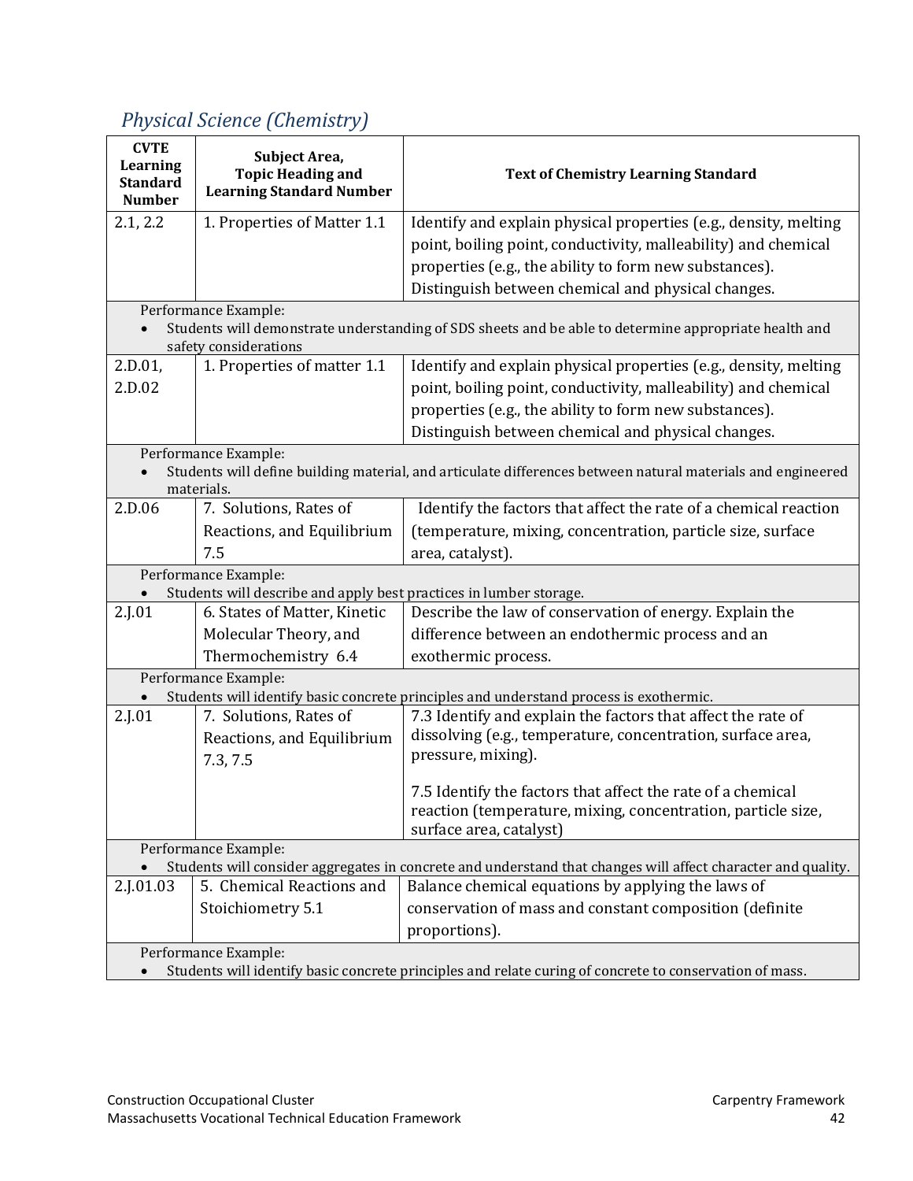## *Physical Science (Chemistry)*

| CVTE Learning Standard Number | Subject Area, Topic Heading and Learning Standard Number | Text of Chemistry Learning Standard |
|---|---|---|
| 2.1, 2.2 | 1. Properties of Matter 1.1 | Identify and explain physical properties (e.g., density, melting point, boiling point, conductivity, malleability) and chemical properties (e.g., the ability to form new substances). Distinguish between chemical and physical changes. |
| Performance Example: • Students will demonstrate understanding of SDS sheets and be able to determine appropriate health and safety considerations | | |
| 2.D.01, 2.D.02 | 1. Properties of matter 1.1 | Identify and explain physical properties (e.g., density, melting point, boiling point, conductivity, malleability) and chemical properties (e.g., the ability to form new substances). Distinguish between chemical and physical changes. |
| Performance Example: • Students will define building material, and articulate differences between natural materials and engineered materials. | | |
| 2.D.06 | 7. Solutions, Rates of Reactions, and Equilibrium 7.5 | Identify the factors that affect the rate of a chemical reaction (temperature, mixing, concentration, particle size, surface area, catalyst). |
| Performance Example: • Students will describe and apply best practices in lumber storage. | | |
| 2.J.01 | 6. States of Matter, Kinetic Molecular Theory, and Thermochemistry 6.4 | Describe the law of conservation of energy. Explain the difference between an endothermic process and an exothermic process. |
| Performance Example: • Students will identify basic concrete principles and understand process is exothermic. | | |
| 2.J.01 | 7. Solutions, Rates of Reactions, and Equilibrium 7.3, 7.5 | 7.3 Identify and explain the factors that affect the rate of dissolving (e.g., temperature, concentration, surface area, pressure, mixing).<br><br>7.5 Identify the factors that affect the rate of a chemical reaction (temperature, mixing, concentration, particle size, surface area, catalyst) |
| Performance Example: • Students will consider aggregates in concrete and understand that changes will affect character and quality. | | |
| 2.J.01.03 | 5. Chemical Reactions and Stoichiometry 5.1 | Balance chemical equations by applying the laws of conservation of mass and constant composition (definite proportions). |
| Performance Example: • Students will identify basic concrete principles and relate curing of concrete to conservation of mass. | | |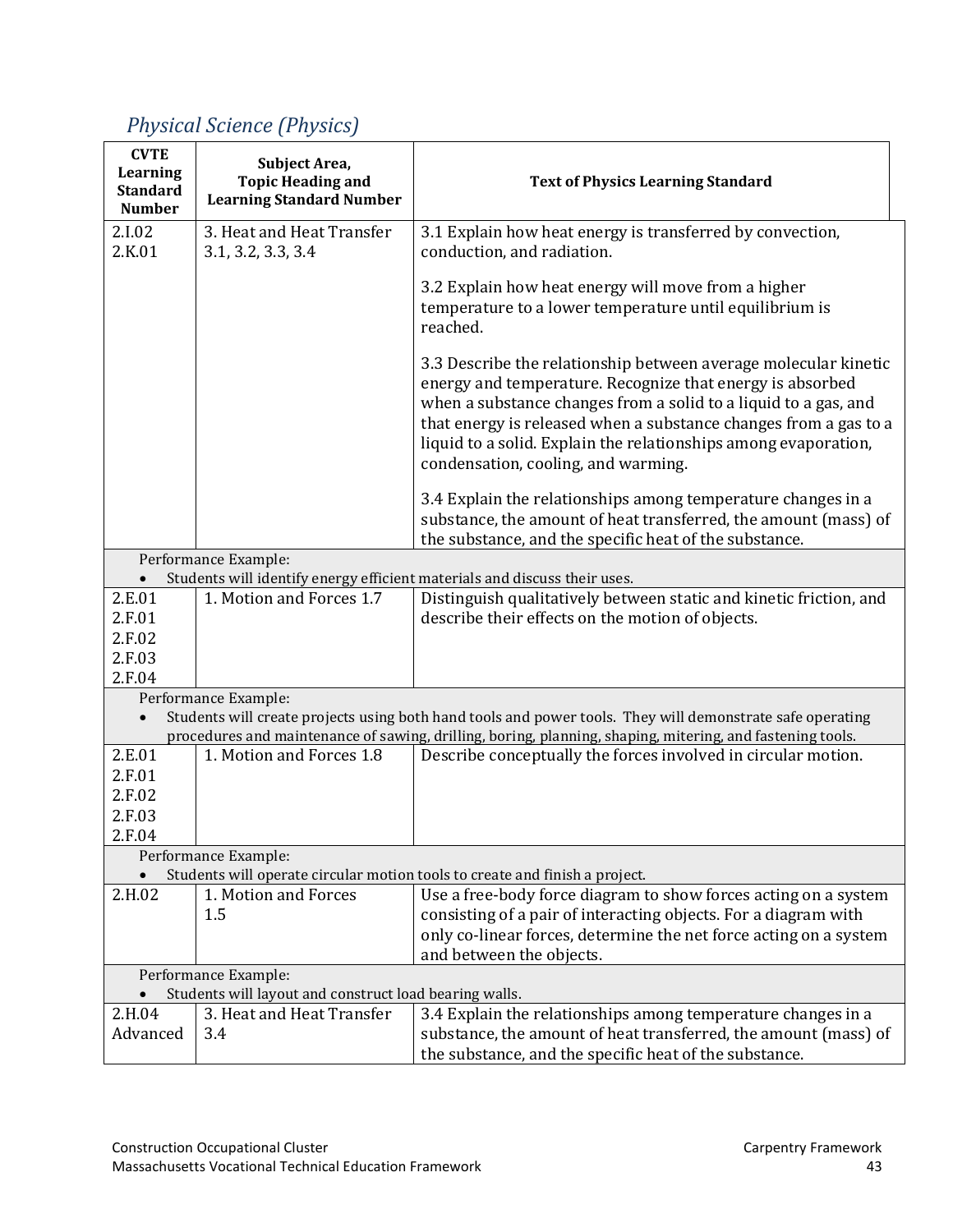## *Physical Science (Physics)*

| CVTE Learning Standard Number | Subject Area, Topic Heading and Learning Standard Number | Text of Physics Learning Standard |
|---|---|---|
| 2.I.02<br>2.K.01 | 3. Heat and Heat Transfer 3.1, 3.2, 3.3, 3.4 | 3.1 Explain how heat energy is transferred by convection, conduction, and radiation.<br><br>3.2 Explain how heat energy will move from a higher temperature to a lower temperature until equilibrium is reached.<br><br>3.3 Describe the relationship between average molecular kinetic energy and temperature. Recognize that energy is absorbed when a substance changes from a solid to a liquid to a gas, and that energy is released when a substance changes from a gas to a liquid to a solid. Explain the relationships among evaporation, condensation, cooling, and warming.<br><br>3.4 Explain the relationships among temperature changes in a substance, the amount of heat transferred, the amount (mass) of the substance, and the specific heat of the substance. |
| Performance Example:<br>• Students will identify energy efficient materials and discuss their uses. | | |
| 2.E.01<br>2.F.01<br>2.F.02<br>2.F.03<br>2.F.04 | 1. Motion and Forces 1.7 | Distinguish qualitatively between static and kinetic friction, and describe their effects on the motion of objects. |
| Performance Example:<br>• Students will create projects using both hand tools and power tools. They will demonstrate safe operating procedures and maintenance of sawing, drilling, boring, planning, shaping, mitering, and fastening tools. | | |
| 2.E.01<br>2.F.01<br>2.F.02<br>2.F.03<br>2.F.04 | 1. Motion and Forces 1.8 | Describe conceptually the forces involved in circular motion. |
| Performance Example:<br>• Students will operate circular motion tools to create and finish a project. | | |
| 2.H.02 | 1. Motion and Forces 1.5 | Use a free-body force diagram to show forces acting on a system consisting of a pair of interacting objects. For a diagram with only co-linear forces, determine the net force acting on a system and between the objects. |
| Performance Example:<br>• Students will layout and construct load bearing walls. | | |
| 2.H.04 Advanced | 3. Heat and Heat Transfer 3.4 | 3.4 Explain the relationships among temperature changes in a substance, the amount of heat transferred, the amount (mass) of the substance, and the specific heat of the substance. |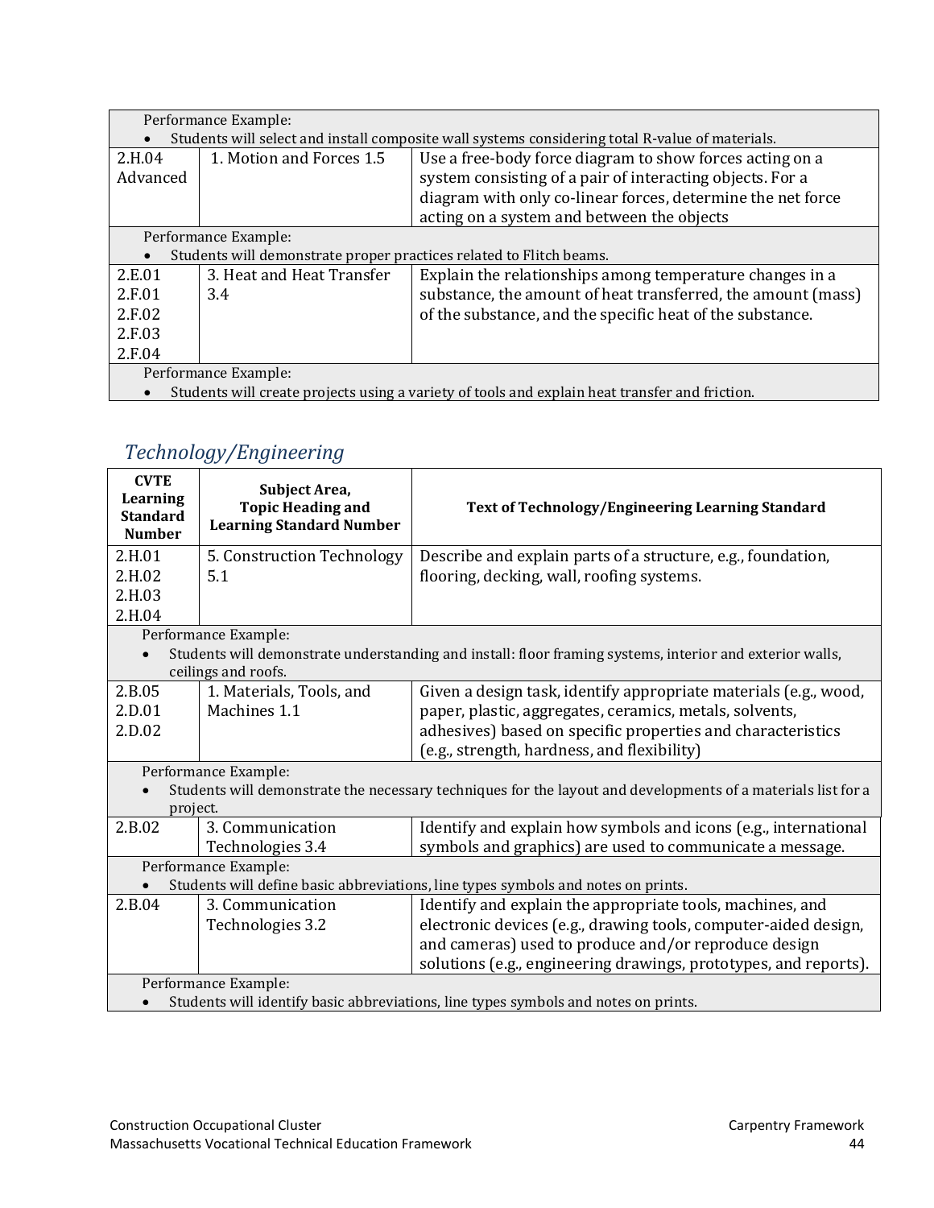| | | |
|---|---|---|
| Performance Example:<br>• Students will select and install composite wall systems considering total R-value of materials. | | |
| 2.H.04 Advanced | 1. Motion and Forces 1.5 | Use a free-body force diagram to show forces acting on a system consisting of a pair of interacting objects. For a diagram with only co-linear forces, determine the net force acting on a system and between the objects |
| Performance Example:<br>• Students will demonstrate proper practices related to Flitch beams. | | |
| 2.E.01<br>2.F.01<br>2.F.02<br>2.F.03<br>2.F.04 | 3. Heat and Heat Transfer 3.4 | Explain the relationships among temperature changes in a substance, the amount of heat transferred, the amount (mass) of the substance, and the specific heat of the substance. |
| Performance Example:<br>• Students will create projects using a variety of tools and explain heat transfer and friction. | | |

## *Technology/Engineering*

| CVTE Learning Standard Number | Subject Area, Topic Heading and Learning Standard Number | Text of Technology/Engineering Learning Standard |
|---|---|---|
| 2.H.01<br>2.H.02<br>2.H.03<br>2.H.04 | 5. Construction Technology 5.1 | Describe and explain parts of a structure, e.g., foundation, flooring, decking, wall, roofing systems. |
| Performance Example:<br>• Students will demonstrate understanding and install: floor framing systems, interior and exterior walls, ceilings and roofs. | | |
| 2.B.05<br>2.D.01<br>2.D.02 | 1. Materials, Tools, and Machines 1.1 | Given a design task, identify appropriate materials (e.g., wood, paper, plastic, aggregates, ceramics, metals, solvents, adhesives) based on specific properties and characteristics (e.g., strength, hardness, and flexibility) |
| Performance Example:<br>• Students will demonstrate the necessary techniques for the layout and developments of a materials list for a project. | | |
| 2.B.02 | 3. Communication Technologies 3.4 | Identify and explain how symbols and icons (e.g., international symbols and graphics) are used to communicate a message. |
| Performance Example:<br>• Students will define basic abbreviations, line types symbols and notes on prints. | | |
| 2.B.04 | 3. Communication Technologies 3.2 | Identify and explain the appropriate tools, machines, and electronic devices (e.g., drawing tools, computer-aided design, and cameras) used to produce and/or reproduce design solutions (e.g., engineering drawings, prototypes, and reports). |
| Performance Example:<br>• Students will identify basic abbreviations, line types symbols and notes on prints. | | |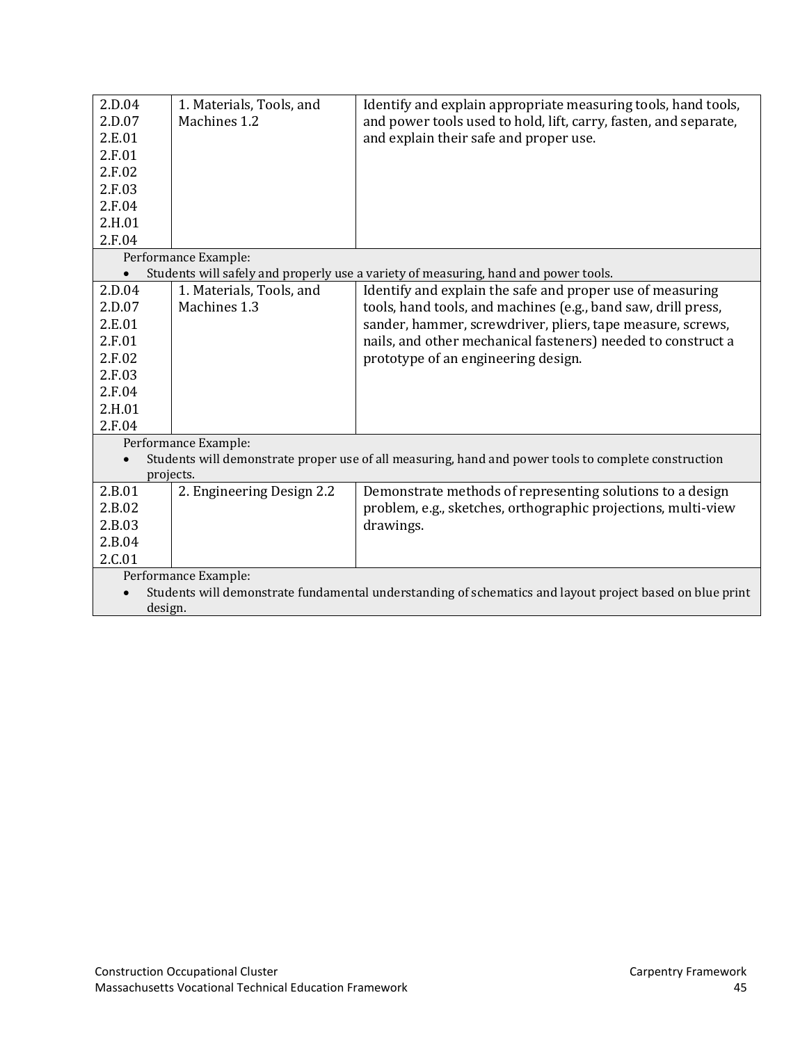| | | |
|---|---|---|
| 2.D.04<br>2.D.07<br>2.E.01<br>2.F.01<br>2.F.02<br>2.F.03<br>2.F.04<br>2.H.01<br>2.F.04 | 1. Materials, Tools, and Machines 1.2 | Identify and explain appropriate measuring tools, hand tools, and power tools used to hold, lift, carry, fasten, and separate, and explain their safe and proper use. |
| Performance Example:<br>• Students will safely and properly use a variety of measuring, hand and power tools. | | |
| 2.D.04<br>2.D.07<br>2.E.01<br>2.F.01<br>2.F.02<br>2.F.03<br>2.F.04<br>2.H.01<br>2.F.04 | 1. Materials, Tools, and Machines 1.3 | Identify and explain the safe and proper use of measuring tools, hand tools, and machines (e.g., band saw, drill press, sander, hammer, screwdriver, pliers, tape measure, screws, nails, and other mechanical fasteners) needed to construct a prototype of an engineering design. |
| Performance Example:<br>• Students will demonstrate proper use of all measuring, hand and power tools to complete construction projects. | | |
| 2.B.01<br>2.B.02<br>2.B.03<br>2.B.04<br>2.C.01 | 2. Engineering Design 2.2 | Demonstrate methods of representing solutions to a design problem, e.g., sketches, orthographic projections, multi-view drawings. |
| Performance Example:<br>• Students will demonstrate fundamental understanding of schematics and layout project based on blue print design. | | |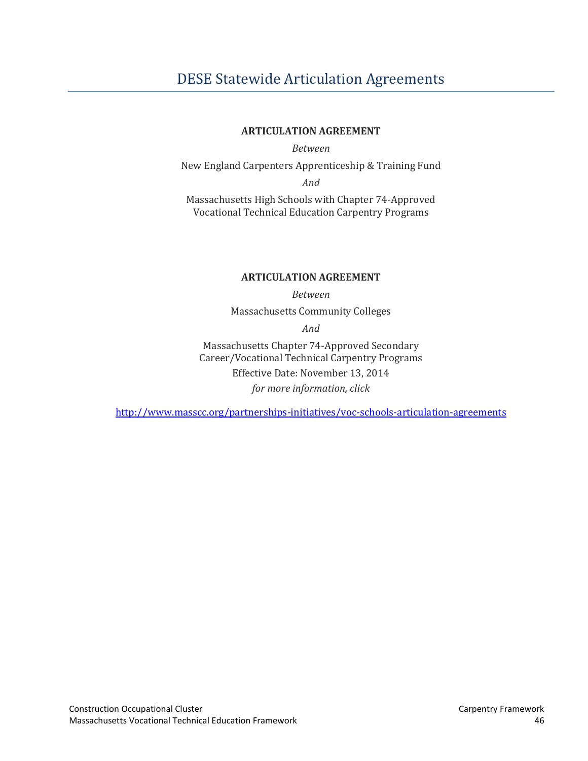# DESE Statewide Articulation Agreements

**ARTICULATION AGREEMENT**

*Between*

New England Carpenters Apprenticeship & Training Fund

*And*

Massachusetts High Schools with Chapter 74-Approved Vocational Technical Education Carpentry Programs

**ARTICULATION AGREEMENT**

*Between*

Massachusetts Community Colleges

*And*

Massachusetts Chapter 74-Approved Secondary Career/Vocational Technical Carpentry Programs

Effective Date: November 13, 2014

*for more information, click*

http://www.masscc.org/partnerships-initiatives/voc-schools-articulation-agreements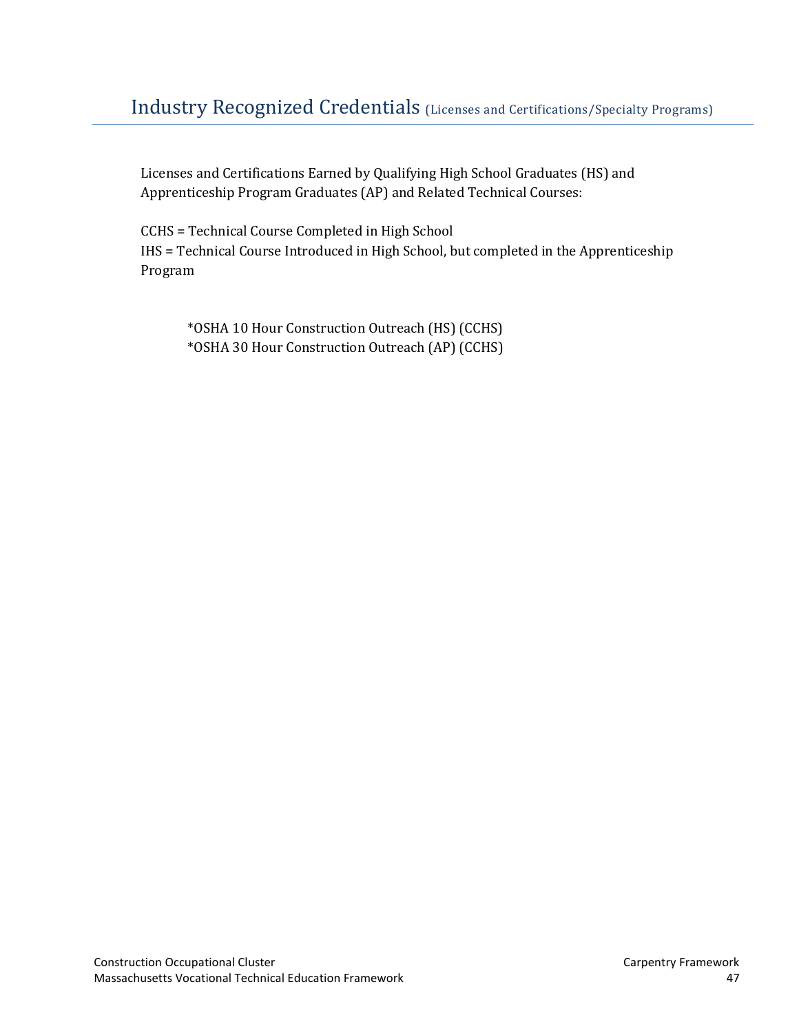# Industry Recognized Credentials (Licenses and Certifications/Specialty Programs)

Licenses and Certifications Earned by Qualifying High School Graduates (HS) and Apprenticeship Program Graduates (AP) and Related Technical Courses:

CCHS = Technical Course Completed in High School
IHS = Technical Course Introduced in High School, but completed in the Apprenticeship Program

*OSHA 10 Hour Construction Outreach (HS) (CCHS)
*OSHA 30 Hour Construction Outreach (AP) (CCHS)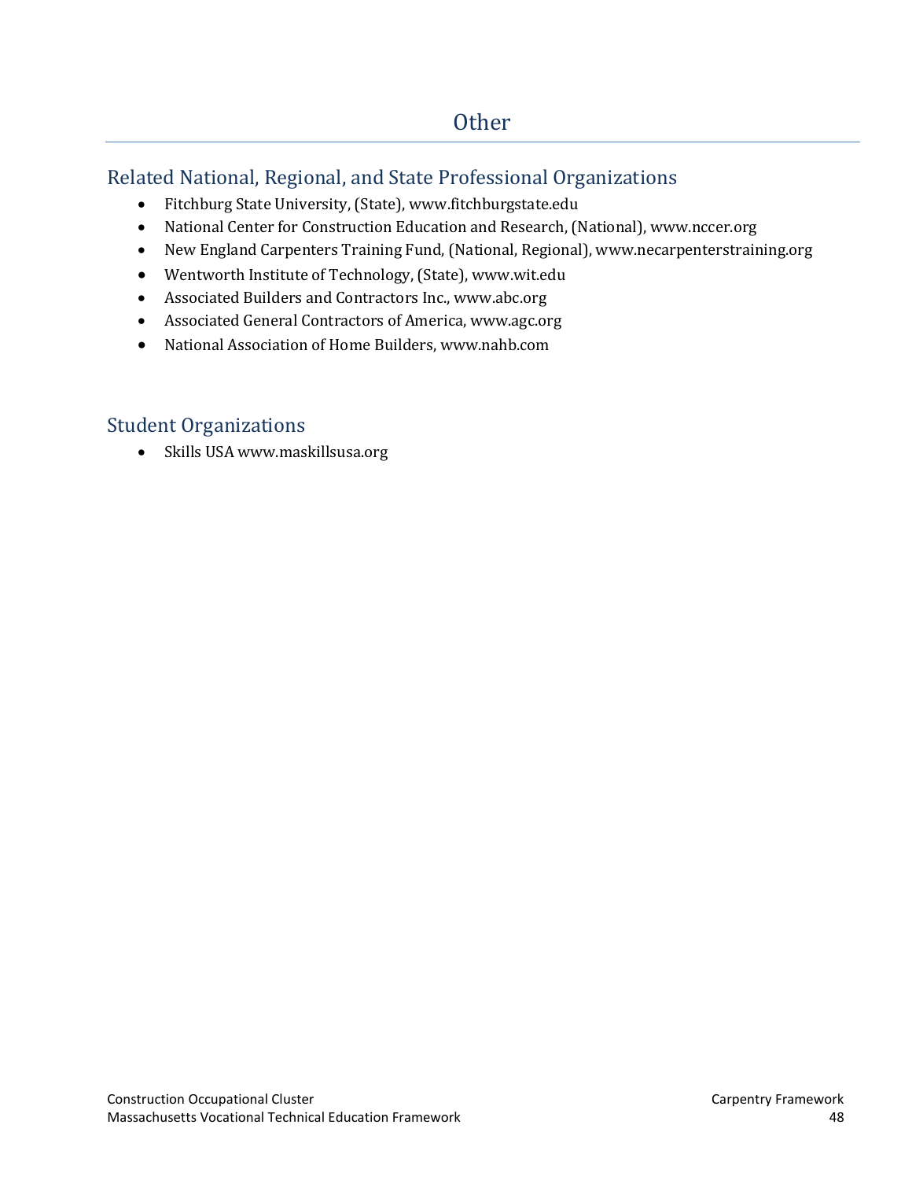# Other

## Related National, Regional, and State Professional Organizations

- Fitchburg State University, (State), www.fitchburgstate.edu
- National Center for Construction Education and Research, (National), www.nccer.org
- New England Carpenters Training Fund, (National, Regional), www.necarpenterstraining.org
- Wentworth Institute of Technology, (State), www.wit.edu
- Associated Builders and Contractors Inc., www.abc.org
- Associated General Contractors of America, www.agc.org
- National Association of Home Builders, www.nahb.com

## Student Organizations

- Skills USA www.maskillsusa.org